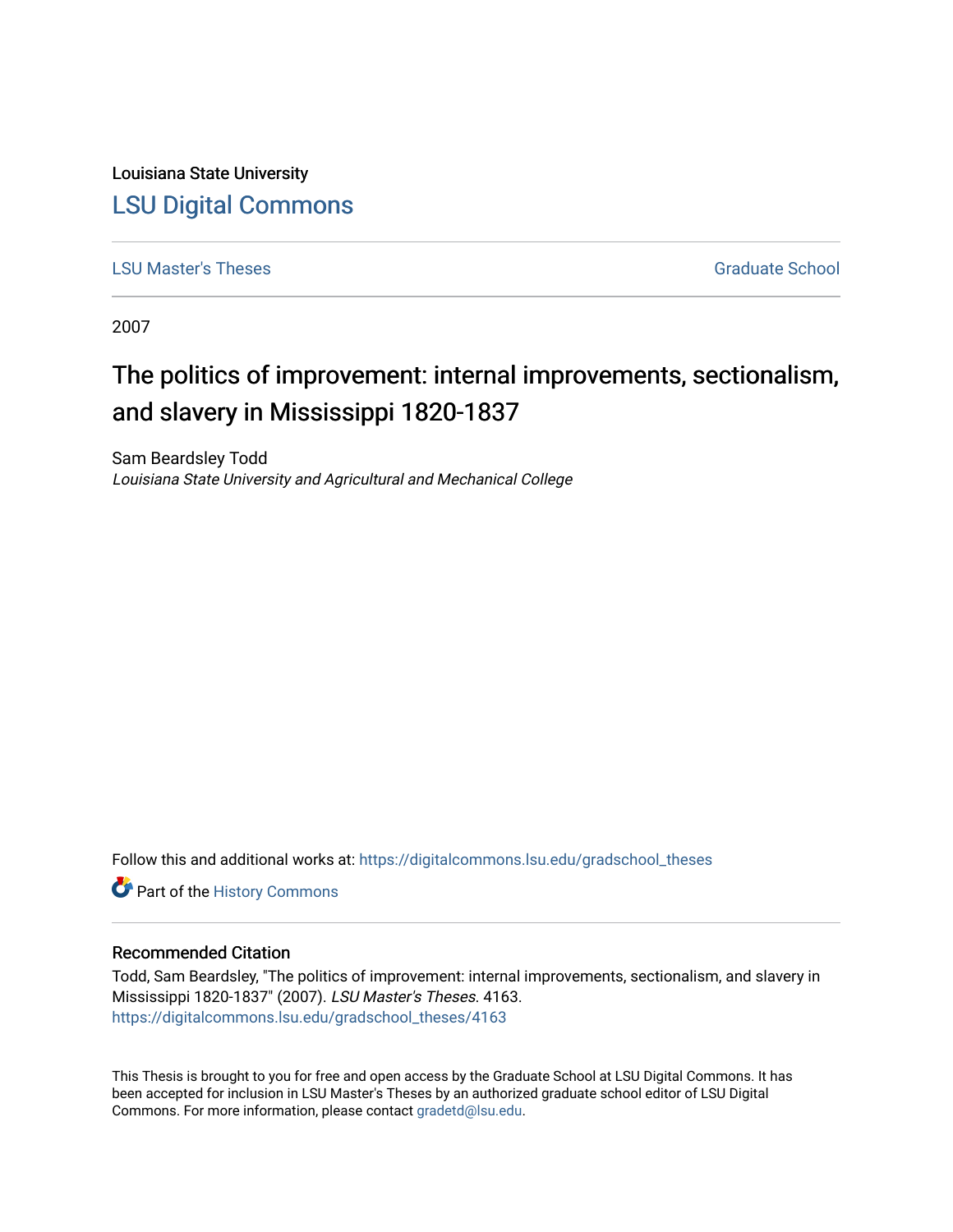Louisiana State University

# LSU Digital Commons

LSU Master's Theses | Graduate School

2007

## The politics of improvement: internal improvements, sectionalism, and slavery in Mississippi 1820-1837

Sam Beardsley Todd
*Louisiana State University and Agricultural and Mechanical College*

Follow this and additional works at: https://digitalcommons.lsu.edu/gradschool_theses

Part of the History Commons

### Recommended Citation

Todd, Sam Beardsley, "The politics of improvement: internal improvements, sectionalism, and slavery in Mississippi 1820-1837" (2007). *LSU Master's Theses*. 4163.
https://digitalcommons.lsu.edu/gradschool_theses/4163

This Thesis is brought to you for free and open access by the Graduate School at LSU Digital Commons. It has been accepted for inclusion in LSU Master's Theses by an authorized graduate school editor of LSU Digital Commons. For more information, please contact gradetd@lsu.edu.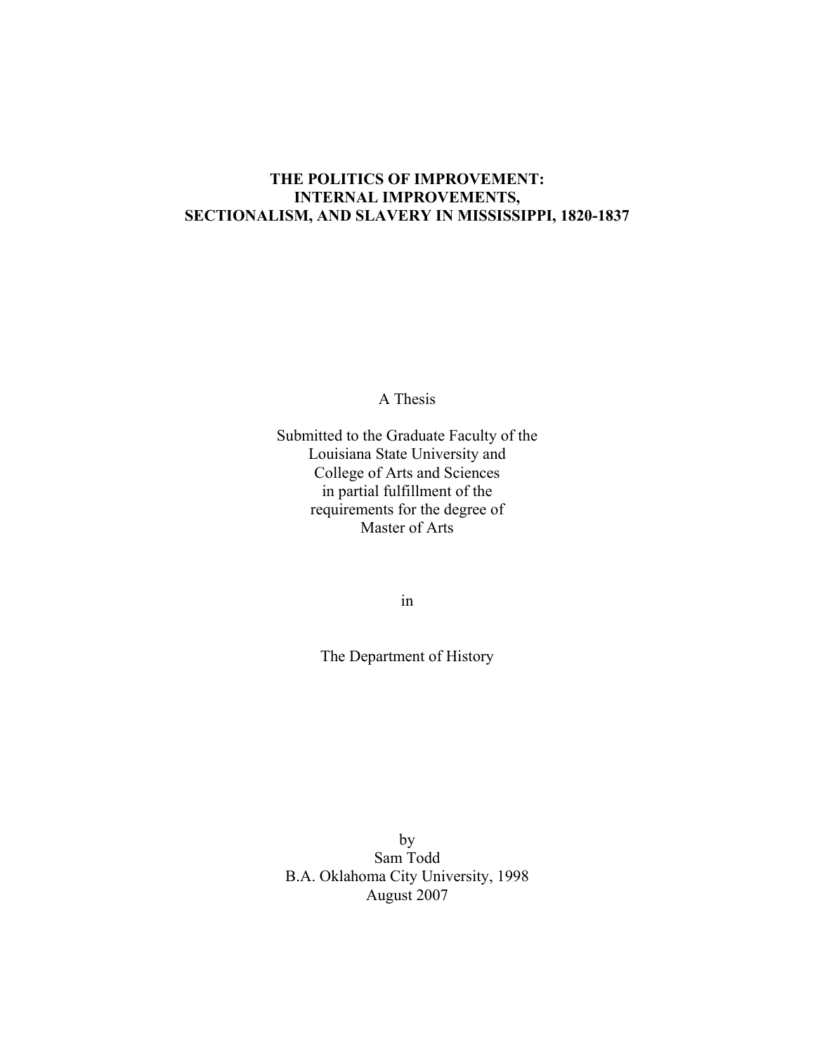# THE POLITICS OF IMPROVEMENT: INTERNAL IMPROVEMENTS, SECTIONALISM, AND SLAVERY IN MISSISSIPPI, 1820-1837

A Thesis

Submitted to the Graduate Faculty of the
Louisiana State University and
College of Arts and Sciences
in partial fulfillment of the
requirements for the degree of
Master of Arts

in

The Department of History

by
Sam Todd
B.A. Oklahoma City University, 1998
August 2007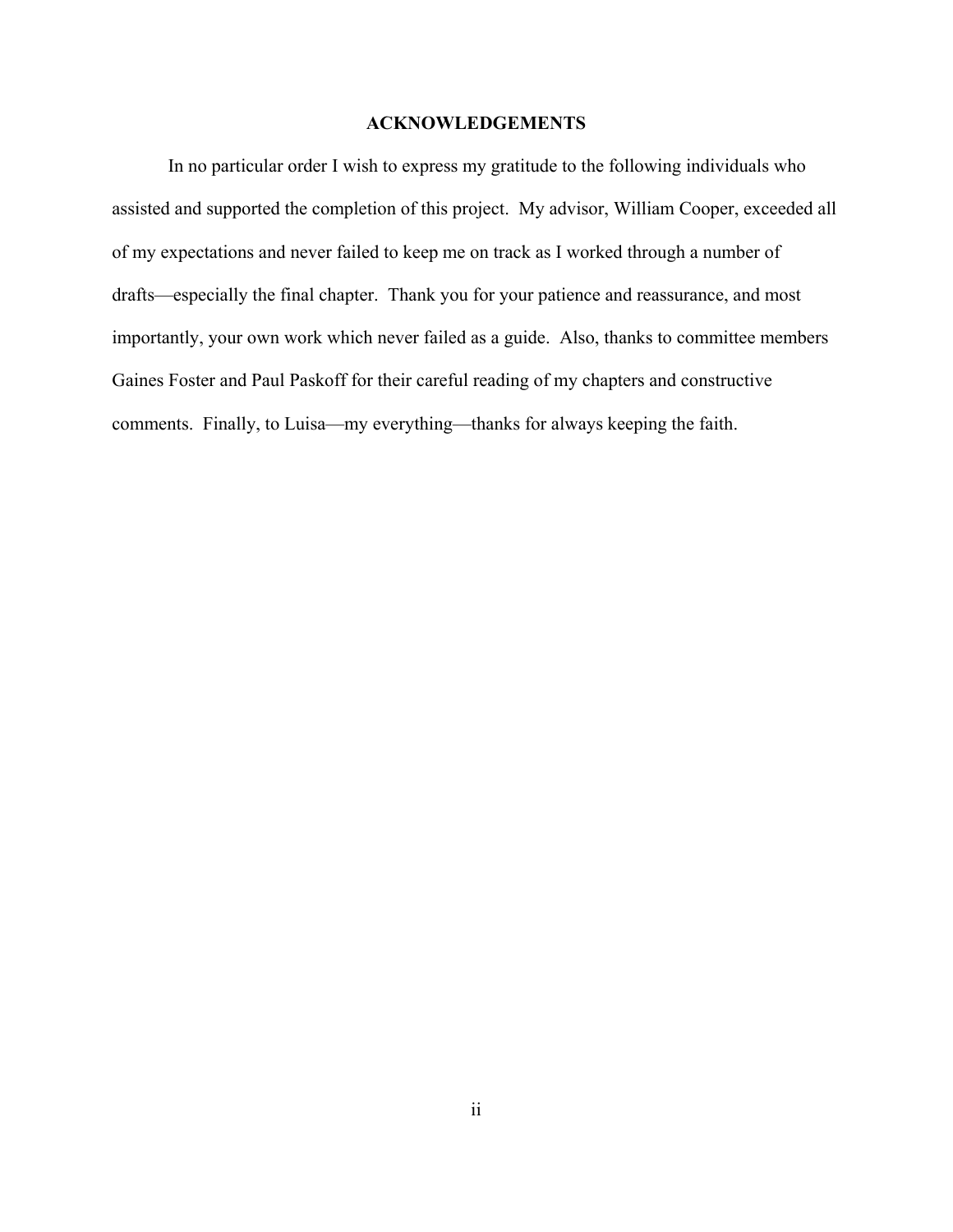## ACKNOWLEDGEMENTS

In no particular order I wish to express my gratitude to the following individuals who assisted and supported the completion of this project. My advisor, William Cooper, exceeded all of my expectations and never failed to keep me on track as I worked through a number of drafts—especially the final chapter. Thank you for your patience and reassurance, and most importantly, your own work which never failed as a guide. Also, thanks to committee members Gaines Foster and Paul Paskoff for their careful reading of my chapters and constructive comments. Finally, to Luisa—my everything—thanks for always keeping the faith.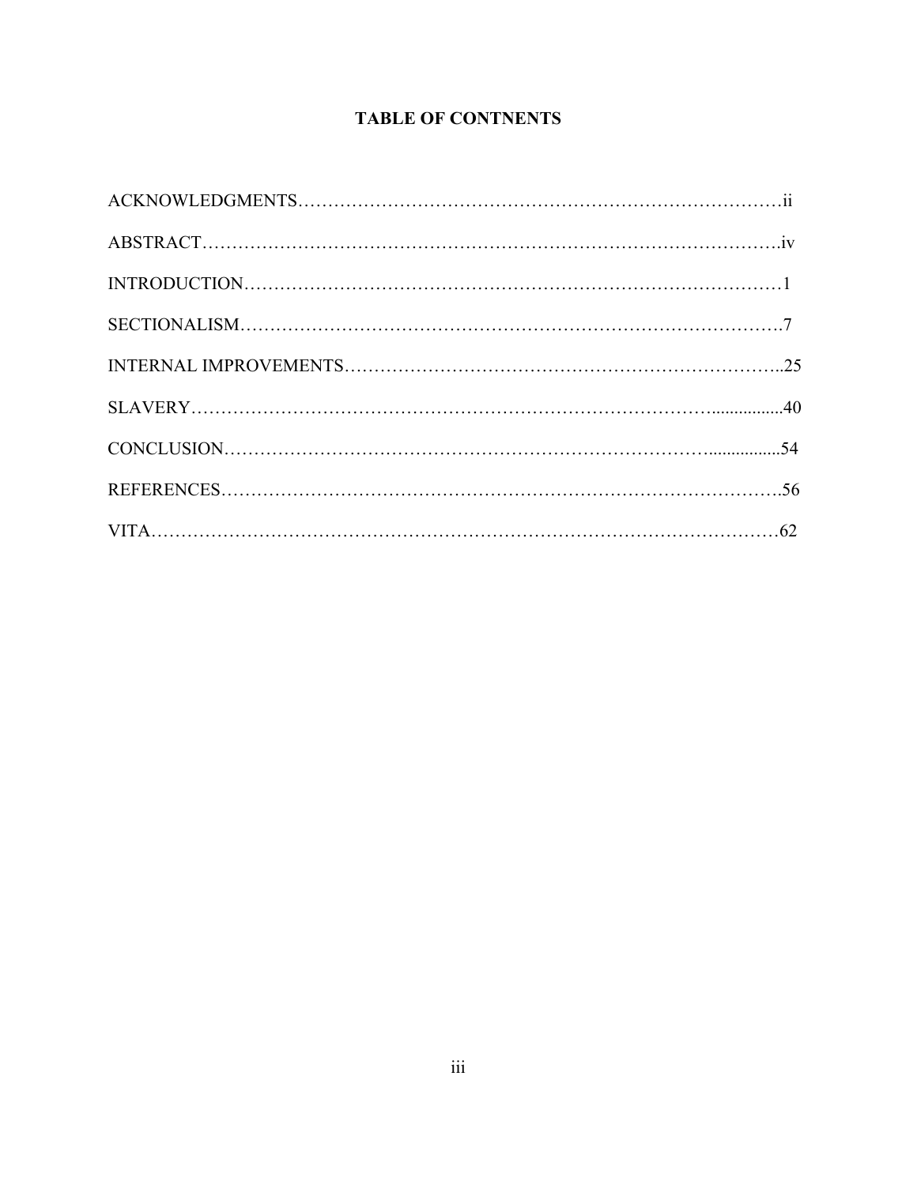# TABLE OF CONTNENTS

ACKNOWLEDGMENTS……………………………………………………………………….ii

ABSTRACT……………………………………………………………………………….iv

INTRODUCTION…………………………………………………………………………1

SECTIONALISM………………………………………………………………………….7

INTERNAL IMPROVEMENTS…………………………………………………………..25

SLAVERY……………………………………………………………………….................40

CONCLUSION…………………………………………………………………................54

REFERENCES…………………………………………………………………………….56

VITA……………………………………………………………………………………….62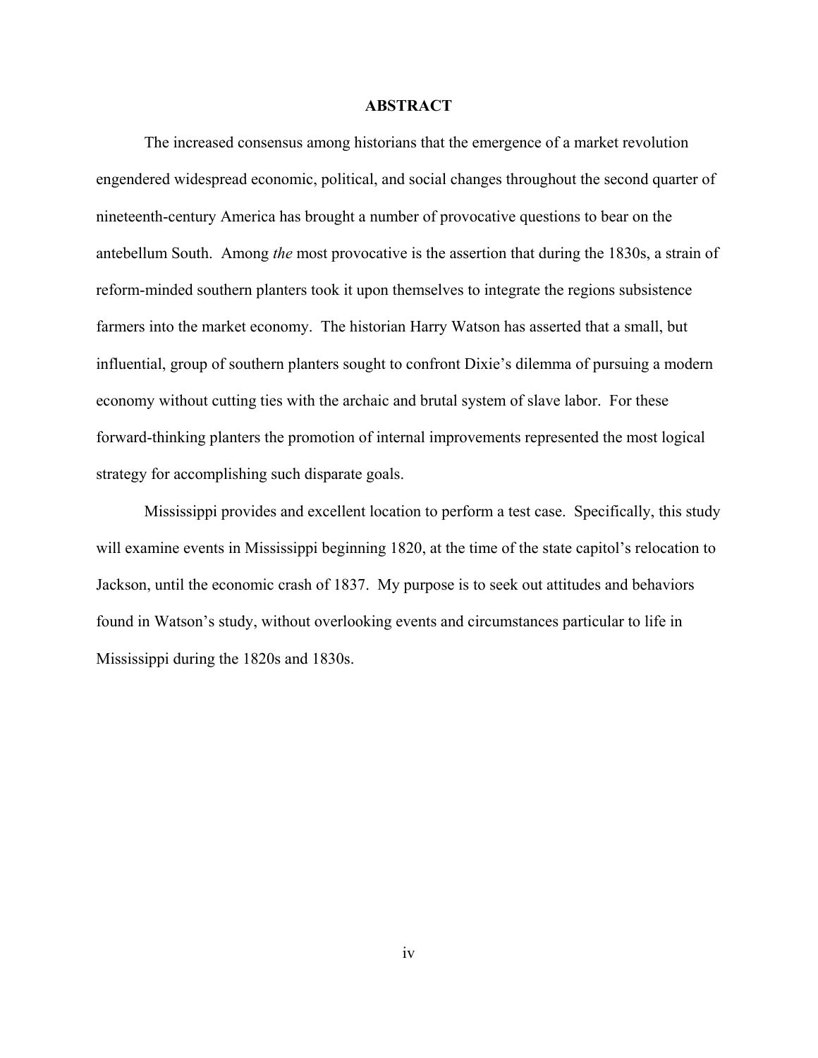## ABSTRACT

The increased consensus among historians that the emergence of a market revolution engendered widespread economic, political, and social changes throughout the second quarter of nineteenth-century America has brought a number of provocative questions to bear on the antebellum South. Among *the* most provocative is the assertion that during the 1830s, a strain of reform-minded southern planters took it upon themselves to integrate the regions subsistence farmers into the market economy. The historian Harry Watson has asserted that a small, but influential, group of southern planters sought to confront Dixie's dilemma of pursuing a modern economy without cutting ties with the archaic and brutal system of slave labor. For these forward-thinking planters the promotion of internal improvements represented the most logical strategy for accomplishing such disparate goals.

Mississippi provides and excellent location to perform a test case. Specifically, this study will examine events in Mississippi beginning 1820, at the time of the state capitol's relocation to Jackson, until the economic crash of 1837. My purpose is to seek out attitudes and behaviors found in Watson's study, without overlooking events and circumstances particular to life in Mississippi during the 1820s and 1830s.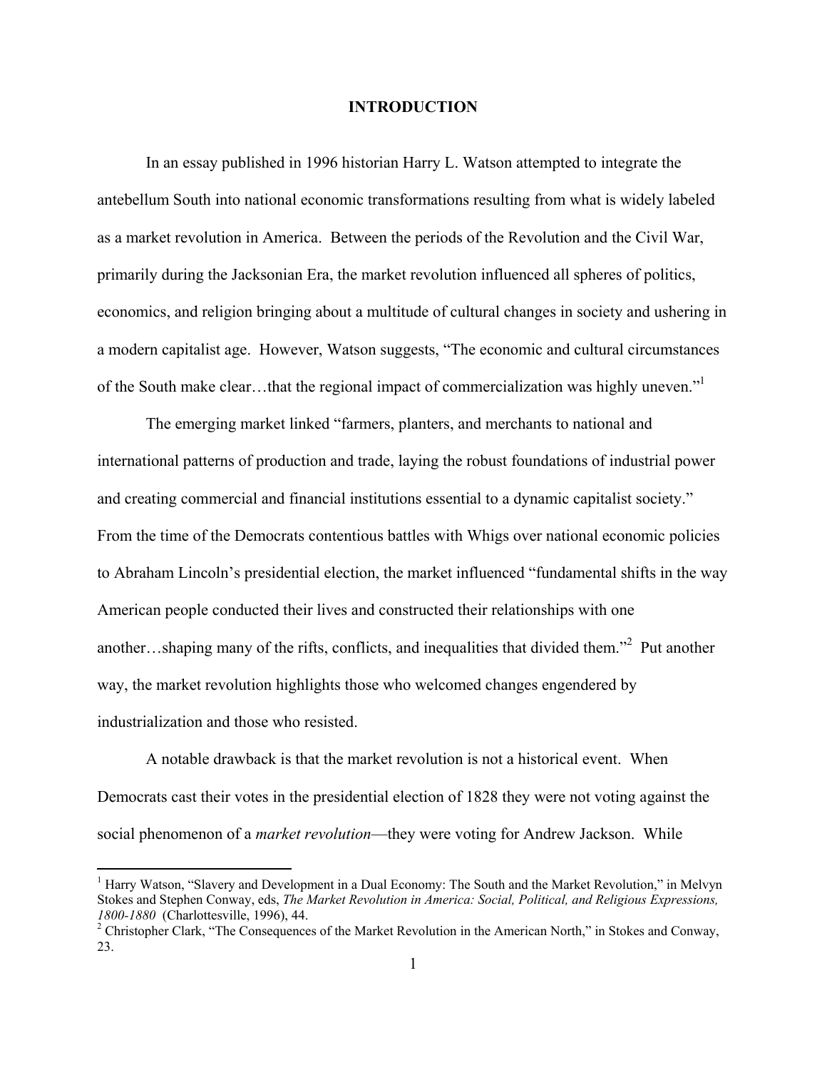# INTRODUCTION

In an essay published in 1996 historian Harry L. Watson attempted to integrate the antebellum South into national economic transformations resulting from what is widely labeled as a market revolution in America. Between the periods of the Revolution and the Civil War, primarily during the Jacksonian Era, the market revolution influenced all spheres of politics, economics, and religion bringing about a multitude of cultural changes in society and ushering in a modern capitalist age. However, Watson suggests, "The economic and cultural circumstances of the South make clear…that the regional impact of commercialization was highly uneven."[1]

The emerging market linked "farmers, planters, and merchants to national and international patterns of production and trade, laying the robust foundations of industrial power and creating commercial and financial institutions essential to a dynamic capitalist society." From the time of the Democrats contentious battles with Whigs over national economic policies to Abraham Lincoln's presidential election, the market influenced "fundamental shifts in the way American people conducted their lives and constructed their relationships with one another…shaping many of the rifts, conflicts, and inequalities that divided them."[2] Put another way, the market revolution highlights those who welcomed changes engendered by industrialization and those who resisted.

A notable drawback is that the market revolution is not a historical event. When Democrats cast their votes in the presidential election of 1828 they were not voting against the social phenomenon of a *market revolution*—they were voting for Andrew Jackson. While

---

[1] Harry Watson, "Slavery and Development in a Dual Economy: The South and the Market Revolution," in Melvyn Stokes and Stephen Conway, eds, *The Market Revolution in America: Social, Political, and Religious Expressions, 1800-1880* (Charlottesville, 1996), 44.

[2] Christopher Clark, "The Consequences of the Market Revolution in the American North," in Stokes and Conway, 23.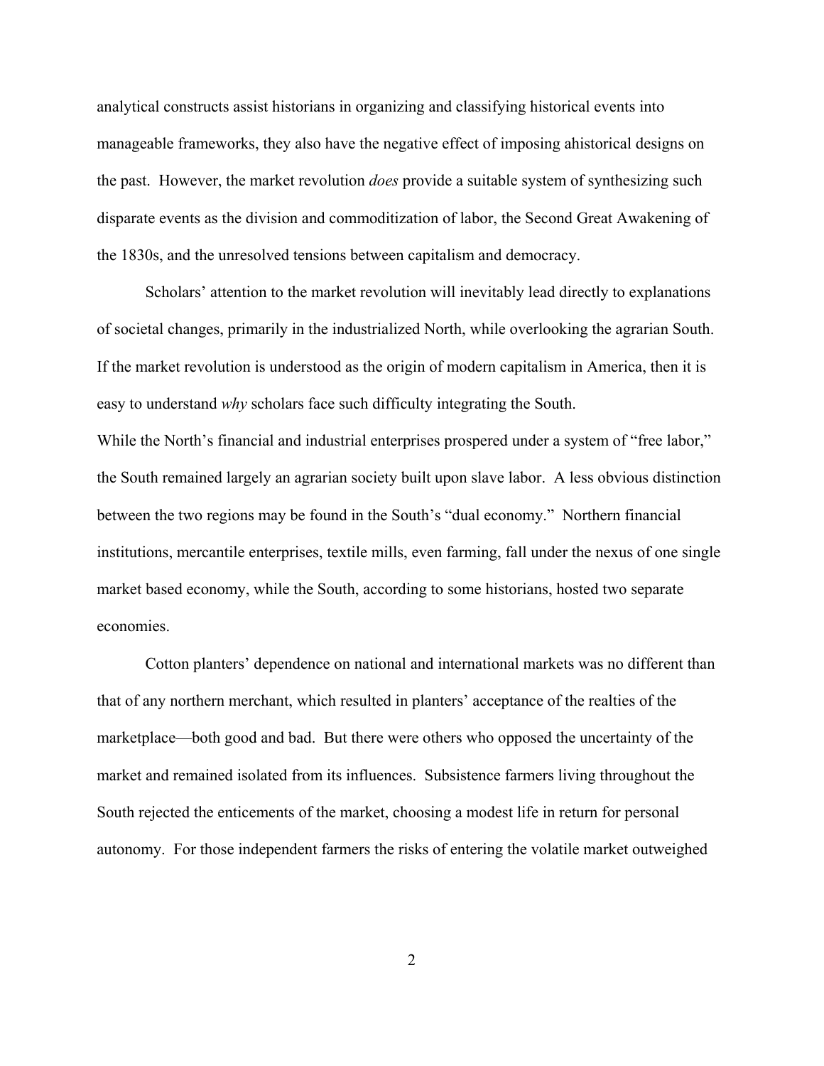analytical constructs assist historians in organizing and classifying historical events into manageable frameworks, they also have the negative effect of imposing ahistorical designs on the past. However, the market revolution *does* provide a suitable system of synthesizing such disparate events as the division and commoditization of labor, the Second Great Awakening of the 1830s, and the unresolved tensions between capitalism and democracy.

Scholars' attention to the market revolution will inevitably lead directly to explanations of societal changes, primarily in the industrialized North, while overlooking the agrarian South. If the market revolution is understood as the origin of modern capitalism in America, then it is easy to understand *why* scholars face such difficulty integrating the South.

While the North's financial and industrial enterprises prospered under a system of "free labor," the South remained largely an agrarian society built upon slave labor. A less obvious distinction between the two regions may be found in the South's "dual economy." Northern financial institutions, mercantile enterprises, textile mills, even farming, fall under the nexus of one single market based economy, while the South, according to some historians, hosted two separate economies.

Cotton planters' dependence on national and international markets was no different than that of any northern merchant, which resulted in planters' acceptance of the realties of the marketplace—both good and bad. But there were others who opposed the uncertainty of the market and remained isolated from its influences. Subsistence farmers living throughout the South rejected the enticements of the market, choosing a modest life in return for personal autonomy. For those independent farmers the risks of entering the volatile market outweighed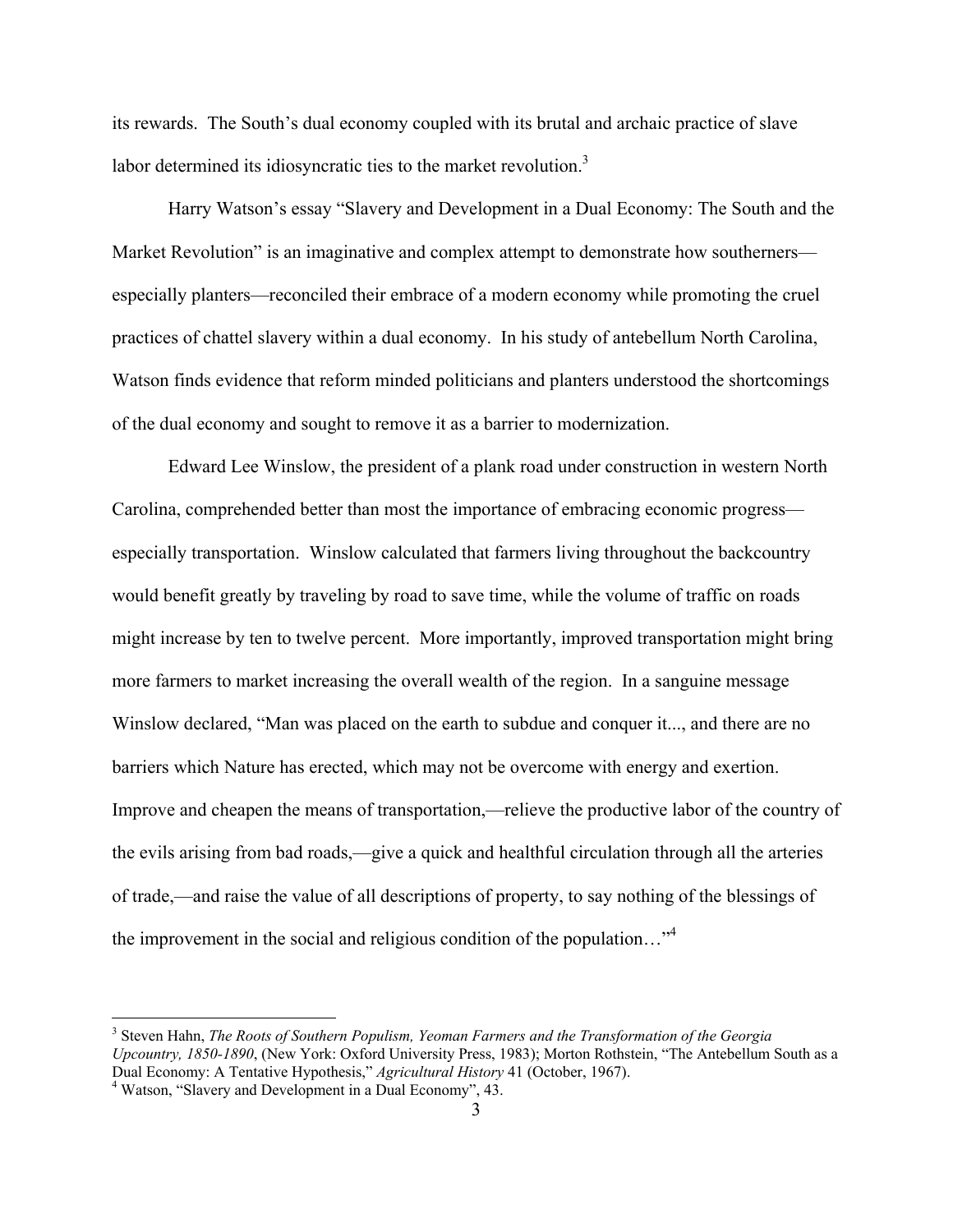its rewards. The South's dual economy coupled with its brutal and archaic practice of slave labor determined its idiosyncratic ties to the market revolution.[3]

Harry Watson's essay "Slavery and Development in a Dual Economy: The South and the Market Revolution" is an imaginative and complex attempt to demonstrate how southerners—especially planters—reconciled their embrace of a modern economy while promoting the cruel practices of chattel slavery within a dual economy. In his study of antebellum North Carolina, Watson finds evidence that reform minded politicians and planters understood the shortcomings of the dual economy and sought to remove it as a barrier to modernization.

Edward Lee Winslow, the president of a plank road under construction in western North Carolina, comprehended better than most the importance of embracing economic progress—especially transportation. Winslow calculated that farmers living throughout the backcountry would benefit greatly by traveling by road to save time, while the volume of traffic on roads might increase by ten to twelve percent. More importantly, improved transportation might bring more farmers to market increasing the overall wealth of the region. In a sanguine message Winslow declared, "Man was placed on the earth to subdue and conquer it..., and there are no barriers which Nature has erected, which may not be overcome with energy and exertion. Improve and cheapen the means of transportation,—relieve the productive labor of the country of the evils arising from bad roads,—give a quick and healthful circulation through all the arteries of trade,—and raise the value of all descriptions of property, to say nothing of the blessings of the improvement in the social and religious condition of the population…"[4]

---

[3] Steven Hahn, *The Roots of Southern Populism, Yeoman Farmers and the Transformation of the Georgia Upcountry, 1850-1890*, (New York: Oxford University Press, 1983); Morton Rothstein, "The Antebellum South as a Dual Economy: A Tentative Hypothesis," *Agricultural History* 41 (October, 1967).

[4] Watson, "Slavery and Development in a Dual Economy", 43.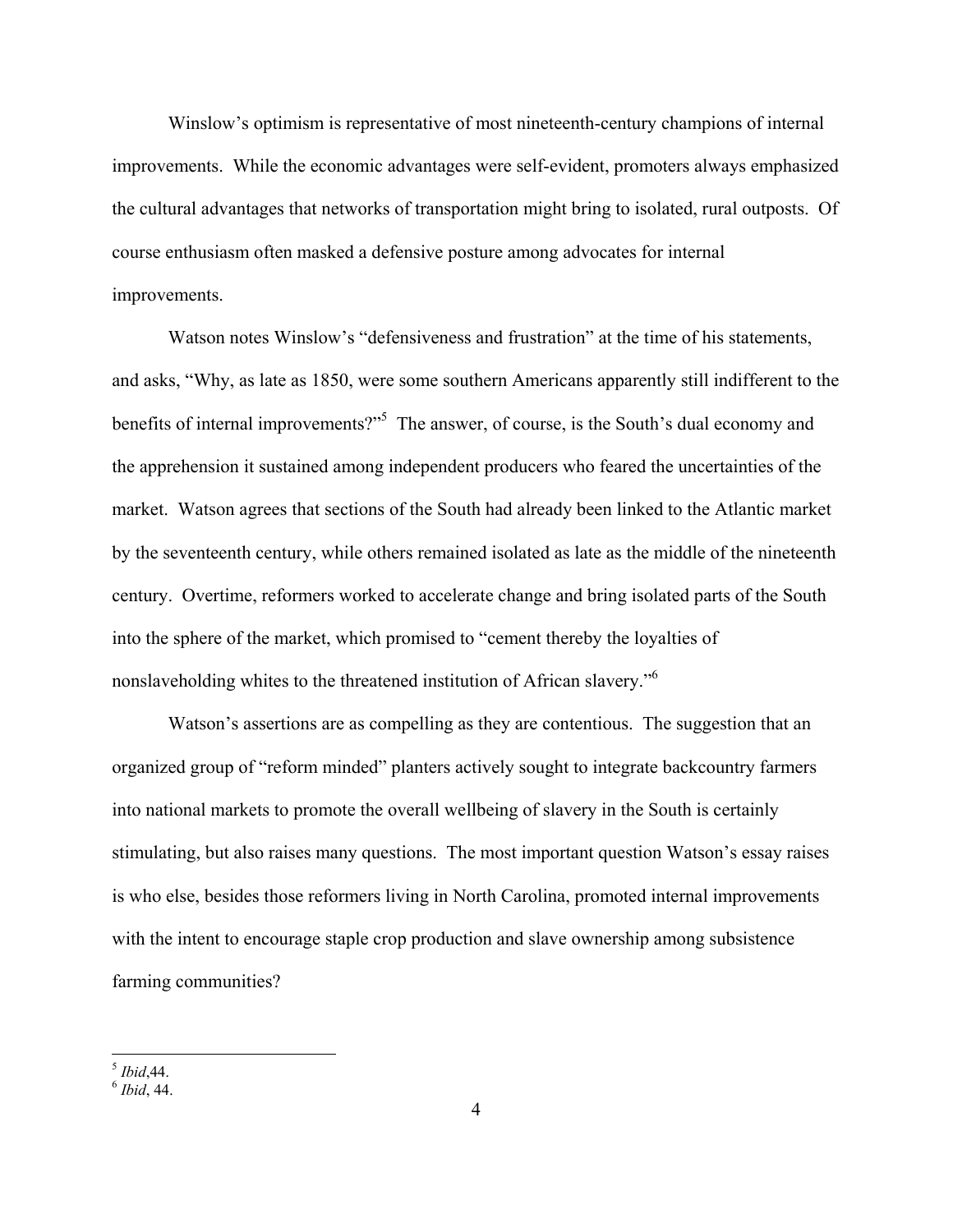Winslow's optimism is representative of most nineteenth-century champions of internal improvements. While the economic advantages were self-evident, promoters always emphasized the cultural advantages that networks of transportation might bring to isolated, rural outposts. Of course enthusiasm often masked a defensive posture among advocates for internal improvements.

Watson notes Winslow's "defensiveness and frustration" at the time of his statements, and asks, "Why, as late as 1850, were some southern Americans apparently still indifferent to the benefits of internal improvements?"[5] The answer, of course, is the South's dual economy and the apprehension it sustained among independent producers who feared the uncertainties of the market. Watson agrees that sections of the South had already been linked to the Atlantic market by the seventeenth century, while others remained isolated as late as the middle of the nineteenth century. Overtime, reformers worked to accelerate change and bring isolated parts of the South into the sphere of the market, which promised to "cement thereby the loyalties of nonslaveholding whites to the threatened institution of African slavery."[6]

Watson's assertions are as compelling as they are contentious. The suggestion that an organized group of "reform minded" planters actively sought to integrate backcountry farmers into national markets to promote the overall wellbeing of slavery in the South is certainly stimulating, but also raises many questions. The most important question Watson's essay raises is who else, besides those reformers living in North Carolina, promoted internal improvements with the intent to encourage staple crop production and slave ownership among subsistence farming communities?

---

[5] *Ibid*,44.

[6] *Ibid*, 44.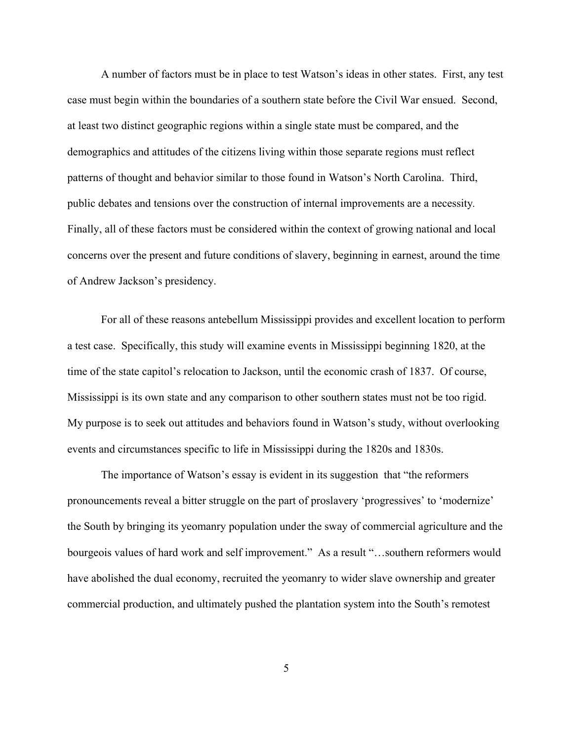A number of factors must be in place to test Watson's ideas in other states. First, any test case must begin within the boundaries of a southern state before the Civil War ensued. Second, at least two distinct geographic regions within a single state must be compared, and the demographics and attitudes of the citizens living within those separate regions must reflect patterns of thought and behavior similar to those found in Watson's North Carolina. Third, public debates and tensions over the construction of internal improvements are a necessity. Finally, all of these factors must be considered within the context of growing national and local concerns over the present and future conditions of slavery, beginning in earnest, around the time of Andrew Jackson's presidency.

For all of these reasons antebellum Mississippi provides and excellent location to perform a test case. Specifically, this study will examine events in Mississippi beginning 1820, at the time of the state capitol's relocation to Jackson, until the economic crash of 1837. Of course, Mississippi is its own state and any comparison to other southern states must not be too rigid. My purpose is to seek out attitudes and behaviors found in Watson's study, without overlooking events and circumstances specific to life in Mississippi during the 1820s and 1830s.

The importance of Watson's essay is evident in its suggestion that "the reformers pronouncements reveal a bitter struggle on the part of proslavery 'progressives' to 'modernize' the South by bringing its yeomanry population under the sway of commercial agriculture and the bourgeois values of hard work and self improvement." As a result "…southern reformers would have abolished the dual economy, recruited the yeomanry to wider slave ownership and greater commercial production, and ultimately pushed the plantation system into the South's remotest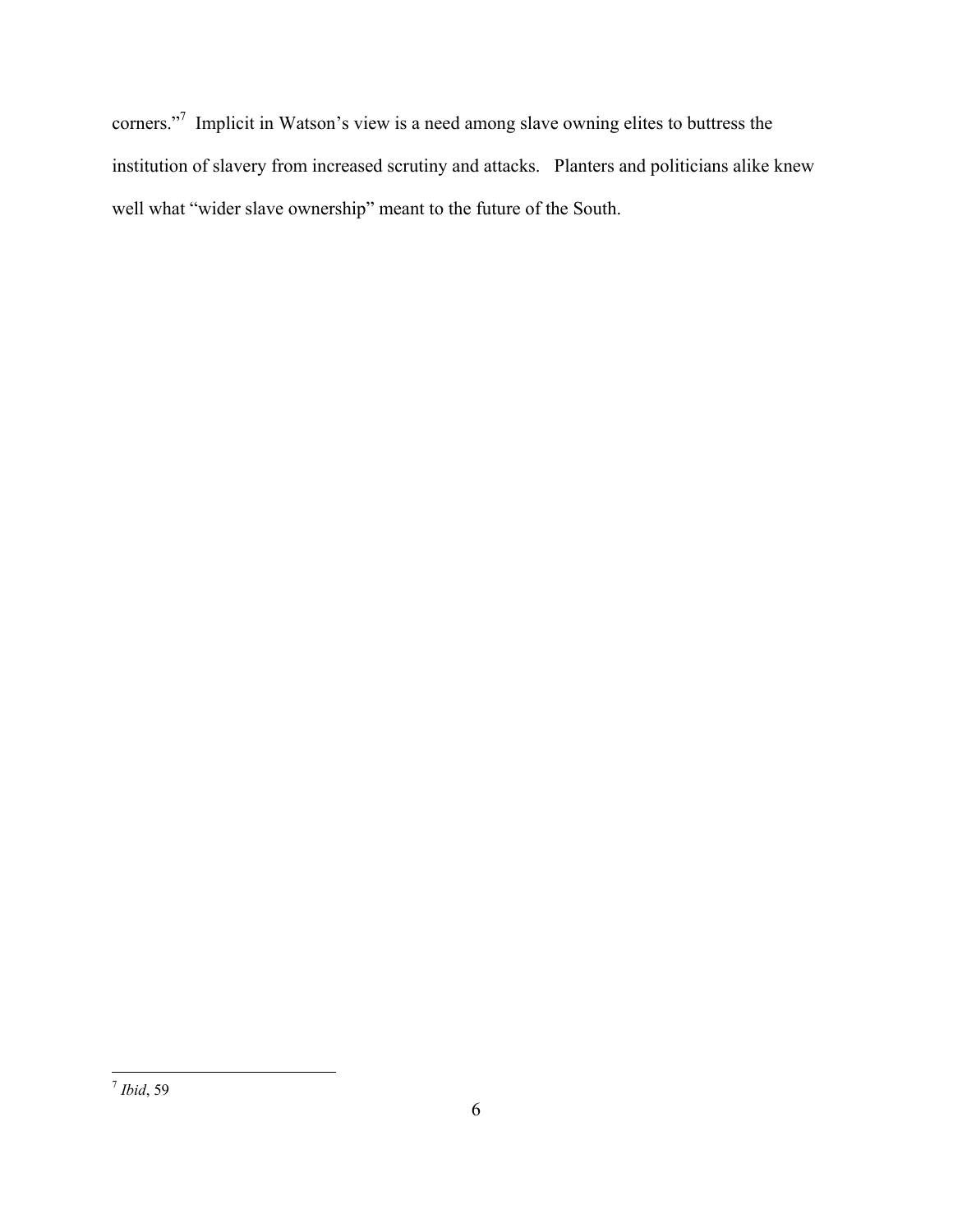corners."[7] Implicit in Watson's view is a need among slave owning elites to buttress the institution of slavery from increased scrutiny and attacks. Planters and politicians alike knew well what "wider slave ownership" meant to the future of the South.

---

[7] *Ibid*, 59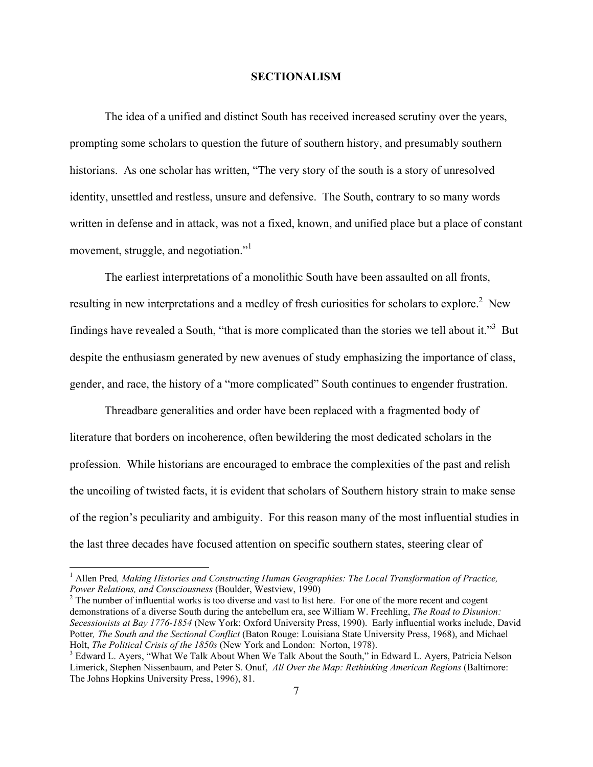## SECTIONALISM

The idea of a unified and distinct South has received increased scrutiny over the years, prompting some scholars to question the future of southern history, and presumably southern historians. As one scholar has written, "The very story of the south is a story of unresolved identity, unsettled and restless, unsure and defensive. The South, contrary to so many words written in defense and in attack, was not a fixed, known, and unified place but a place of constant movement, struggle, and negotiation."[1]

The earliest interpretations of a monolithic South have been assaulted on all fronts, resulting in new interpretations and a medley of fresh curiosities for scholars to explore.[2] New findings have revealed a South, "that is more complicated than the stories we tell about it."[3] But despite the enthusiasm generated by new avenues of study emphasizing the importance of class, gender, and race, the history of a "more complicated" South continues to engender frustration.

Threadbare generalities and order have been replaced with a fragmented body of literature that borders on incoherence, often bewildering the most dedicated scholars in the profession. While historians are encouraged to embrace the complexities of the past and relish the uncoiling of twisted facts, it is evident that scholars of Southern history strain to make sense of the region's peculiarity and ambiguity. For this reason many of the most influential studies in the last three decades have focused attention on specific southern states, steering clear of

---

[1] Allen Pred*, Making Histories and Constructing Human Geographies: The Local Transformation of Practice, Power Relations, and Consciousness* (Boulder, Westview, 1990)

[2] The number of influential works is too diverse and vast to list here. For one of the more recent and cogent demonstrations of a diverse South during the antebellum era, see William W. Freehling, *The Road to Disunion: Secessionists at Bay 1776-1854* (New York: Oxford University Press, 1990). Early influential works include, David Potter*, The South and the Sectional Conflict* (Baton Rouge: Louisiana State University Press, 1968), and Michael Holt, *The Political Crisis of the 1850s* (New York and London: Norton, 1978).

[3] Edward L. Ayers, "What We Talk About When We Talk About the South," in Edward L. Ayers, Patricia Nelson Limerick, Stephen Nissenbaum, and Peter S. Onuf, *All Over the Map: Rethinking American Regions* (Baltimore: The Johns Hopkins University Press, 1996), 81.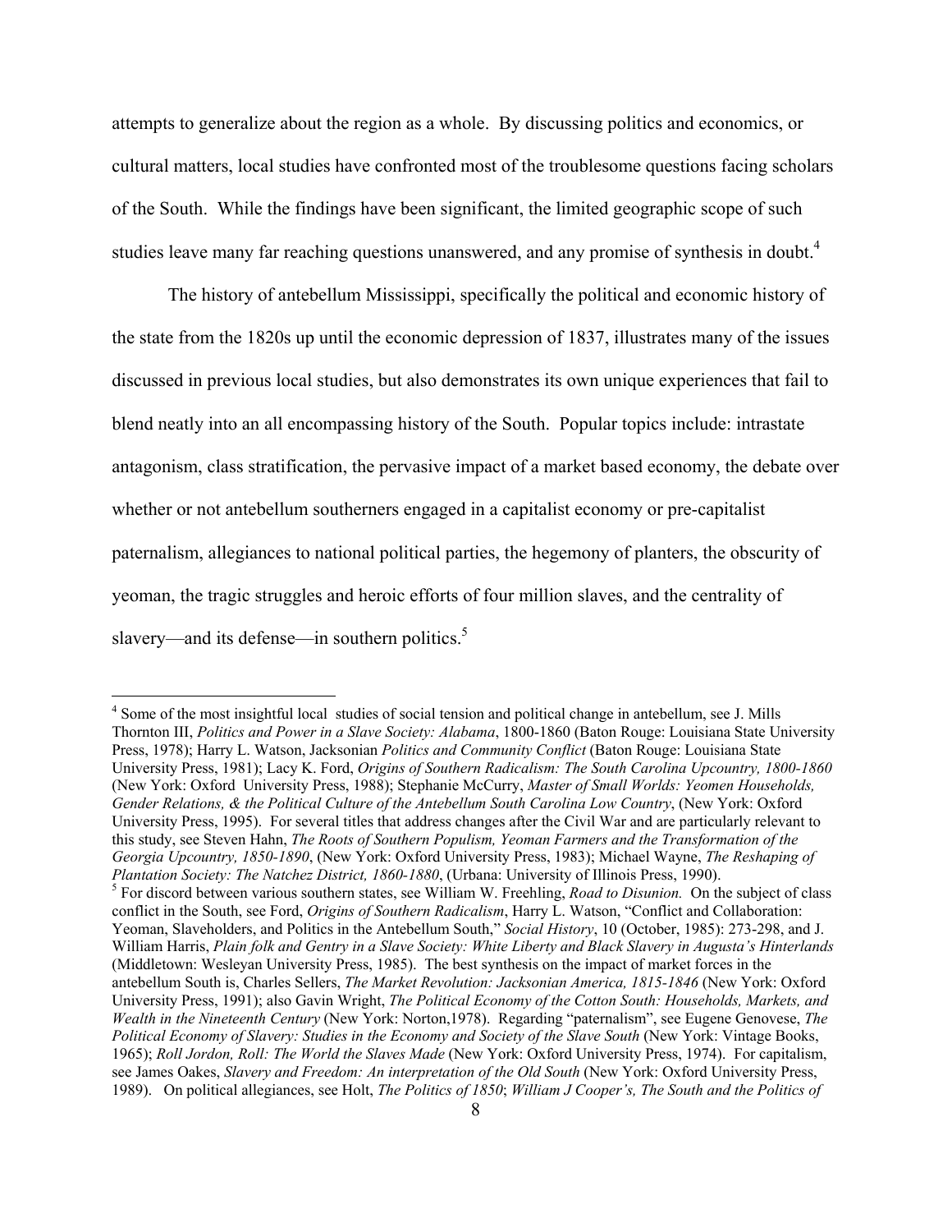attempts to generalize about the region as a whole. By discussing politics and economics, or cultural matters, local studies have confronted most of the troublesome questions facing scholars of the South. While the findings have been significant, the limited geographic scope of such studies leave many far reaching questions unanswered, and any promise of synthesis in doubt.[4]

The history of antebellum Mississippi, specifically the political and economic history of the state from the 1820s up until the economic depression of 1837, illustrates many of the issues discussed in previous local studies, but also demonstrates its own unique experiences that fail to blend neatly into an all encompassing history of the South. Popular topics include: intrastate antagonism, class stratification, the pervasive impact of a market based economy, the debate over whether or not antebellum southerners engaged in a capitalist economy or pre-capitalist paternalism, allegiances to national political parties, the hegemony of planters, the obscurity of yeoman, the tragic struggles and heroic efforts of four million slaves, and the centrality of slavery—and its defense—in southern politics.[5]

---

[4] Some of the most insightful local studies of social tension and political change in antebellum, see J. Mills Thornton III, *Politics and Power in a Slave Society: Alabama*, 1800-1860 (Baton Rouge: Louisiana State University Press, 1978); Harry L. Watson, Jacksonian *Politics and Community Conflict* (Baton Rouge: Louisiana State University Press, 1981); Lacy K. Ford, *Origins of Southern Radicalism: The South Carolina Upcountry, 1800-1860* (New York: Oxford University Press, 1988); Stephanie McCurry, *Master of Small Worlds: Yeomen Households, Gender Relations, & the Political Culture of the Antebellum South Carolina Low Country*, (New York: Oxford University Press, 1995). For several titles that address changes after the Civil War and are particularly relevant to this study, see Steven Hahn, *The Roots of Southern Populism, Yeoman Farmers and the Transformation of the Georgia Upcountry, 1850-1890*, (New York: Oxford University Press, 1983); Michael Wayne, *The Reshaping of Plantation Society: The Natchez District, 1860-1880*, (Urbana: University of Illinois Press, 1990).

[5] For discord between various southern states, see William W. Freehling, *Road to Disunion.* On the subject of class conflict in the South, see Ford, *Origins of Southern Radicalism*, Harry L. Watson, "Conflict and Collaboration: Yeoman, Slaveholders, and Politics in the Antebellum South," *Social History*, 10 (October, 1985): 273-298, and J. William Harris, *Plain folk and Gentry in a Slave Society: White Liberty and Black Slavery in Augusta's Hinterlands* (Middletown: Wesleyan University Press, 1985). The best synthesis on the impact of market forces in the antebellum South is, Charles Sellers, *The Market Revolution: Jacksonian America, 1815-1846* (New York: Oxford University Press, 1991); also Gavin Wright, *The Political Economy of the Cotton South: Households, Markets, and Wealth in the Nineteenth Century* (New York: Norton,1978). Regarding "paternalism", see Eugene Genovese, *The Political Economy of Slavery: Studies in the Economy and Society of the Slave South* (New York: Vintage Books, 1965); *Roll Jordon, Roll: The World the Slaves Made* (New York: Oxford University Press, 1974). For capitalism, see James Oakes, *Slavery and Freedom: An interpretation of the Old South* (New York: Oxford University Press, 1989). On political allegiances, see Holt, *The Politics of 1850*; *William J Cooper's, The South and the Politics of*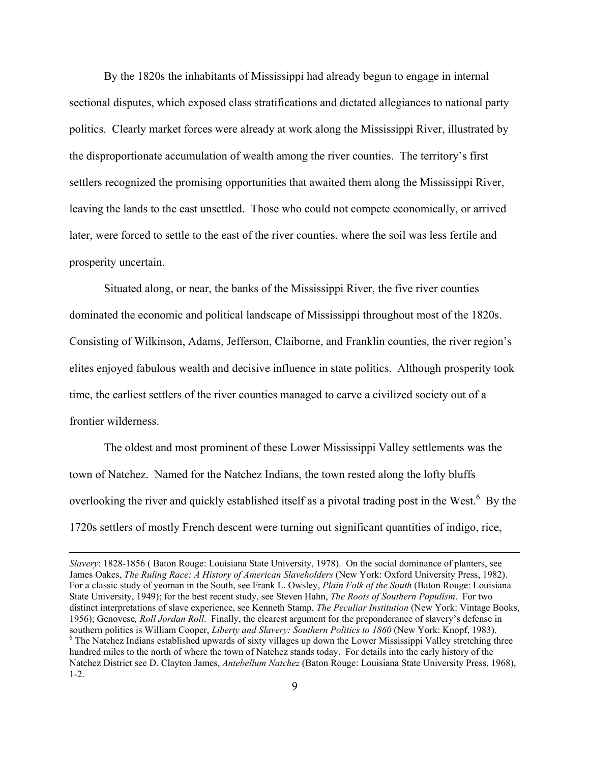By the 1820s the inhabitants of Mississippi had already begun to engage in internal sectional disputes, which exposed class stratifications and dictated allegiances to national party politics. Clearly market forces were already at work along the Mississippi River, illustrated by the disproportionate accumulation of wealth among the river counties. The territory's first settlers recognized the promising opportunities that awaited them along the Mississippi River, leaving the lands to the east unsettled. Those who could not compete economically, or arrived later, were forced to settle to the east of the river counties, where the soil was less fertile and prosperity uncertain.

Situated along, or near, the banks of the Mississippi River, the five river counties dominated the economic and political landscape of Mississippi throughout most of the 1820s. Consisting of Wilkinson, Adams, Jefferson, Claiborne, and Franklin counties, the river region's elites enjoyed fabulous wealth and decisive influence in state politics. Although prosperity took time, the earliest settlers of the river counties managed to carve a civilized society out of a frontier wilderness.

The oldest and most prominent of these Lower Mississippi Valley settlements was the town of Natchez. Named for the Natchez Indians, the town rested along the lofty bluffs overlooking the river and quickly established itself as a pivotal trading post in the West.[6] By the 1720s settlers of mostly French descent were turning out significant quantities of indigo, rice,

---

*Slavery*: 1828-1856 ( Baton Rouge: Louisiana State University, 1978). On the social dominance of planters, see James Oakes, *The Ruling Race: A History of American Slaveholders* (New York: Oxford University Press, 1982). For a classic study of yeoman in the South, see Frank L. Owsley, *Plain Folk of the South* (Baton Rouge: Louisiana State University, 1949); for the best recent study, see Steven Hahn, *The Roots of Southern Populism*. For two distinct interpretations of slave experience, see Kenneth Stamp, *The Peculiar Institution* (New York: Vintage Books, 1956); Genovese*, Roll Jordan Roll*. Finally, the clearest argument for the preponderance of slavery's defense in southern politics is William Cooper, *Liberty and Slavery: Southern Politics to 1860* (New York: Knopf, 1983).

[6] The Natchez Indians established upwards of sixty villages up down the Lower Mississippi Valley stretching three hundred miles to the north of where the town of Natchez stands today. For details into the early history of the Natchez District see D. Clayton James, *Antebellum Natchez* (Baton Rouge: Louisiana State University Press, 1968), 1-2.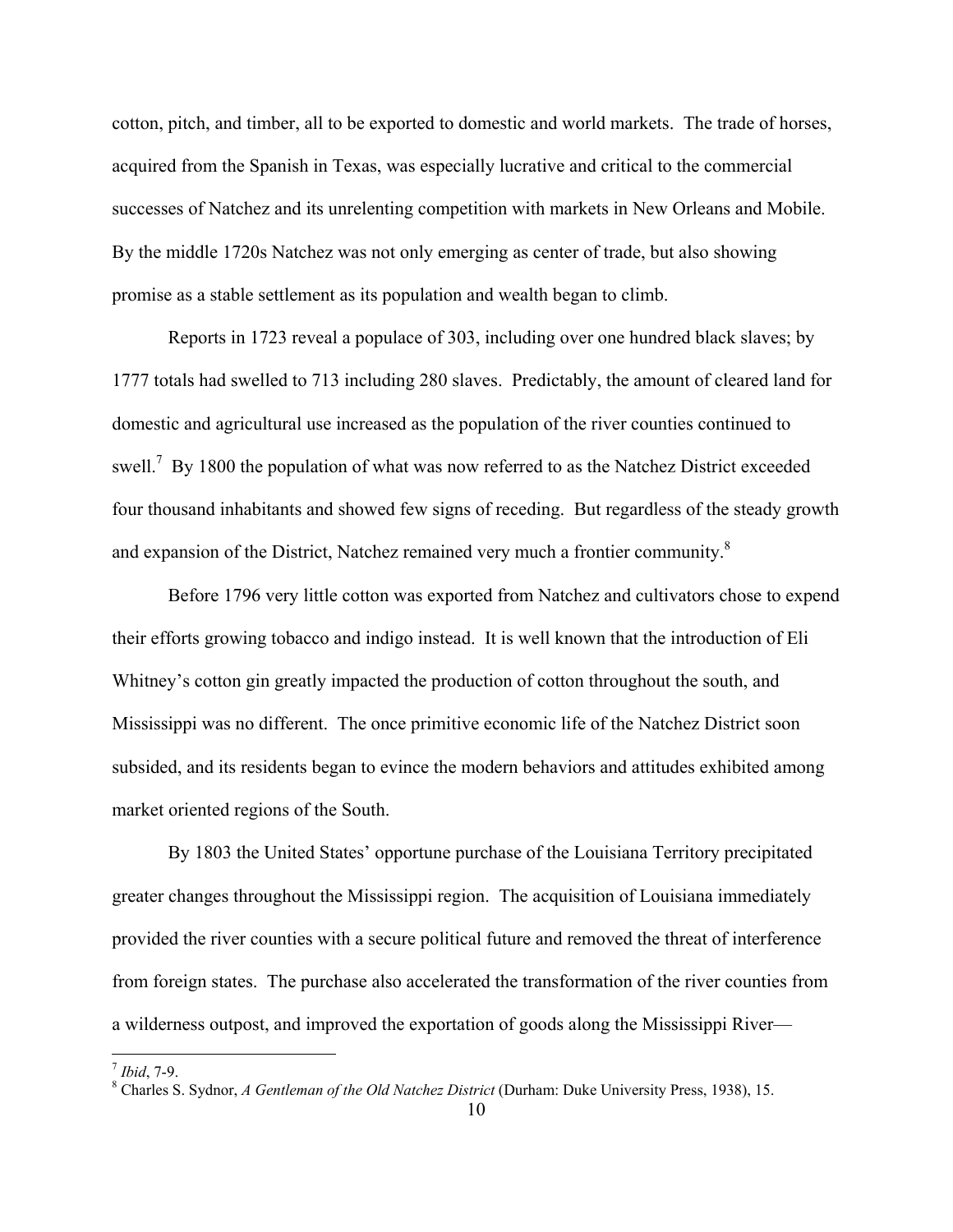cotton, pitch, and timber, all to be exported to domestic and world markets. The trade of horses, acquired from the Spanish in Texas, was especially lucrative and critical to the commercial successes of Natchez and its unrelenting competition with markets in New Orleans and Mobile. By the middle 1720s Natchez was not only emerging as center of trade, but also showing promise as a stable settlement as its population and wealth began to climb.

Reports in 1723 reveal a populace of 303, including over one hundred black slaves; by 1777 totals had swelled to 713 including 280 slaves. Predictably, the amount of cleared land for domestic and agricultural use increased as the population of the river counties continued to swell.[7] By 1800 the population of what was now referred to as the Natchez District exceeded four thousand inhabitants and showed few signs of receding. But regardless of the steady growth and expansion of the District, Natchez remained very much a frontier community.[8]

Before 1796 very little cotton was exported from Natchez and cultivators chose to expend their efforts growing tobacco and indigo instead. It is well known that the introduction of Eli Whitney's cotton gin greatly impacted the production of cotton throughout the south, and Mississippi was no different. The once primitive economic life of the Natchez District soon subsided, and its residents began to evince the modern behaviors and attitudes exhibited among market oriented regions of the South.

By 1803 the United States' opportune purchase of the Louisiana Territory precipitated greater changes throughout the Mississippi region. The acquisition of Louisiana immediately provided the river counties with a secure political future and removed the threat of interference from foreign states. The purchase also accelerated the transformation of the river counties from a wilderness outpost, and improved the exportation of goods along the Mississippi River—

---

[7] *Ibid*, 7-9.

[8] Charles S. Sydnor, *A Gentleman of the Old Natchez District* (Durham: Duke University Press, 1938), 15.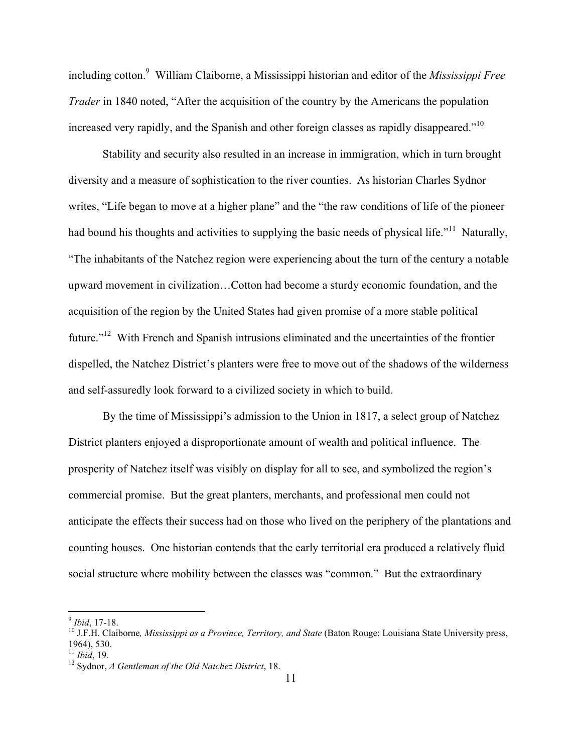including cotton.[9] William Claiborne, a Mississippi historian and editor of the *Mississippi Free Trader* in 1840 noted, "After the acquisition of the country by the Americans the population increased very rapidly, and the Spanish and other foreign classes as rapidly disappeared."[10]

Stability and security also resulted in an increase in immigration, which in turn brought diversity and a measure of sophistication to the river counties. As historian Charles Sydnor writes, "Life began to move at a higher plane" and the "the raw conditions of life of the pioneer had bound his thoughts and activities to supplying the basic needs of physical life."[11] Naturally, "The inhabitants of the Natchez region were experiencing about the turn of the century a notable upward movement in civilization…Cotton had become a sturdy economic foundation, and the acquisition of the region by the United States had given promise of a more stable political future."[12] With French and Spanish intrusions eliminated and the uncertainties of the frontier dispelled, the Natchez District's planters were free to move out of the shadows of the wilderness and self-assuredly look forward to a civilized society in which to build.

By the time of Mississippi's admission to the Union in 1817, a select group of Natchez District planters enjoyed a disproportionate amount of wealth and political influence. The prosperity of Natchez itself was visibly on display for all to see, and symbolized the region's commercial promise. But the great planters, merchants, and professional men could not anticipate the effects their success had on those who lived on the periphery of the plantations and counting houses. One historian contends that the early territorial era produced a relatively fluid social structure where mobility between the classes was "common." But the extraordinary

---

[9] *Ibid*, 17-18.

[10] J.F.H. Claiborne*, Mississippi as a Province, Territory, and State* (Baton Rouge: Louisiana State University press, 1964), 530.

[11] *Ibid*, 19.

[12] Sydnor, *A Gentleman of the Old Natchez District*, 18.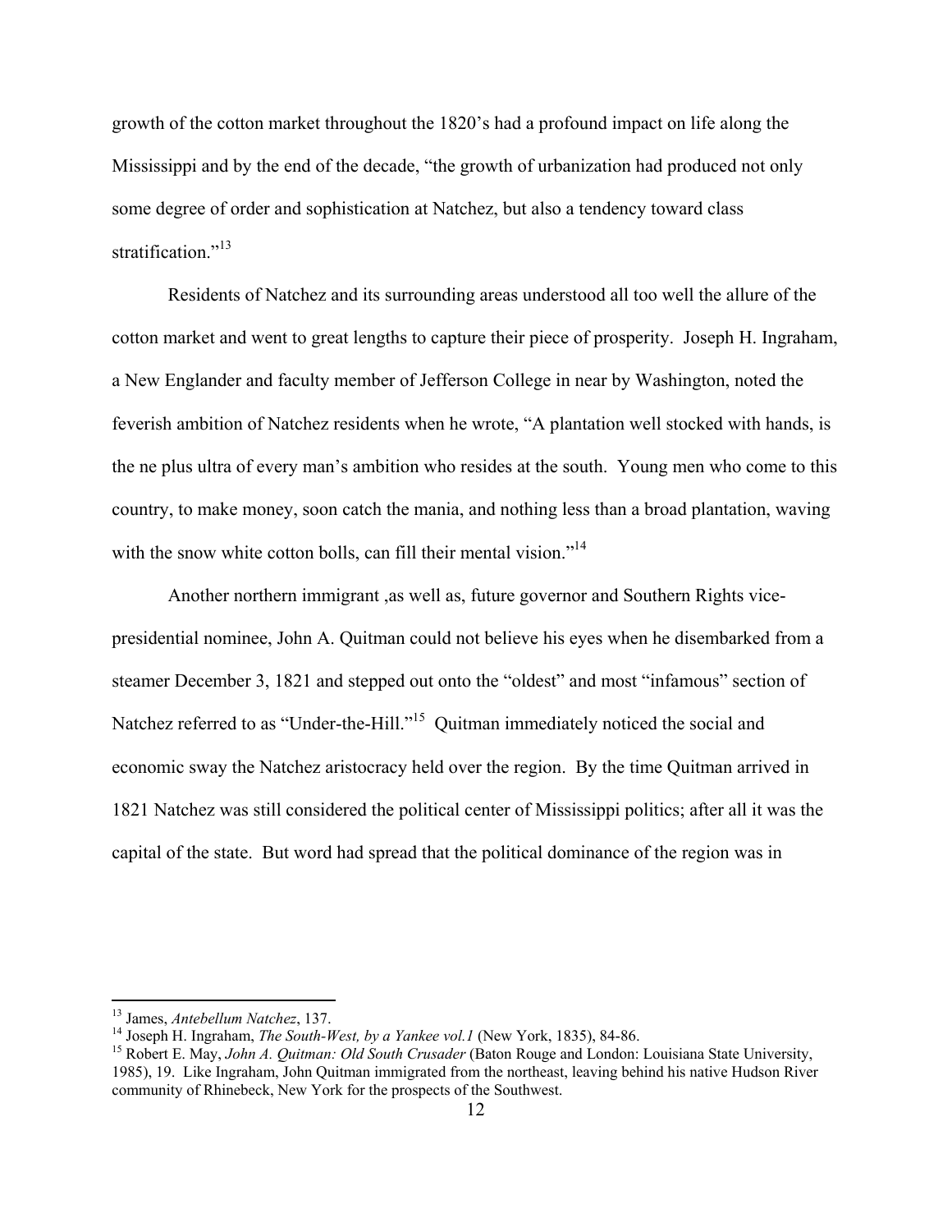growth of the cotton market throughout the 1820's had a profound impact on life along the Mississippi and by the end of the decade, "the growth of urbanization had produced not only some degree of order and sophistication at Natchez, but also a tendency toward class stratification."[13]

Residents of Natchez and its surrounding areas understood all too well the allure of the cotton market and went to great lengths to capture their piece of prosperity. Joseph H. Ingraham, a New Englander and faculty member of Jefferson College in near by Washington, noted the feverish ambition of Natchez residents when he wrote, "A plantation well stocked with hands, is the ne plus ultra of every man's ambition who resides at the south. Young men who come to this country, to make money, soon catch the mania, and nothing less than a broad plantation, waving with the snow white cotton bolls, can fill their mental vision."[14]

Another northern immigrant ,as well as, future governor and Southern Rights vice-presidential nominee, John A. Quitman could not believe his eyes when he disembarked from a steamer December 3, 1821 and stepped out onto the "oldest" and most "infamous" section of Natchez referred to as "Under-the-Hill."[15] Quitman immediately noticed the social and economic sway the Natchez aristocracy held over the region. By the time Quitman arrived in 1821 Natchez was still considered the political center of Mississippi politics; after all it was the capital of the state. But word had spread that the political dominance of the region was in

---

[13] James, *Antebellum Natchez*, 137.

[14] Joseph H. Ingraham, *The South-West, by a Yankee vol.1* (New York, 1835), 84-86.

[15] Robert E. May, *John A. Quitman: Old South Crusader* (Baton Rouge and London: Louisiana State University, 1985), 19. Like Ingraham, John Quitman immigrated from the northeast, leaving behind his native Hudson River community of Rhinebeck, New York for the prospects of the Southwest.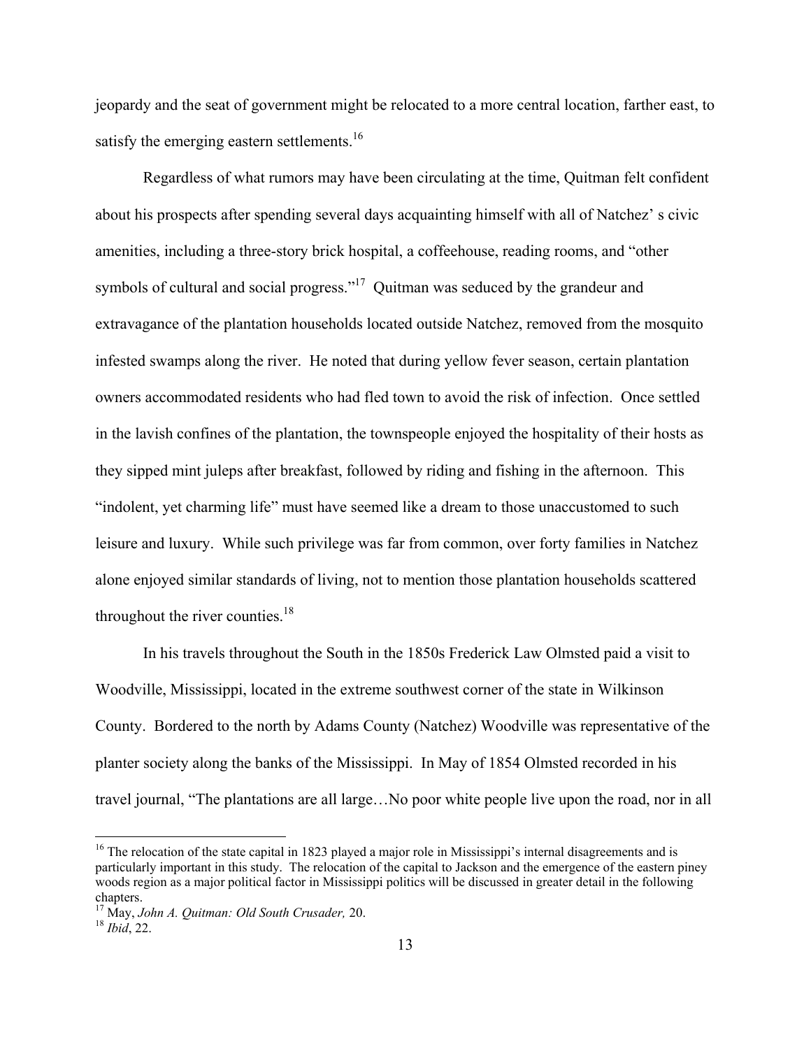jeopardy and the seat of government might be relocated to a more central location, farther east, to satisfy the emerging eastern settlements.[16]

Regardless of what rumors may have been circulating at the time, Quitman felt confident about his prospects after spending several days acquainting himself with all of Natchez' s civic amenities, including a three-story brick hospital, a coffeehouse, reading rooms, and "other symbols of cultural and social progress."[17] Quitman was seduced by the grandeur and extravagance of the plantation households located outside Natchez, removed from the mosquito infested swamps along the river. He noted that during yellow fever season, certain plantation owners accommodated residents who had fled town to avoid the risk of infection. Once settled in the lavish confines of the plantation, the townspeople enjoyed the hospitality of their hosts as they sipped mint juleps after breakfast, followed by riding and fishing in the afternoon. This "indolent, yet charming life" must have seemed like a dream to those unaccustomed to such leisure and luxury. While such privilege was far from common, over forty families in Natchez alone enjoyed similar standards of living, not to mention those plantation households scattered throughout the river counties.[18]

In his travels throughout the South in the 1850s Frederick Law Olmsted paid a visit to Woodville, Mississippi, located in the extreme southwest corner of the state in Wilkinson County. Bordered to the north by Adams County (Natchez) Woodville was representative of the planter society along the banks of the Mississippi. In May of 1854 Olmsted recorded in his travel journal, "The plantations are all large…No poor white people live upon the road, nor in all

---

[16] The relocation of the state capital in 1823 played a major role in Mississippi's internal disagreements and is particularly important in this study. The relocation of the capital to Jackson and the emergence of the eastern piney woods region as a major political factor in Mississippi politics will be discussed in greater detail in the following chapters.

[17] May, *John A. Quitman: Old South Crusader,* 20.

[18] *Ibid*, 22.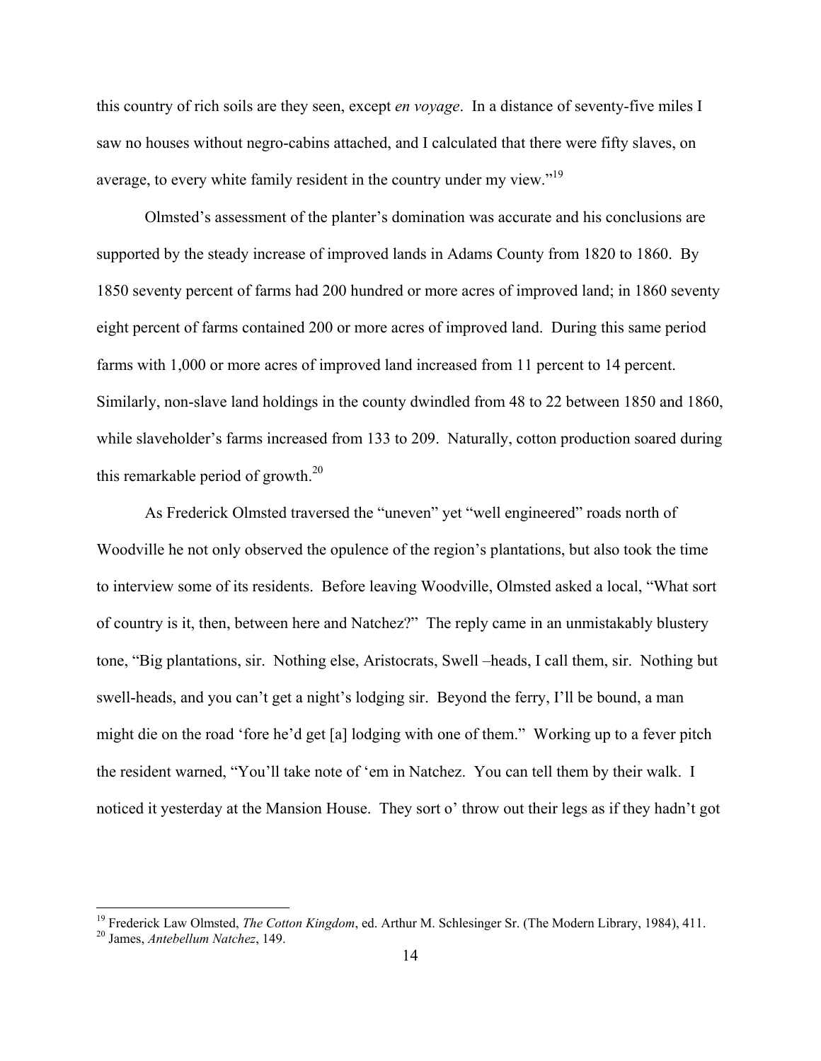this country of rich soils are they seen, except *en voyage*. In a distance of seventy-five miles I saw no houses without negro-cabins attached, and I calculated that there were fifty slaves, on average, to every white family resident in the country under my view."[19]

Olmsted's assessment of the planter's domination was accurate and his conclusions are supported by the steady increase of improved lands in Adams County from 1820 to 1860. By 1850 seventy percent of farms had 200 hundred or more acres of improved land; in 1860 seventy eight percent of farms contained 200 or more acres of improved land. During this same period farms with 1,000 or more acres of improved land increased from 11 percent to 14 percent. Similarly, non-slave land holdings in the county dwindled from 48 to 22 between 1850 and 1860, while slaveholder's farms increased from 133 to 209. Naturally, cotton production soared during this remarkable period of growth.[20]

As Frederick Olmsted traversed the "uneven" yet "well engineered" roads north of Woodville he not only observed the opulence of the region's plantations, but also took the time to interview some of its residents. Before leaving Woodville, Olmsted asked a local, "What sort of country is it, then, between here and Natchez?" The reply came in an unmistakably blustery tone, "Big plantations, sir. Nothing else, Aristocrats, Swell –heads, I call them, sir. Nothing but swell-heads, and you can't get a night's lodging sir. Beyond the ferry, I'll be bound, a man might die on the road 'fore he'd get [a] lodging with one of them." Working up to a fever pitch the resident warned, "You'll take note of 'em in Natchez. You can tell them by their walk. I noticed it yesterday at the Mansion House. They sort o' throw out their legs as if they hadn't got

---

[19] Frederick Law Olmsted, *The Cotton Kingdom*, ed. Arthur M. Schlesinger Sr. (The Modern Library, 1984), 411.

[20] James, *Antebellum Natchez*, 149.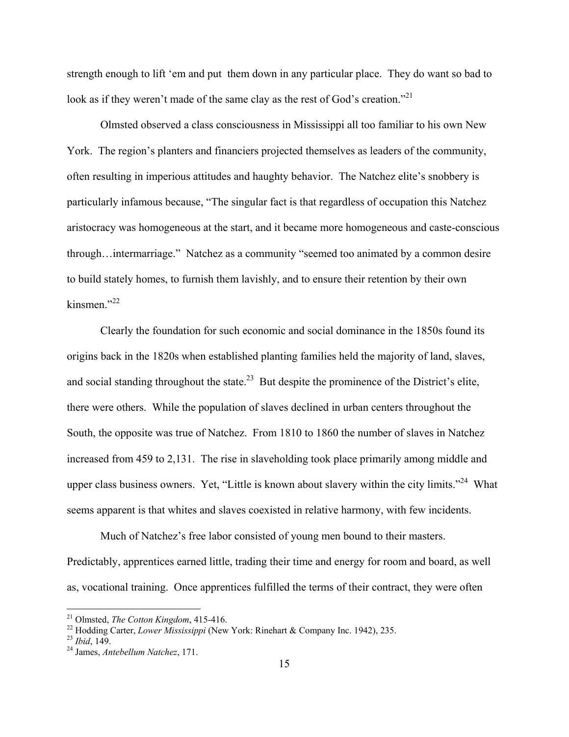strength enough to lift 'em and put them down in any particular place. They do want so bad to look as if they weren't made of the same clay as the rest of God's creation."[21]

Olmsted observed a class consciousness in Mississippi all too familiar to his own New York. The region's planters and financiers projected themselves as leaders of the community, often resulting in imperious attitudes and haughty behavior. The Natchez elite's snobbery is particularly infamous because, "The singular fact is that regardless of occupation this Natchez aristocracy was homogeneous at the start, and it became more homogeneous and caste-conscious through…intermarriage." Natchez as a community "seemed too animated by a common desire to build stately homes, to furnish them lavishly, and to ensure their retention by their own kinsmen."[22]

Clearly the foundation for such economic and social dominance in the 1850s found its origins back in the 1820s when established planting families held the majority of land, slaves, and social standing throughout the state.[23] But despite the prominence of the District's elite, there were others. While the population of slaves declined in urban centers throughout the South, the opposite was true of Natchez. From 1810 to 1860 the number of slaves in Natchez increased from 459 to 2,131. The rise in slaveholding took place primarily among middle and upper class business owners. Yet, "Little is known about slavery within the city limits."[24] What seems apparent is that whites and slaves coexisted in relative harmony, with few incidents.

Much of Natchez's free labor consisted of young men bound to their masters. Predictably, apprentices earned little, trading their time and energy for room and board, as well as, vocational training. Once apprentices fulfilled the terms of their contract, they were often

---

[21] Olmsted, *The Cotton Kingdom*, 415-416.
[22] Hodding Carter, *Lower Mississippi* (New York: Rinehart & Company Inc. 1942), 235.
[23] *Ibid*, 149.
[24] James, *Antebellum Natchez*, 171.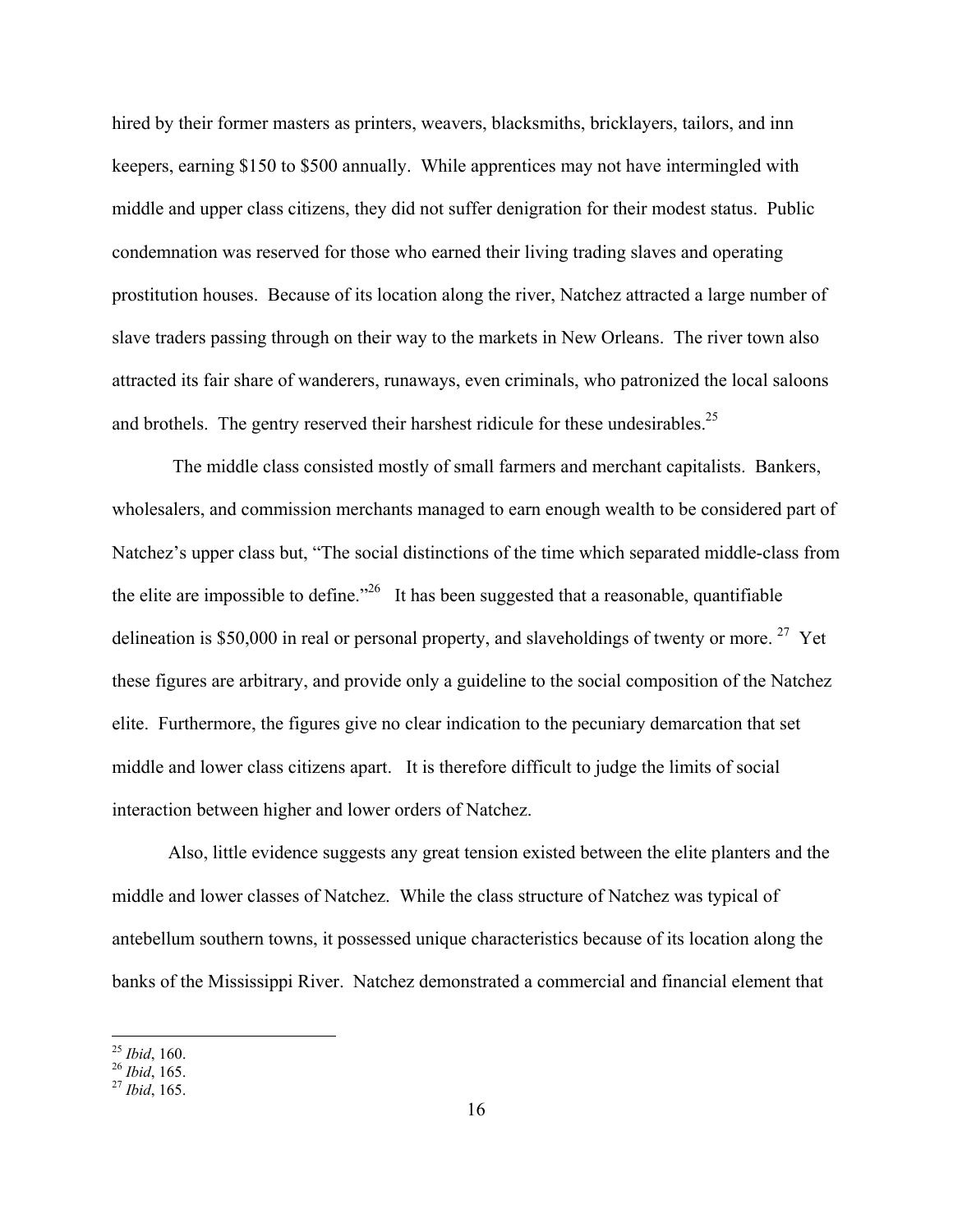hired by their former masters as printers, weavers, blacksmiths, bricklayers, tailors, and inn keepers, earning $150 to $500 annually. While apprentices may not have intermingled with middle and upper class citizens, they did not suffer denigration for their modest status. Public condemnation was reserved for those who earned their living trading slaves and operating prostitution houses. Because of its location along the river, Natchez attracted a large number of slave traders passing through on their way to the markets in New Orleans. The river town also attracted its fair share of wanderers, runaways, even criminals, who patronized the local saloons and brothels. The gentry reserved their harshest ridicule for these undesirables.[25]

The middle class consisted mostly of small farmers and merchant capitalists. Bankers, wholesalers, and commission merchants managed to earn enough wealth to be considered part of Natchez's upper class but, "The social distinctions of the time which separated middle-class from the elite are impossible to define."[26] It has been suggested that a reasonable, quantifiable delineation is $50,000 in real or personal property, and slaveholdings of twenty or more.[27] Yet these figures are arbitrary, and provide only a guideline to the social composition of the Natchez elite. Furthermore, the figures give no clear indication to the pecuniary demarcation that set middle and lower class citizens apart. It is therefore difficult to judge the limits of social interaction between higher and lower orders of Natchez.

Also, little evidence suggests any great tension existed between the elite planters and the middle and lower classes of Natchez. While the class structure of Natchez was typical of antebellum southern towns, it possessed unique characteristics because of its location along the banks of the Mississippi River. Natchez demonstrated a commercial and financial element that

---

[25] *Ibid*, 160.
[26] *Ibid*, 165.
[27] *Ibid*, 165.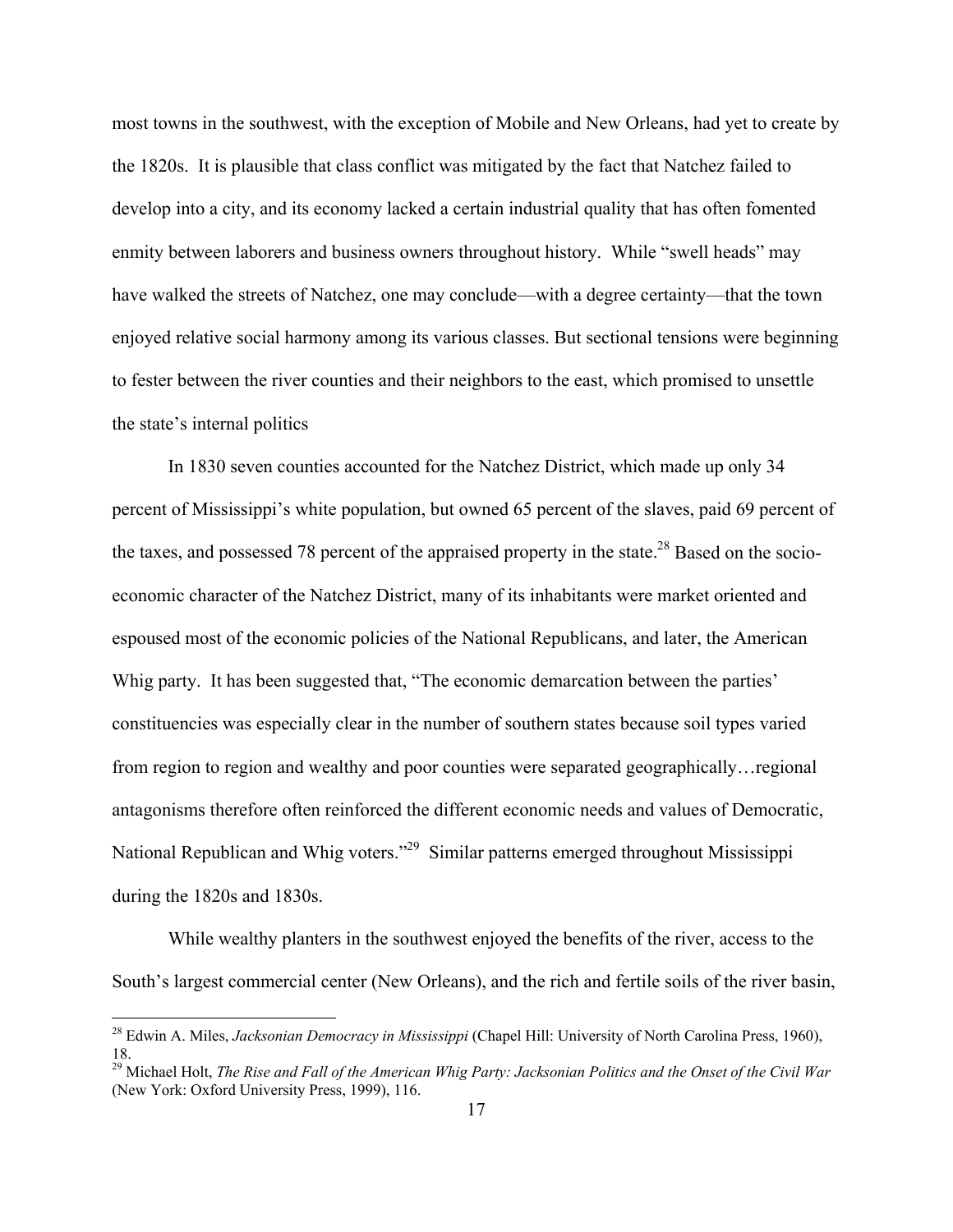most towns in the southwest, with the exception of Mobile and New Orleans, had yet to create by the 1820s. It is plausible that class conflict was mitigated by the fact that Natchez failed to develop into a city, and its economy lacked a certain industrial quality that has often fomented enmity between laborers and business owners throughout history. While "swell heads" may have walked the streets of Natchez, one may conclude—with a degree certainty—that the town enjoyed relative social harmony among its various classes. But sectional tensions were beginning to fester between the river counties and their neighbors to the east, which promised to unsettle the state's internal politics

In 1830 seven counties accounted for the Natchez District, which made up only 34 percent of Mississippi's white population, but owned 65 percent of the slaves, paid 69 percent of the taxes, and possessed 78 percent of the appraised property in the state.[28] Based on the socio-economic character of the Natchez District, many of its inhabitants were market oriented and espoused most of the economic policies of the National Republicans, and later, the American Whig party. It has been suggested that, "The economic demarcation between the parties' constituencies was especially clear in the number of southern states because soil types varied from region to region and wealthy and poor counties were separated geographically…regional antagonisms therefore often reinforced the different economic needs and values of Democratic, National Republican and Whig voters."[29] Similar patterns emerged throughout Mississippi during the 1820s and 1830s.

While wealthy planters in the southwest enjoyed the benefits of the river, access to the South's largest commercial center (New Orleans), and the rich and fertile soils of the river basin,

---

[28] Edwin A. Miles, *Jacksonian Democracy in Mississippi* (Chapel Hill: University of North Carolina Press, 1960), 18.

[29] Michael Holt, *The Rise and Fall of the American Whig Party: Jacksonian Politics and the Onset of the Civil War* (New York: Oxford University Press, 1999), 116.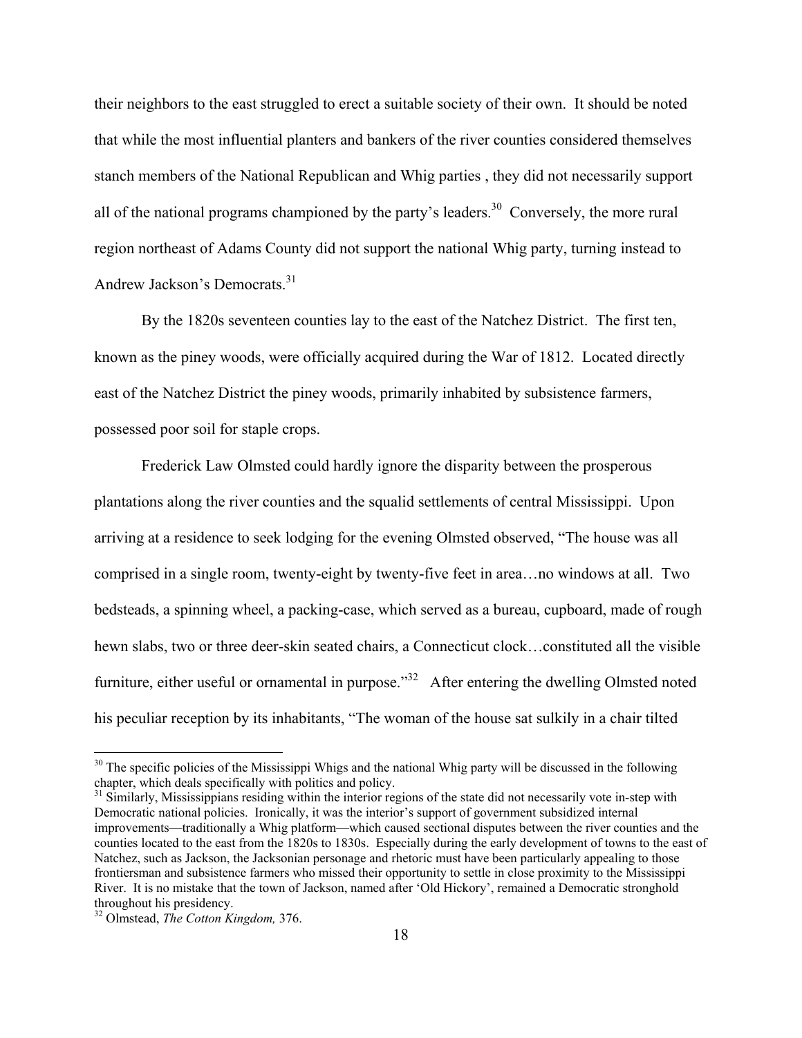their neighbors to the east struggled to erect a suitable society of their own. It should be noted that while the most influential planters and bankers of the river counties considered themselves stanch members of the National Republican and Whig parties , they did not necessarily support all of the national programs championed by the party's leaders.[30] Conversely, the more rural region northeast of Adams County did not support the national Whig party, turning instead to Andrew Jackson's Democrats.[31]

By the 1820s seventeen counties lay to the east of the Natchez District. The first ten, known as the piney woods, were officially acquired during the War of 1812. Located directly east of the Natchez District the piney woods, primarily inhabited by subsistence farmers, possessed poor soil for staple crops.

Frederick Law Olmsted could hardly ignore the disparity between the prosperous plantations along the river counties and the squalid settlements of central Mississippi. Upon arriving at a residence to seek lodging for the evening Olmsted observed, "The house was all comprised in a single room, twenty-eight by twenty-five feet in area…no windows at all. Two bedsteads, a spinning wheel, a packing-case, which served as a bureau, cupboard, made of rough hewn slabs, two or three deer-skin seated chairs, a Connecticut clock…constituted all the visible furniture, either useful or ornamental in purpose."[32] After entering the dwelling Olmsted noted his peculiar reception by its inhabitants, "The woman of the house sat sulkily in a chair tilted

---

[30] The specific policies of the Mississippi Whigs and the national Whig party will be discussed in the following chapter, which deals specifically with politics and policy.

[31] Similarly, Mississippians residing within the interior regions of the state did not necessarily vote in-step with Democratic national policies. Ironically, it was the interior's support of government subsidized internal improvements—traditionally a Whig platform—which caused sectional disputes between the river counties and the counties located to the east from the 1820s to 1830s. Especially during the early development of towns to the east of Natchez, such as Jackson, the Jacksonian personage and rhetoric must have been particularly appealing to those frontiersman and subsistence farmers who missed their opportunity to settle in close proximity to the Mississippi River. It is no mistake that the town of Jackson, named after 'Old Hickory', remained a Democratic stronghold throughout his presidency.

[32] Olmstead, *The Cotton Kingdom,* 376.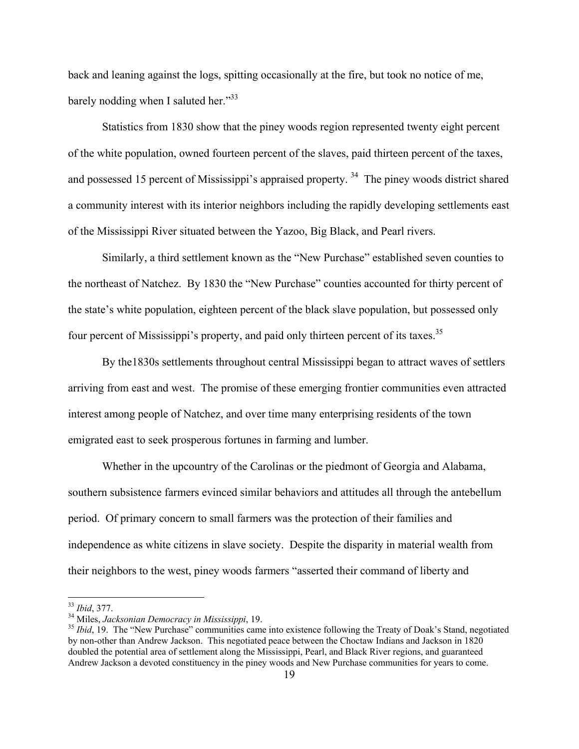back and leaning against the logs, spitting occasionally at the fire, but took no notice of me, barely nodding when I saluted her."[33]

Statistics from 1830 show that the piney woods region represented twenty eight percent of the white population, owned fourteen percent of the slaves, paid thirteen percent of the taxes, and possessed 15 percent of Mississippi's appraised property. [34] The piney woods district shared a community interest with its interior neighbors including the rapidly developing settlements east of the Mississippi River situated between the Yazoo, Big Black, and Pearl rivers.

Similarly, a third settlement known as the "New Purchase" established seven counties to the northeast of Natchez. By 1830 the "New Purchase" counties accounted for thirty percent of the state's white population, eighteen percent of the black slave population, but possessed only four percent of Mississippi's property, and paid only thirteen percent of its taxes.[35]

By the1830s settlements throughout central Mississippi began to attract waves of settlers arriving from east and west. The promise of these emerging frontier communities even attracted interest among people of Natchez, and over time many enterprising residents of the town emigrated east to seek prosperous fortunes in farming and lumber.

Whether in the upcountry of the Carolinas or the piedmont of Georgia and Alabama, southern subsistence farmers evinced similar behaviors and attitudes all through the antebellum period. Of primary concern to small farmers was the protection of their families and independence as white citizens in slave society. Despite the disparity in material wealth from their neighbors to the west, piney woods farmers "asserted their command of liberty and

---

[33] *Ibid*, 377.

[34] Miles, *Jacksonian Democracy in Mississippi*, 19.

[35] *Ibid*, 19. The "New Purchase" communities came into existence following the Treaty of Doak's Stand, negotiated by non-other than Andrew Jackson. This negotiated peace between the Choctaw Indians and Jackson in 1820 doubled the potential area of settlement along the Mississippi, Pearl, and Black River regions, and guaranteed Andrew Jackson a devoted constituency in the piney woods and New Purchase communities for years to come.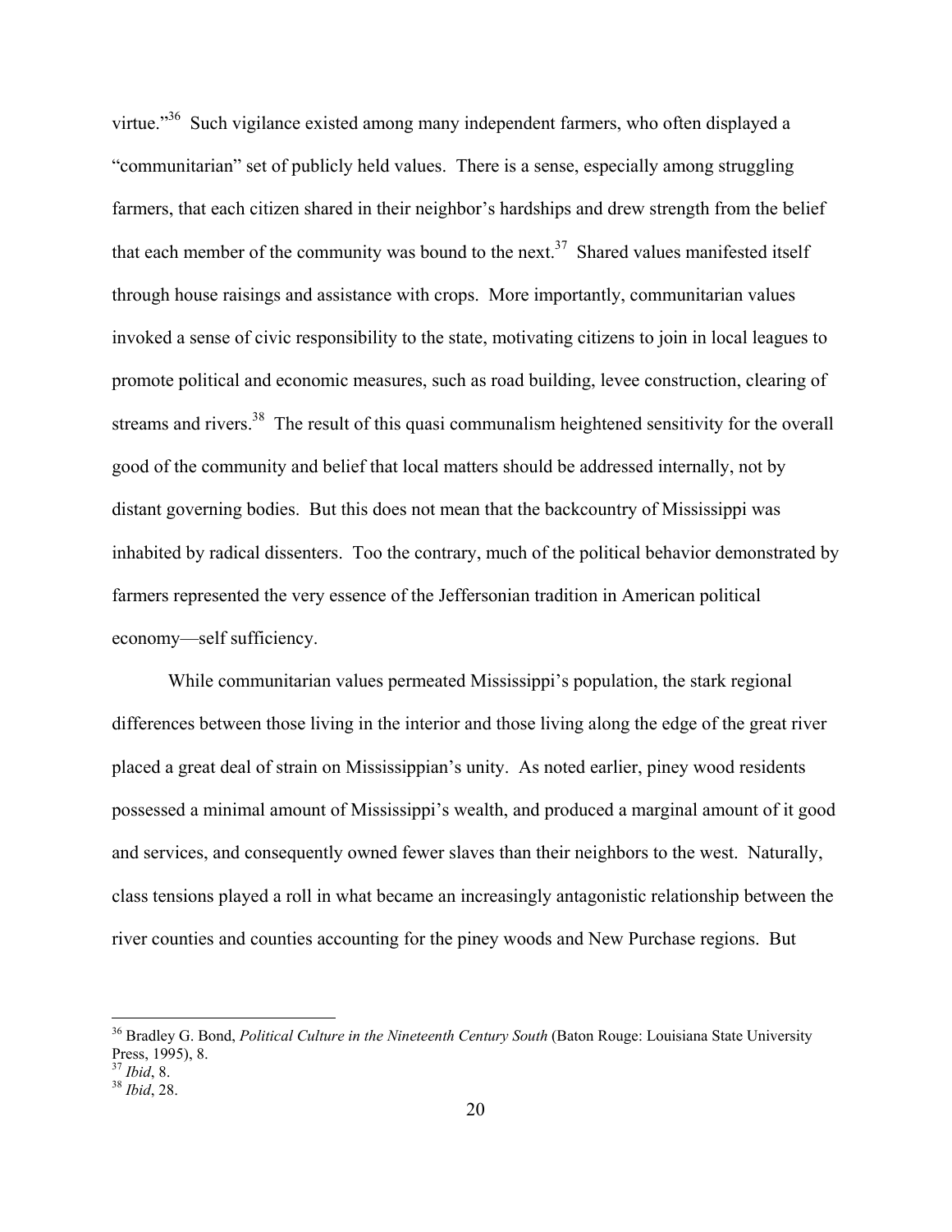virtue."[36] Such vigilance existed among many independent farmers, who often displayed a "communitarian" set of publicly held values. There is a sense, especially among struggling farmers, that each citizen shared in their neighbor's hardships and drew strength from the belief that each member of the community was bound to the next.[37] Shared values manifested itself through house raisings and assistance with crops. More importantly, communitarian values invoked a sense of civic responsibility to the state, motivating citizens to join in local leagues to promote political and economic measures, such as road building, levee construction, clearing of streams and rivers.[38] The result of this quasi communalism heightened sensitivity for the overall good of the community and belief that local matters should be addressed internally, not by distant governing bodies. But this does not mean that the backcountry of Mississippi was inhabited by radical dissenters. Too the contrary, much of the political behavior demonstrated by farmers represented the very essence of the Jeffersonian tradition in American political economy—self sufficiency.

While communitarian values permeated Mississippi's population, the stark regional differences between those living in the interior and those living along the edge of the great river placed a great deal of strain on Mississippian's unity. As noted earlier, piney wood residents possessed a minimal amount of Mississippi's wealth, and produced a marginal amount of it good and services, and consequently owned fewer slaves than their neighbors to the west. Naturally, class tensions played a roll in what became an increasingly antagonistic relationship between the river counties and counties accounting for the piney woods and New Purchase regions. But

---

[36] Bradley G. Bond, *Political Culture in the Nineteenth Century South* (Baton Rouge: Louisiana State University Press, 1995), 8.

[37] *Ibid*, 8.

[38] *Ibid*, 28.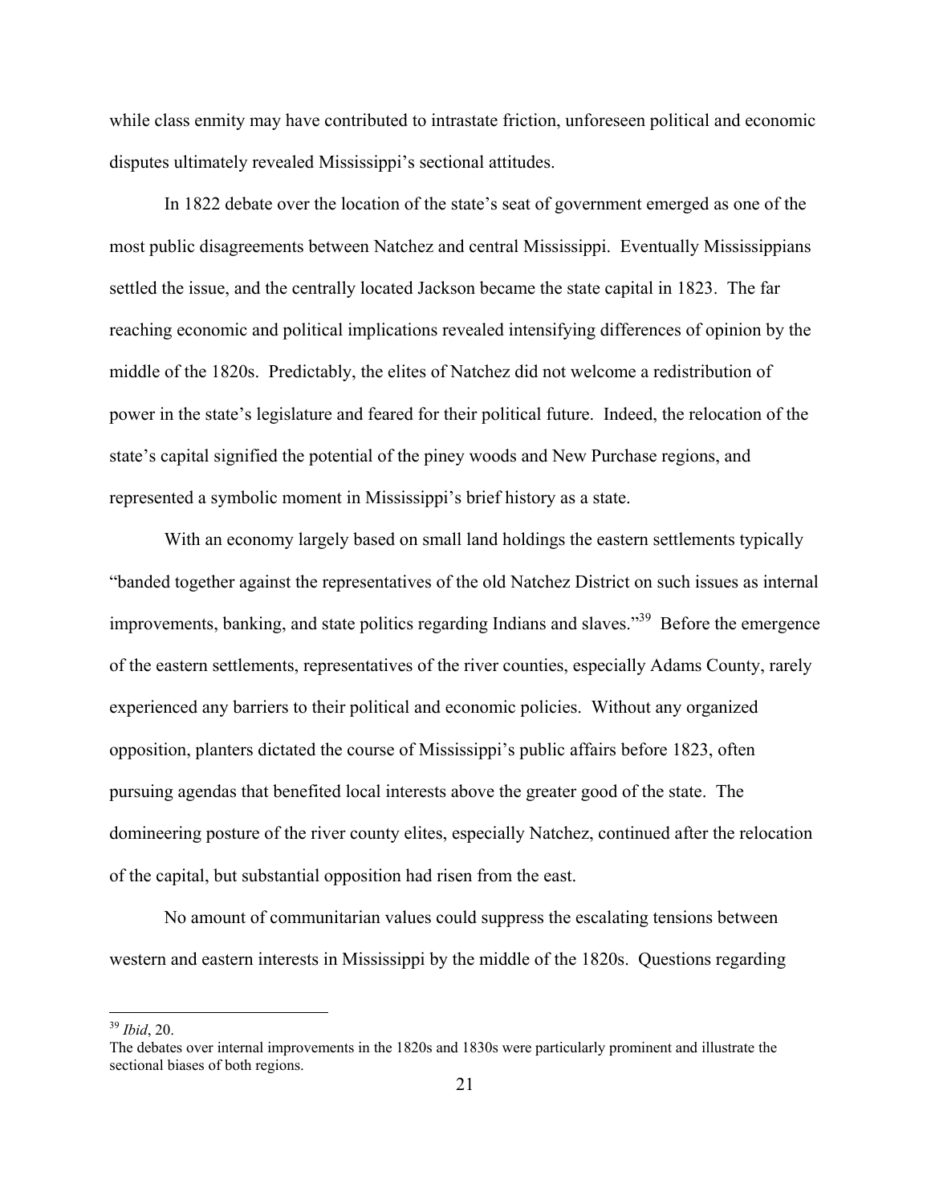while class enmity may have contributed to intrastate friction, unforeseen political and economic disputes ultimately revealed Mississippi's sectional attitudes.

In 1822 debate over the location of the state's seat of government emerged as one of the most public disagreements between Natchez and central Mississippi. Eventually Mississippians settled the issue, and the centrally located Jackson became the state capital in 1823. The far reaching economic and political implications revealed intensifying differences of opinion by the middle of the 1820s. Predictably, the elites of Natchez did not welcome a redistribution of power in the state's legislature and feared for their political future. Indeed, the relocation of the state's capital signified the potential of the piney woods and New Purchase regions, and represented a symbolic moment in Mississippi's brief history as a state.

With an economy largely based on small land holdings the eastern settlements typically "banded together against the representatives of the old Natchez District on such issues as internal improvements, banking, and state politics regarding Indians and slaves."[39] Before the emergence of the eastern settlements, representatives of the river counties, especially Adams County, rarely experienced any barriers to their political and economic policies. Without any organized opposition, planters dictated the course of Mississippi's public affairs before 1823, often pursuing agendas that benefited local interests above the greater good of the state. The domineering posture of the river county elites, especially Natchez, continued after the relocation of the capital, but substantial opposition had risen from the east.

No amount of communitarian values could suppress the escalating tensions between western and eastern interests in Mississippi by the middle of the 1820s. Questions regarding

---

[39] *Ibid*, 20.
The debates over internal improvements in the 1820s and 1830s were particularly prominent and illustrate the sectional biases of both regions.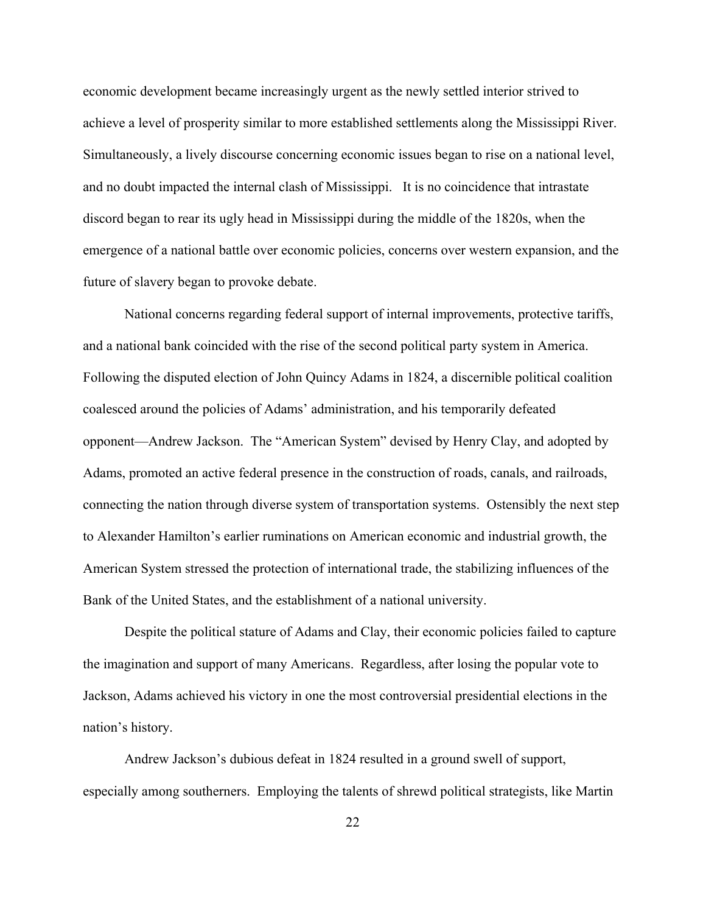economic development became increasingly urgent as the newly settled interior strived to achieve a level of prosperity similar to more established settlements along the Mississippi River. Simultaneously, a lively discourse concerning economic issues began to rise on a national level, and no doubt impacted the internal clash of Mississippi. It is no coincidence that intrastate discord began to rear its ugly head in Mississippi during the middle of the 1820s, when the emergence of a national battle over economic policies, concerns over western expansion, and the future of slavery began to provoke debate.

National concerns regarding federal support of internal improvements, protective tariffs, and a national bank coincided with the rise of the second political party system in America. Following the disputed election of John Quincy Adams in 1824, a discernible political coalition coalesced around the policies of Adams' administration, and his temporarily defeated opponent—Andrew Jackson. The "American System" devised by Henry Clay, and adopted by Adams, promoted an active federal presence in the construction of roads, canals, and railroads, connecting the nation through diverse system of transportation systems. Ostensibly the next step to Alexander Hamilton's earlier ruminations on American economic and industrial growth, the American System stressed the protection of international trade, the stabilizing influences of the Bank of the United States, and the establishment of a national university.

Despite the political stature of Adams and Clay, their economic policies failed to capture the imagination and support of many Americans. Regardless, after losing the popular vote to Jackson, Adams achieved his victory in one the most controversial presidential elections in the nation's history.

Andrew Jackson's dubious defeat in 1824 resulted in a ground swell of support, especially among southerners. Employing the talents of shrewd political strategists, like Martin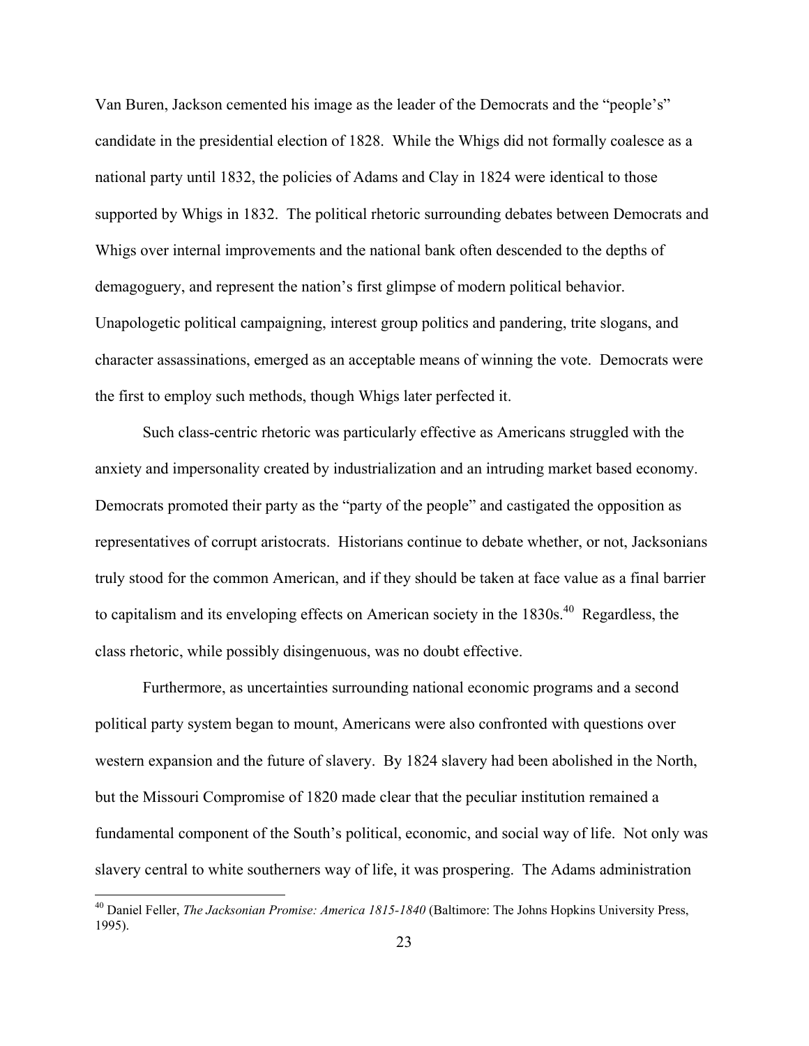Van Buren, Jackson cemented his image as the leader of the Democrats and the "people's" candidate in the presidential election of 1828. While the Whigs did not formally coalesce as a national party until 1832, the policies of Adams and Clay in 1824 were identical to those supported by Whigs in 1832. The political rhetoric surrounding debates between Democrats and Whigs over internal improvements and the national bank often descended to the depths of demagoguery, and represent the nation's first glimpse of modern political behavior. Unapologetic political campaigning, interest group politics and pandering, trite slogans, and character assassinations, emerged as an acceptable means of winning the vote. Democrats were the first to employ such methods, though Whigs later perfected it.

Such class-centric rhetoric was particularly effective as Americans struggled with the anxiety and impersonality created by industrialization and an intruding market based economy. Democrats promoted their party as the "party of the people" and castigated the opposition as representatives of corrupt aristocrats. Historians continue to debate whether, or not, Jacksonians truly stood for the common American, and if they should be taken at face value as a final barrier to capitalism and its enveloping effects on American society in the 1830s.[40] Regardless, the class rhetoric, while possibly disingenuous, was no doubt effective.

Furthermore, as uncertainties surrounding national economic programs and a second political party system began to mount, Americans were also confronted with questions over western expansion and the future of slavery. By 1824 slavery had been abolished in the North, but the Missouri Compromise of 1820 made clear that the peculiar institution remained a fundamental component of the South's political, economic, and social way of life. Not only was slavery central to white southerners way of life, it was prospering. The Adams administration

[40] Daniel Feller, *The Jacksonian Promise: America 1815-1840* (Baltimore: The Johns Hopkins University Press, 1995).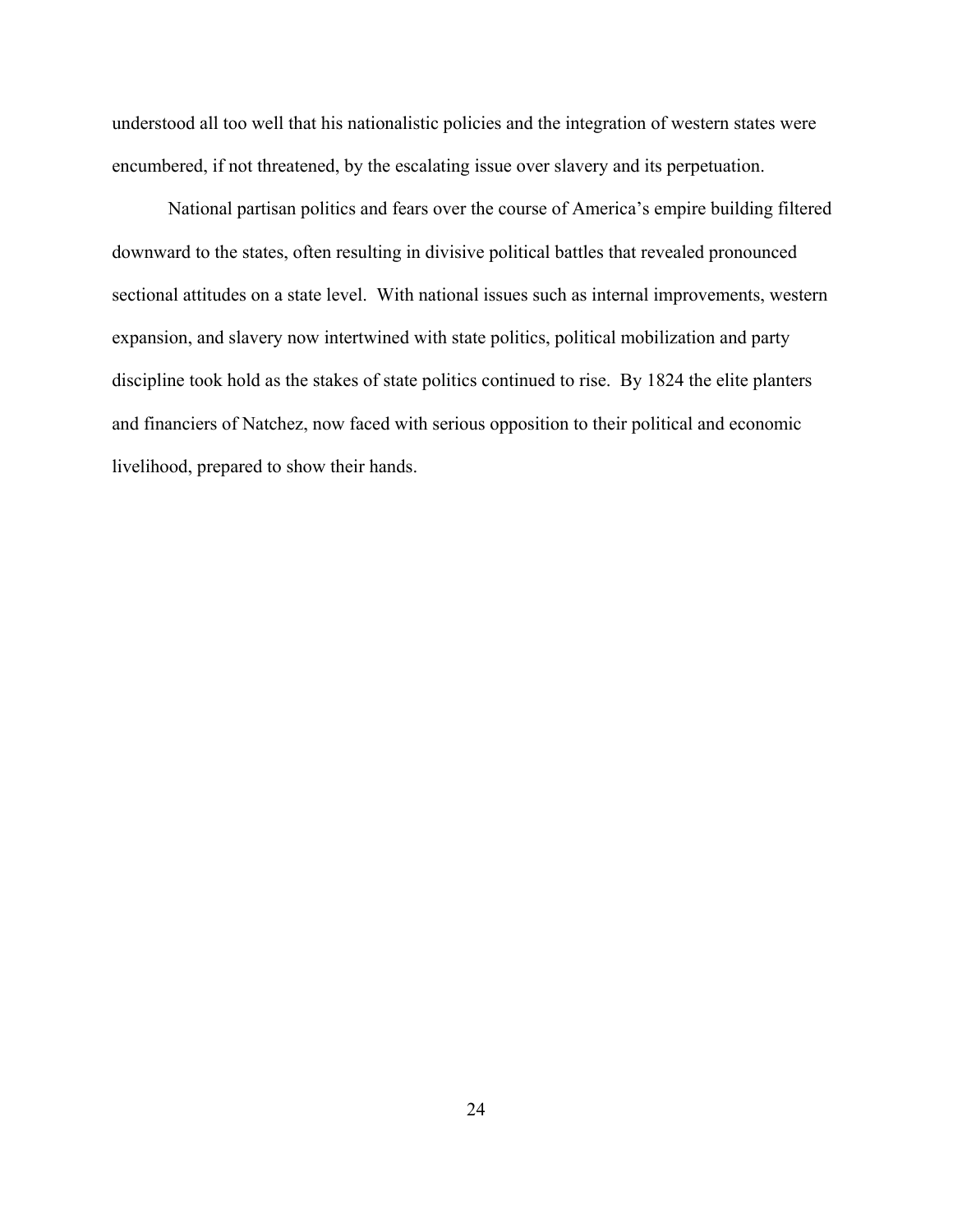understood all too well that his nationalistic policies and the integration of western states were encumbered, if not threatened, by the escalating issue over slavery and its perpetuation.

National partisan politics and fears over the course of America's empire building filtered downward to the states, often resulting in divisive political battles that revealed pronounced sectional attitudes on a state level. With national issues such as internal improvements, western expansion, and slavery now intertwined with state politics, political mobilization and party discipline took hold as the stakes of state politics continued to rise. By 1824 the elite planters and financiers of Natchez, now faced with serious opposition to their political and economic livelihood, prepared to show their hands.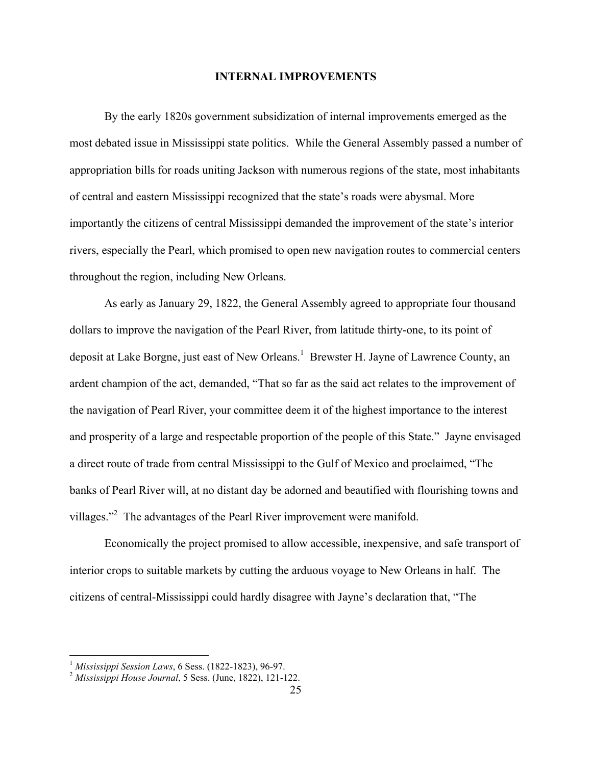## INTERNAL IMPROVEMENTS

By the early 1820s government subsidization of internal improvements emerged as the most debated issue in Mississippi state politics. While the General Assembly passed a number of appropriation bills for roads uniting Jackson with numerous regions of the state, most inhabitants of central and eastern Mississippi recognized that the state's roads were abysmal. More importantly the citizens of central Mississippi demanded the improvement of the state's interior rivers, especially the Pearl, which promised to open new navigation routes to commercial centers throughout the region, including New Orleans.

As early as January 29, 1822, the General Assembly agreed to appropriate four thousand dollars to improve the navigation of the Pearl River, from latitude thirty-one, to its point of deposit at Lake Borgne, just east of New Orleans.[1] Brewster H. Jayne of Lawrence County, an ardent champion of the act, demanded, "That so far as the said act relates to the improvement of the navigation of Pearl River, your committee deem it of the highest importance to the interest and prosperity of a large and respectable proportion of the people of this State." Jayne envisaged a direct route of trade from central Mississippi to the Gulf of Mexico and proclaimed, "The banks of Pearl River will, at no distant day be adorned and beautified with flourishing towns and villages."[2] The advantages of the Pearl River improvement were manifold.

Economically the project promised to allow accessible, inexpensive, and safe transport of interior crops to suitable markets by cutting the arduous voyage to New Orleans in half. The citizens of central-Mississippi could hardly disagree with Jayne's declaration that, "The

---

[1] *Mississippi Session Laws*, 6 Sess. (1822-1823), 96-97.

[2] *Mississippi House Journal*, 5 Sess. (June, 1822), 121-122.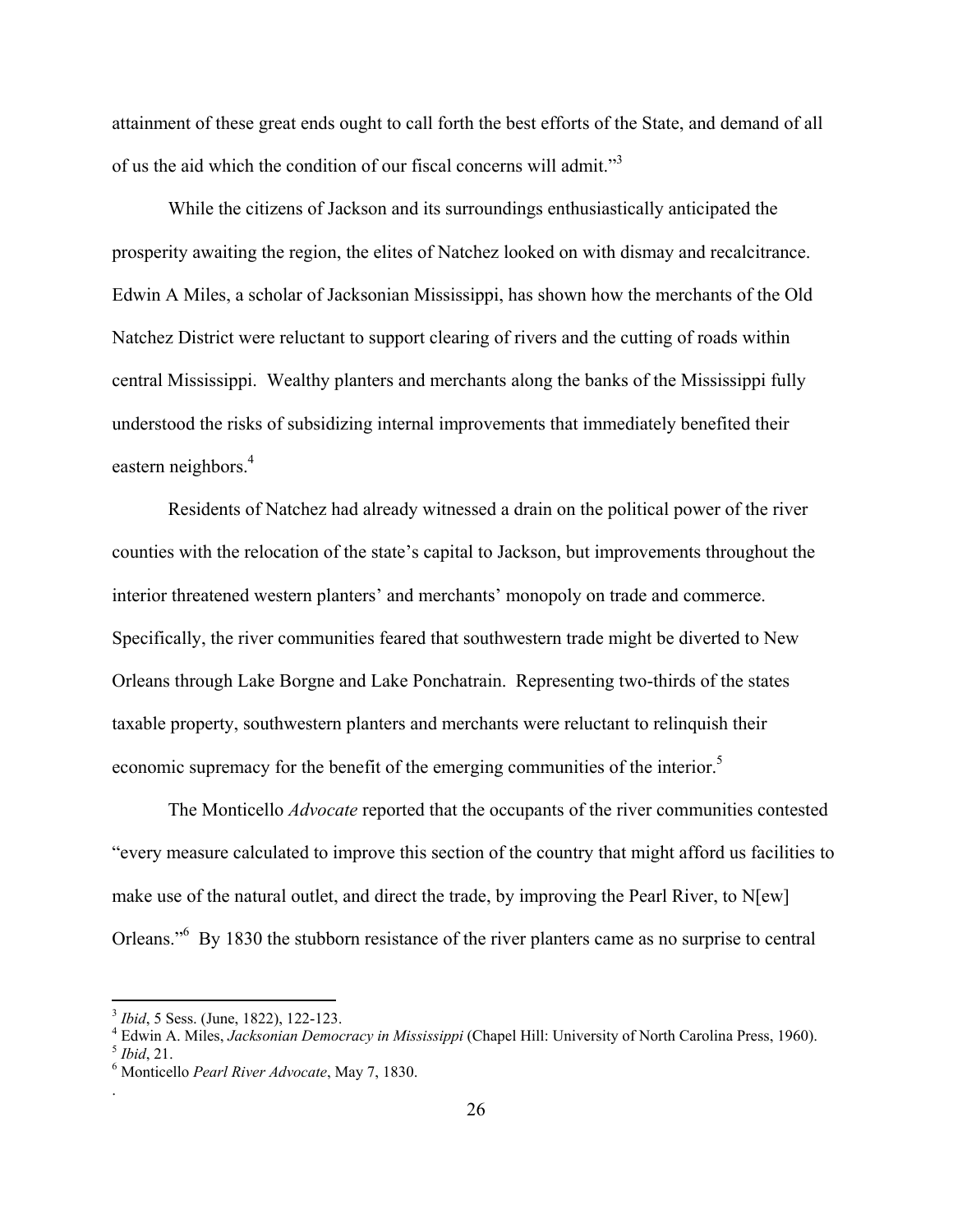attainment of these great ends ought to call forth the best efforts of the State, and demand of all of us the aid which the condition of our fiscal concerns will admit."[3]

While the citizens of Jackson and its surroundings enthusiastically anticipated the prosperity awaiting the region, the elites of Natchez looked on with dismay and recalcitrance. Edwin A Miles, a scholar of Jacksonian Mississippi, has shown how the merchants of the Old Natchez District were reluctant to support clearing of rivers and the cutting of roads within central Mississippi. Wealthy planters and merchants along the banks of the Mississippi fully understood the risks of subsidizing internal improvements that immediately benefited their eastern neighbors.[4]

Residents of Natchez had already witnessed a drain on the political power of the river counties with the relocation of the state's capital to Jackson, but improvements throughout the interior threatened western planters' and merchants' monopoly on trade and commerce. Specifically, the river communities feared that southwestern trade might be diverted to New Orleans through Lake Borgne and Lake Ponchatrain. Representing two-thirds of the states taxable property, southwestern planters and merchants were reluctant to relinquish their economic supremacy for the benefit of the emerging communities of the interior.[5]

The Monticello *Advocate* reported that the occupants of the river communities contested "every measure calculated to improve this section of the country that might afford us facilities to make use of the natural outlet, and direct the trade, by improving the Pearl River, to N[ew] Orleans."[6] By 1830 the stubborn resistance of the river planters came as no surprise to central

---

[3] *Ibid*, 5 Sess. (June, 1822), 122-123.

[4] Edwin A. Miles, *Jacksonian Democracy in Mississippi* (Chapel Hill: University of North Carolina Press, 1960).

[5] *Ibid*, 21.

[6] Monticello *Pearl River Advocate*, May 7, 1830.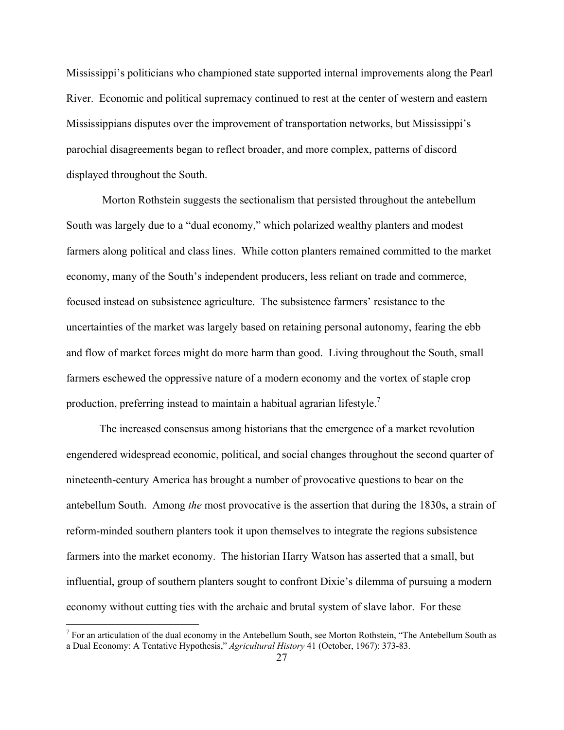Mississippi's politicians who championed state supported internal improvements along the Pearl River. Economic and political supremacy continued to rest at the center of western and eastern Mississippians disputes over the improvement of transportation networks, but Mississippi's parochial disagreements began to reflect broader, and more complex, patterns of discord displayed throughout the South.

Morton Rothstein suggests the sectionalism that persisted throughout the antebellum South was largely due to a "dual economy," which polarized wealthy planters and modest farmers along political and class lines. While cotton planters remained committed to the market economy, many of the South's independent producers, less reliant on trade and commerce, focused instead on subsistence agriculture. The subsistence farmers' resistance to the uncertainties of the market was largely based on retaining personal autonomy, fearing the ebb and flow of market forces might do more harm than good. Living throughout the South, small farmers eschewed the oppressive nature of a modern economy and the vortex of staple crop production, preferring instead to maintain a habitual agrarian lifestyle.[7]

The increased consensus among historians that the emergence of a market revolution engendered widespread economic, political, and social changes throughout the second quarter of nineteenth-century America has brought a number of provocative questions to bear on the antebellum South. Among *the* most provocative is the assertion that during the 1830s, a strain of reform-minded southern planters took it upon themselves to integrate the regions subsistence farmers into the market economy. The historian Harry Watson has asserted that a small, but influential, group of southern planters sought to confront Dixie's dilemma of pursuing a modern economy without cutting ties with the archaic and brutal system of slave labor. For these

[7] For an articulation of the dual economy in the Antebellum South, see Morton Rothstein, "The Antebellum South as a Dual Economy: A Tentative Hypothesis," *Agricultural History* 41 (October, 1967): 373-83.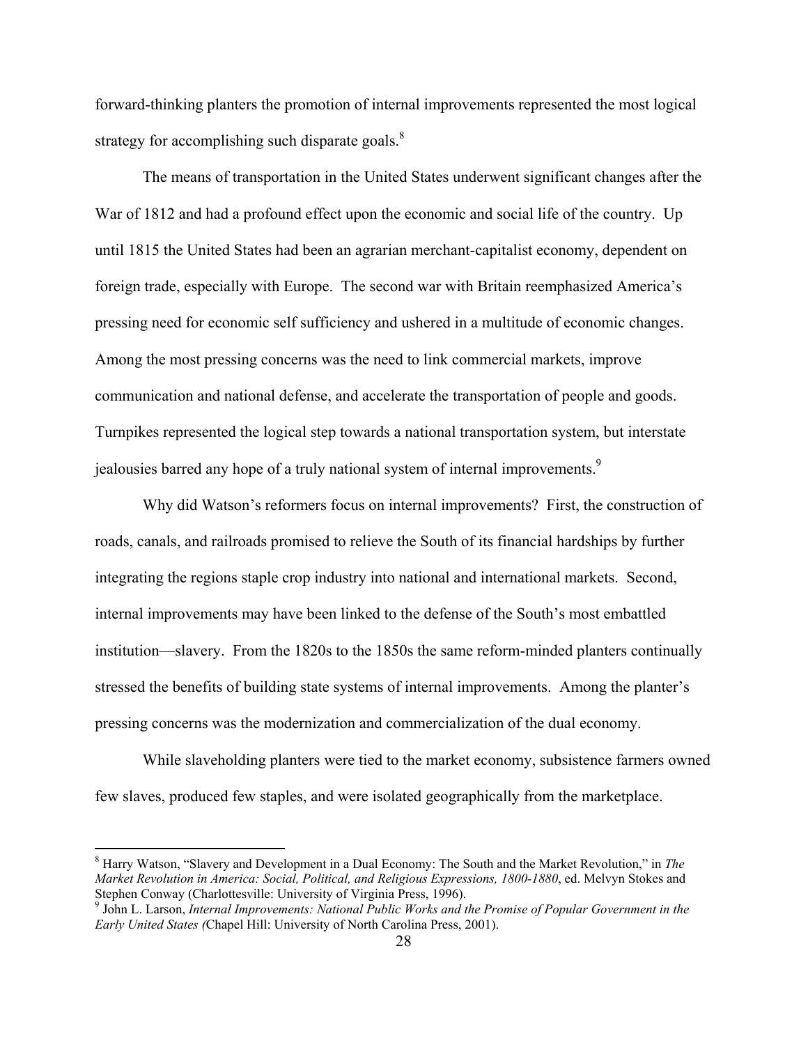forward-thinking planters the promotion of internal improvements represented the most logical strategy for accomplishing such disparate goals.[8]

The means of transportation in the United States underwent significant changes after the War of 1812 and had a profound effect upon the economic and social life of the country. Up until 1815 the United States had been an agrarian merchant-capitalist economy, dependent on foreign trade, especially with Europe. The second war with Britain reemphasized America's pressing need for economic self sufficiency and ushered in a multitude of economic changes. Among the most pressing concerns was the need to link commercial markets, improve communication and national defense, and accelerate the transportation of people and goods. Turnpikes represented the logical step towards a national transportation system, but interstate jealousies barred any hope of a truly national system of internal improvements.[9]

Why did Watson's reformers focus on internal improvements? First, the construction of roads, canals, and railroads promised to relieve the South of its financial hardships by further integrating the regions staple crop industry into national and international markets. Second, internal improvements may have been linked to the defense of the South's most embattled institution—slavery. From the 1820s to the 1850s the same reform-minded planters continually stressed the benefits of building state systems of internal improvements. Among the planter's pressing concerns was the modernization and commercialization of the dual economy.

While slaveholding planters were tied to the market economy, subsistence farmers owned few slaves, produced few staples, and were isolated geographically from the marketplace.

---

[8] Harry Watson, "Slavery and Development in a Dual Economy: The South and the Market Revolution," in *The Market Revolution in America: Social, Political, and Religious Expressions, 1800-1880*, ed. Melvyn Stokes and Stephen Conway (Charlottesville: University of Virginia Press, 1996).

[9] John L. Larson, *Internal Improvements: National Public Works and the Promise of Popular Government in the Early United States (*Chapel Hill: University of North Carolina Press, 2001).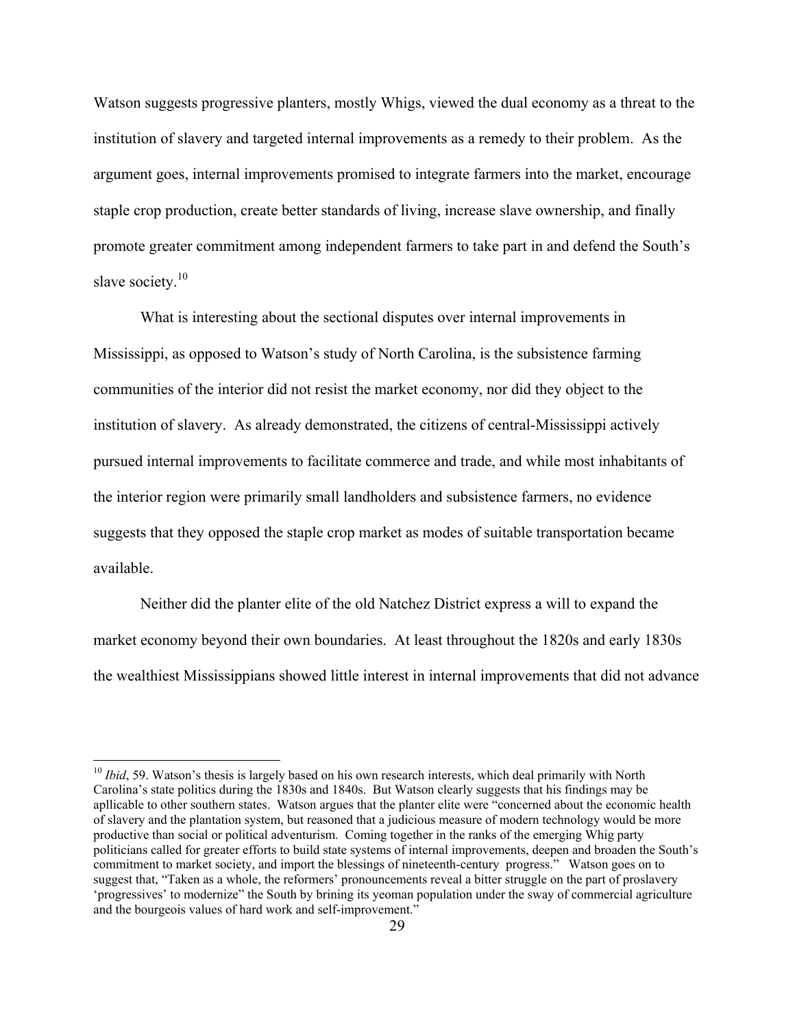Watson suggests progressive planters, mostly Whigs, viewed the dual economy as a threat to the institution of slavery and targeted internal improvements as a remedy to their problem. As the argument goes, internal improvements promised to integrate farmers into the market, encourage staple crop production, create better standards of living, increase slave ownership, and finally promote greater commitment among independent farmers to take part in and defend the South's slave society.[10]

What is interesting about the sectional disputes over internal improvements in Mississippi, as opposed to Watson's study of North Carolina, is the subsistence farming communities of the interior did not resist the market economy, nor did they object to the institution of slavery. As already demonstrated, the citizens of central-Mississippi actively pursued internal improvements to facilitate commerce and trade, and while most inhabitants of the interior region were primarily small landholders and subsistence farmers, no evidence suggests that they opposed the staple crop market as modes of suitable transportation became available.

Neither did the planter elite of the old Natchez District express a will to expand the market economy beyond their own boundaries. At least throughout the 1820s and early 1830s the wealthiest Mississippians showed little interest in internal improvements that did not advance

---

[10] *Ibid*, 59. Watson's thesis is largely based on his own research interests, which deal primarily with North Carolina's state politics during the 1830s and 1840s. But Watson clearly suggests that his findings may be apllicable to other southern states. Watson argues that the planter elite were "concerned about the economic health of slavery and the plantation system, but reasoned that a judicious measure of modern technology would be more productive than social or political adventurism. Coming together in the ranks of the emerging Whig party politicians called for greater efforts to build state systems of internal improvements, deepen and broaden the South's commitment to market society, and import the blessings of nineteenth-century progress." Watson goes on to suggest that, "Taken as a whole, the reformers' pronouncements reveal a bitter struggle on the part of proslavery 'progressives' to modernize" the South by brining its yeoman population under the sway of commercial agriculture and the bourgeois values of hard work and self-improvement."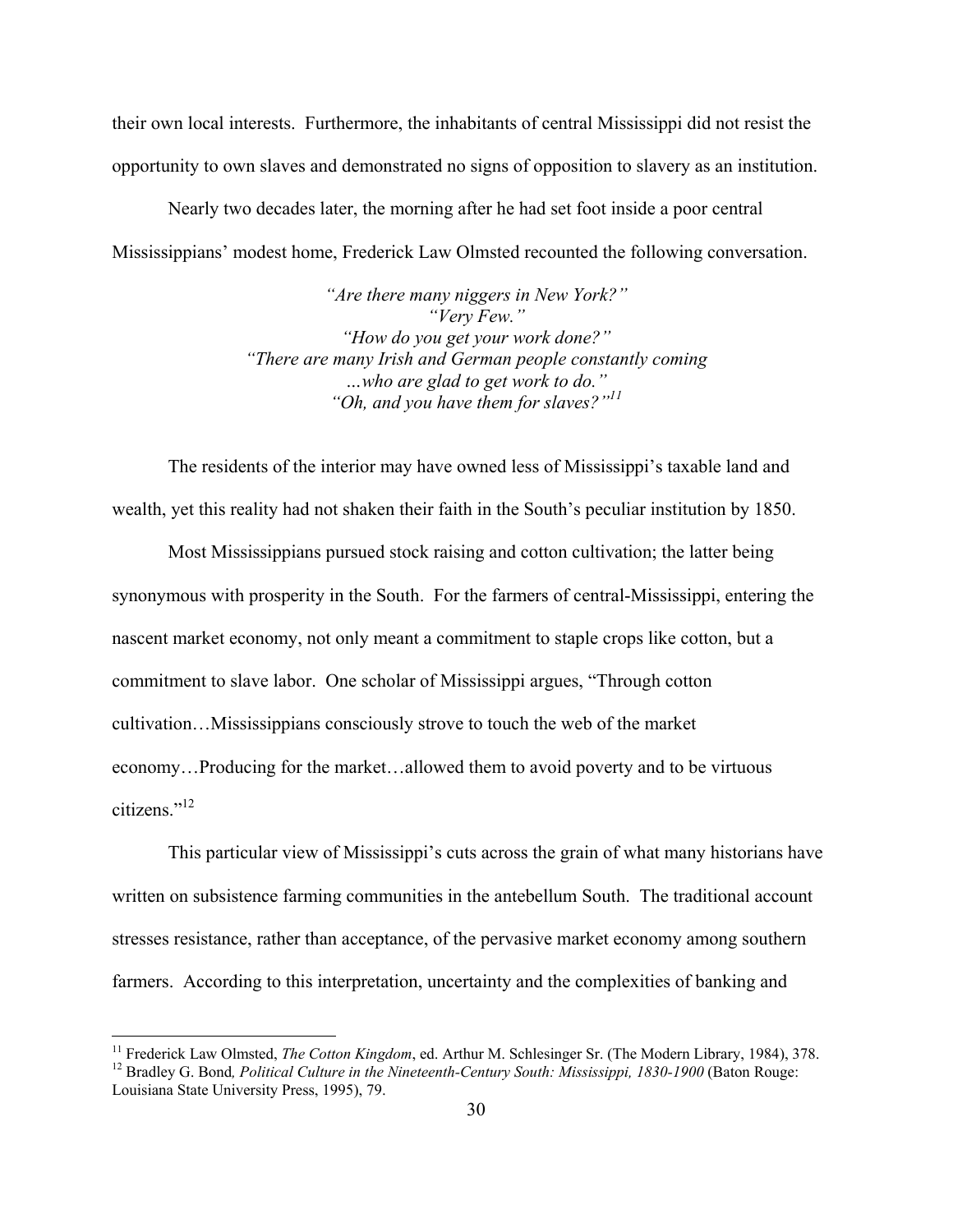their own local interests. Furthermore, the inhabitants of central Mississippi did not resist the opportunity to own slaves and demonstrated no signs of opposition to slavery as an institution.

Nearly two decades later, the morning after he had set foot inside a poor central Mississippians' modest home, Frederick Law Olmsted recounted the following conversation.

> *"Are there many niggers in New York?"*
> *"Very Few."*
> *"How do you get your work done?"*
> *"There are many Irish and German people constantly coming …who are glad to get work to do."*
> *"Oh, and you have them for slaves?"*[11]

The residents of the interior may have owned less of Mississippi's taxable land and wealth, yet this reality had not shaken their faith in the South's peculiar institution by 1850.

Most Mississippians pursued stock raising and cotton cultivation; the latter being synonymous with prosperity in the South. For the farmers of central-Mississippi, entering the nascent market economy, not only meant a commitment to staple crops like cotton, but a commitment to slave labor. One scholar of Mississippi argues, "Through cotton cultivation…Mississippians consciously strove to touch the web of the market economy…Producing for the market…allowed them to avoid poverty and to be virtuous citizens."[12]

This particular view of Mississippi's cuts across the grain of what many historians have written on subsistence farming communities in the antebellum South. The traditional account stresses resistance, rather than acceptance, of the pervasive market economy among southern farmers. According to this interpretation, uncertainty and the complexities of banking and

---

[11] Frederick Law Olmsted, *The Cotton Kingdom*, ed. Arthur M. Schlesinger Sr. (The Modern Library, 1984), 378.

[12] Bradley G. Bond*, Political Culture in the Nineteenth-Century South: Mississippi, 1830-1900* (Baton Rouge: Louisiana State University Press, 1995), 79.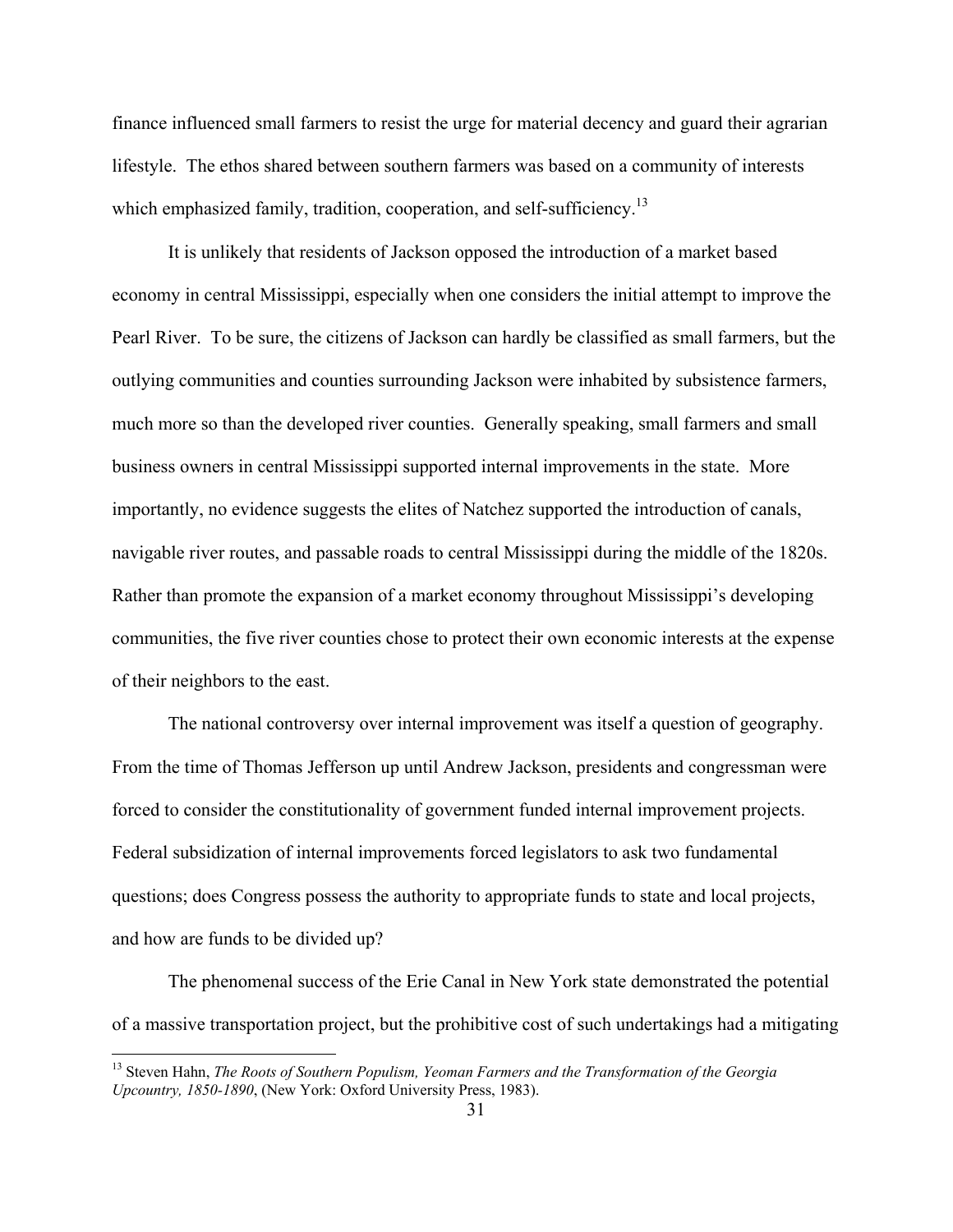finance influenced small farmers to resist the urge for material decency and guard their agrarian lifestyle. The ethos shared between southern farmers was based on a community of interests which emphasized family, tradition, cooperation, and self-sufficiency.[13]

It is unlikely that residents of Jackson opposed the introduction of a market based economy in central Mississippi, especially when one considers the initial attempt to improve the Pearl River. To be sure, the citizens of Jackson can hardly be classified as small farmers, but the outlying communities and counties surrounding Jackson were inhabited by subsistence farmers, much more so than the developed river counties. Generally speaking, small farmers and small business owners in central Mississippi supported internal improvements in the state. More importantly, no evidence suggests the elites of Natchez supported the introduction of canals, navigable river routes, and passable roads to central Mississippi during the middle of the 1820s. Rather than promote the expansion of a market economy throughout Mississippi's developing communities, the five river counties chose to protect their own economic interests at the expense of their neighbors to the east.

The national controversy over internal improvement was itself a question of geography. From the time of Thomas Jefferson up until Andrew Jackson, presidents and congressman were forced to consider the constitutionality of government funded internal improvement projects. Federal subsidization of internal improvements forced legislators to ask two fundamental questions; does Congress possess the authority to appropriate funds to state and local projects, and how are funds to be divided up?

The phenomenal success of the Erie Canal in New York state demonstrated the potential of a massive transportation project, but the prohibitive cost of such undertakings had a mitigating

[13] Steven Hahn, *The Roots of Southern Populism, Yeoman Farmers and the Transformation of the Georgia Upcountry, 1850-1890*, (New York: Oxford University Press, 1983).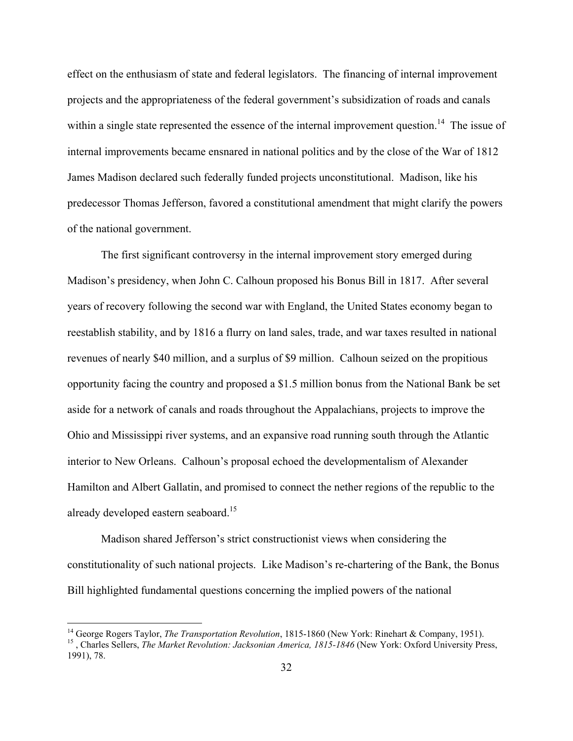effect on the enthusiasm of state and federal legislators. The financing of internal improvement projects and the appropriateness of the federal government's subsidization of roads and canals within a single state represented the essence of the internal improvement question.[14] The issue of internal improvements became ensnared in national politics and by the close of the War of 1812 James Madison declared such federally funded projects unconstitutional. Madison, like his predecessor Thomas Jefferson, favored a constitutional amendment that might clarify the powers of the national government.

The first significant controversy in the internal improvement story emerged during Madison's presidency, when John C. Calhoun proposed his Bonus Bill in 1817. After several years of recovery following the second war with England, the United States economy began to reestablish stability, and by 1816 a flurry on land sales, trade, and war taxes resulted in national revenues of nearly \$40 million, and a surplus of \$9 million. Calhoun seized on the propitious opportunity facing the country and proposed a \$1.5 million bonus from the National Bank be set aside for a network of canals and roads throughout the Appalachians, projects to improve the Ohio and Mississippi river systems, and an expansive road running south through the Atlantic interior to New Orleans. Calhoun's proposal echoed the developmentalism of Alexander Hamilton and Albert Gallatin, and promised to connect the nether regions of the republic to the already developed eastern seaboard.[15]

Madison shared Jefferson's strict constructionist views when considering the constitutionality of such national projects. Like Madison's re-chartering of the Bank, the Bonus Bill highlighted fundamental questions concerning the implied powers of the national

---

[14] George Rogers Taylor, *The Transportation Revolution*, 1815-1860 (New York: Rinehart & Company, 1951).

[15] , Charles Sellers, *The Market Revolution: Jacksonian America, 1815-1846* (New York: Oxford University Press, 1991), 78.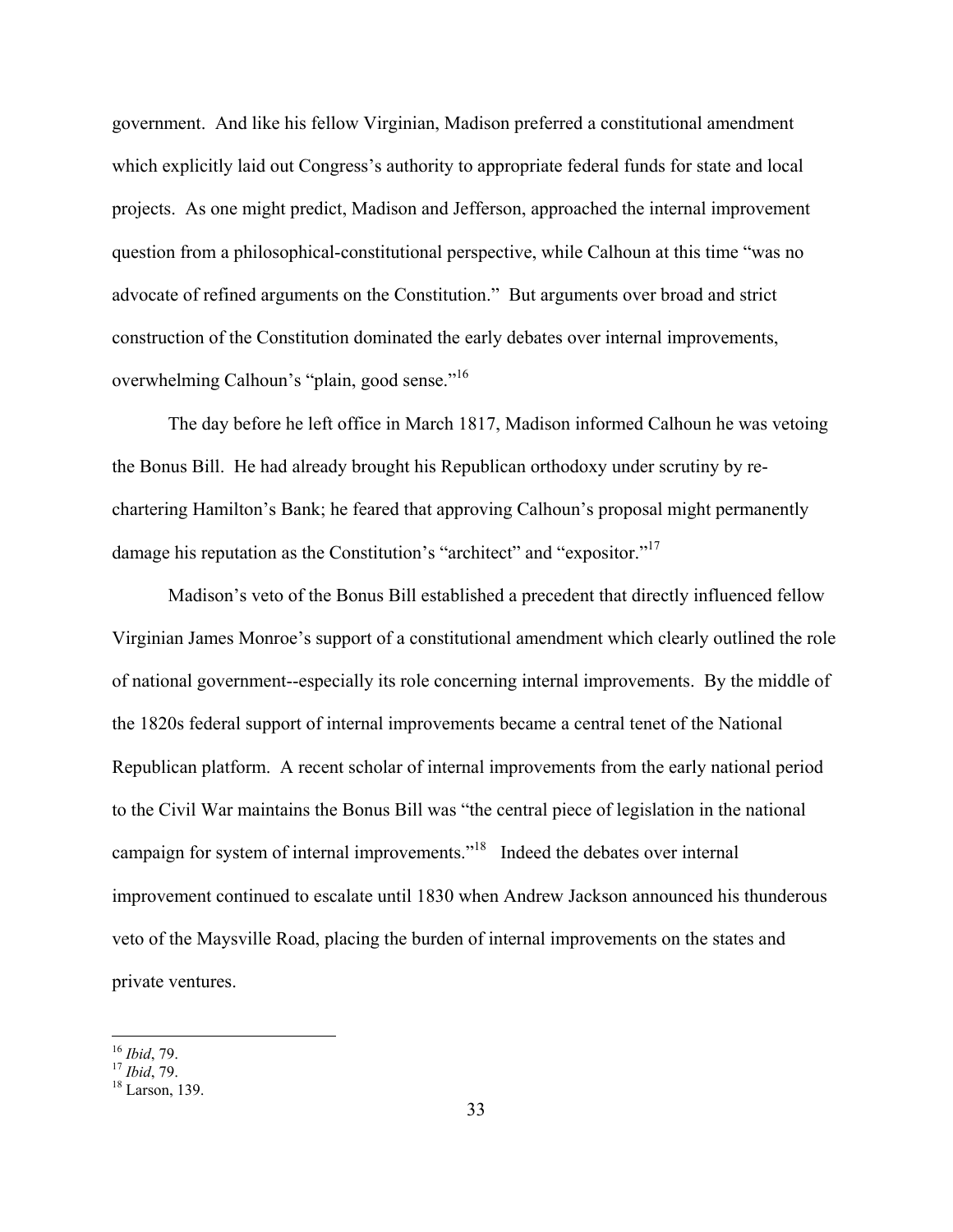government. And like his fellow Virginian, Madison preferred a constitutional amendment which explicitly laid out Congress's authority to appropriate federal funds for state and local projects. As one might predict, Madison and Jefferson, approached the internal improvement question from a philosophical-constitutional perspective, while Calhoun at this time "was no advocate of refined arguments on the Constitution." But arguments over broad and strict construction of the Constitution dominated the early debates over internal improvements, overwhelming Calhoun's "plain, good sense."[16]

The day before he left office in March 1817, Madison informed Calhoun he was vetoing the Bonus Bill. He had already brought his Republican orthodoxy under scrutiny by re-chartering Hamilton's Bank; he feared that approving Calhoun's proposal might permanently damage his reputation as the Constitution's "architect" and "expositor."[17]

Madison's veto of the Bonus Bill established a precedent that directly influenced fellow Virginian James Monroe's support of a constitutional amendment which clearly outlined the role of national government--especially its role concerning internal improvements. By the middle of the 1820s federal support of internal improvements became a central tenet of the National Republican platform. A recent scholar of internal improvements from the early national period to the Civil War maintains the Bonus Bill was "the central piece of legislation in the national campaign for system of internal improvements."[18] Indeed the debates over internal improvement continued to escalate until 1830 when Andrew Jackson announced his thunderous veto of the Maysville Road, placing the burden of internal improvements on the states and private ventures.

---

[16] *Ibid*, 79.
[17] *Ibid*, 79.
[18] Larson, 139.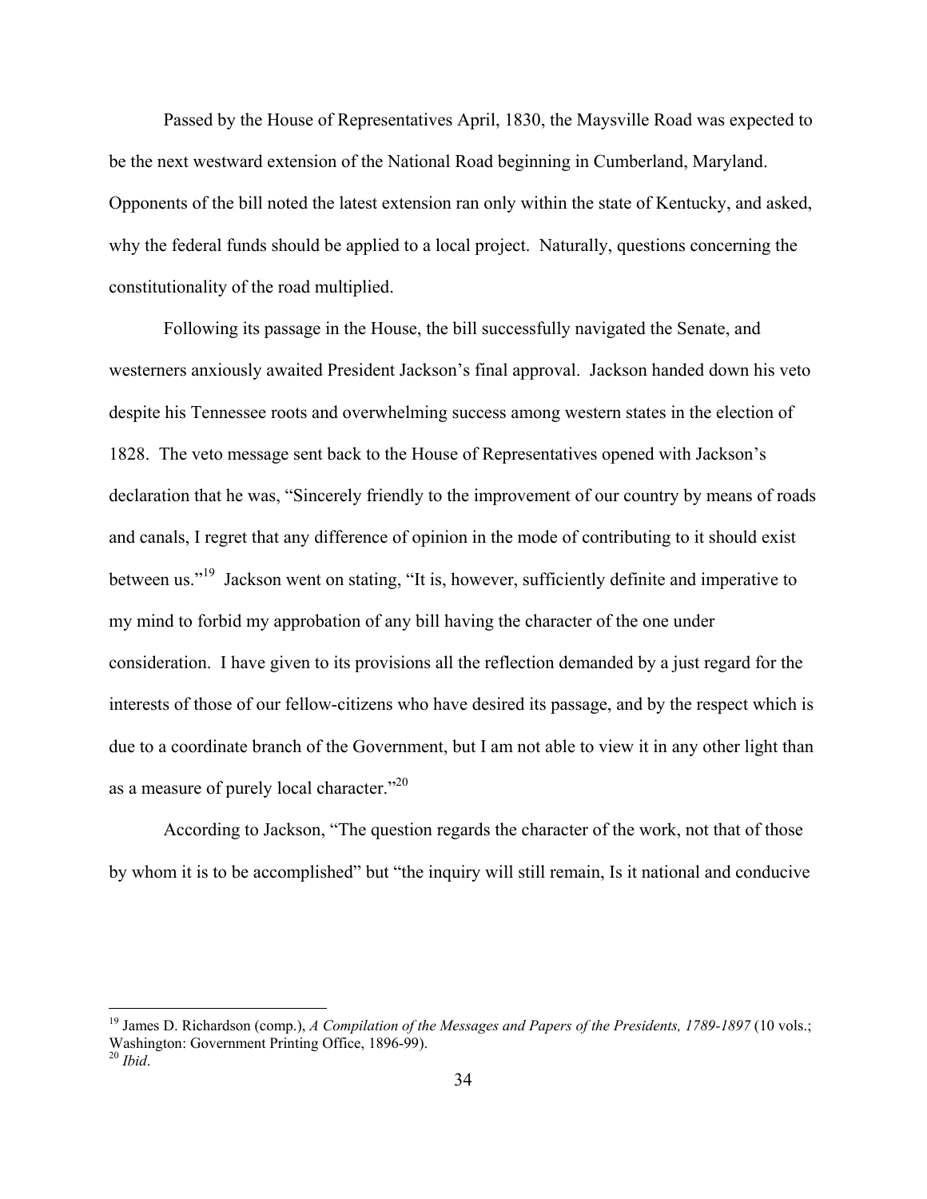Passed by the House of Representatives April, 1830, the Maysville Road was expected to be the next westward extension of the National Road beginning in Cumberland, Maryland. Opponents of the bill noted the latest extension ran only within the state of Kentucky, and asked, why the federal funds should be applied to a local project. Naturally, questions concerning the constitutionality of the road multiplied.

Following its passage in the House, the bill successfully navigated the Senate, and westerners anxiously awaited President Jackson's final approval. Jackson handed down his veto despite his Tennessee roots and overwhelming success among western states in the election of 1828. The veto message sent back to the House of Representatives opened with Jackson's declaration that he was, "Sincerely friendly to the improvement of our country by means of roads and canals, I regret that any difference of opinion in the mode of contributing to it should exist between us."[19] Jackson went on stating, "It is, however, sufficiently definite and imperative to my mind to forbid my approbation of any bill having the character of the one under consideration. I have given to its provisions all the reflection demanded by a just regard for the interests of those of our fellow-citizens who have desired its passage, and by the respect which is due to a coordinate branch of the Government, but I am not able to view it in any other light than as a measure of purely local character."[20]

According to Jackson, "The question regards the character of the work, not that of those by whom it is to be accomplished" but "the inquiry will still remain, Is it national and conducive

---

[19] James D. Richardson (comp.), *A Compilation of the Messages and Papers of the Presidents, 1789-1897* (10 vols.; Washington: Government Printing Office, 1896-99).

[20] *Ibid*.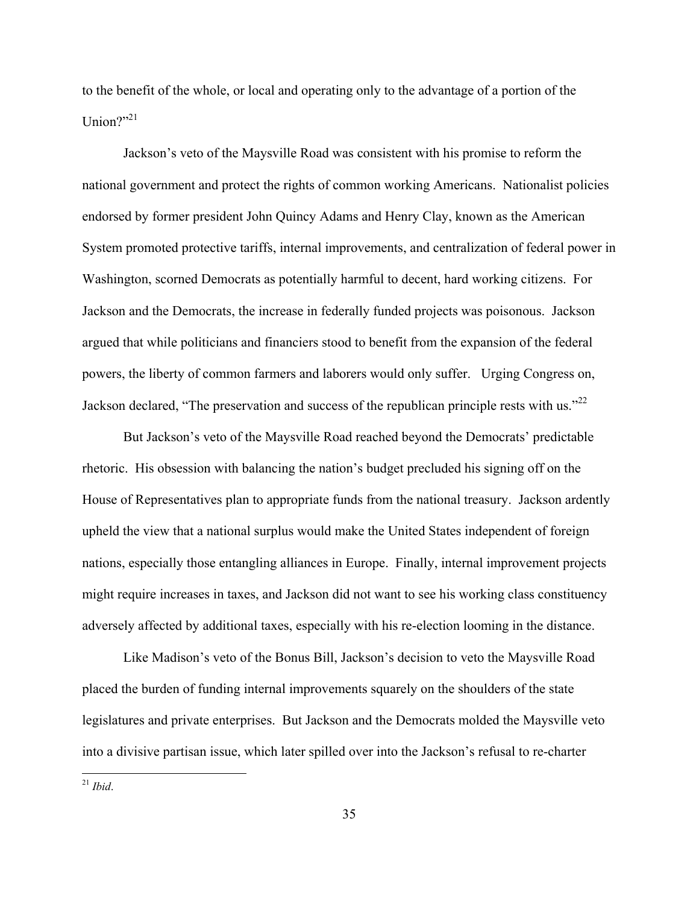to the benefit of the whole, or local and operating only to the advantage of a portion of the Union?"[21]

Jackson's veto of the Maysville Road was consistent with his promise to reform the national government and protect the rights of common working Americans. Nationalist policies endorsed by former president John Quincy Adams and Henry Clay, known as the American System promoted protective tariffs, internal improvements, and centralization of federal power in Washington, scorned Democrats as potentially harmful to decent, hard working citizens. For Jackson and the Democrats, the increase in federally funded projects was poisonous. Jackson argued that while politicians and financiers stood to benefit from the expansion of the federal powers, the liberty of common farmers and laborers would only suffer. Urging Congress on, Jackson declared, "The preservation and success of the republican principle rests with us."[22]

But Jackson's veto of the Maysville Road reached beyond the Democrats' predictable rhetoric. His obsession with balancing the nation's budget precluded his signing off on the House of Representatives plan to appropriate funds from the national treasury. Jackson ardently upheld the view that a national surplus would make the United States independent of foreign nations, especially those entangling alliances in Europe. Finally, internal improvement projects might require increases in taxes, and Jackson did not want to see his working class constituency adversely affected by additional taxes, especially with his re-election looming in the distance.

Like Madison's veto of the Bonus Bill, Jackson's decision to veto the Maysville Road placed the burden of funding internal improvements squarely on the shoulders of the state legislatures and private enterprises. But Jackson and the Democrats molded the Maysville veto into a divisive partisan issue, which later spilled over into the Jackson's refusal to re-charter

[21] *Ibid*.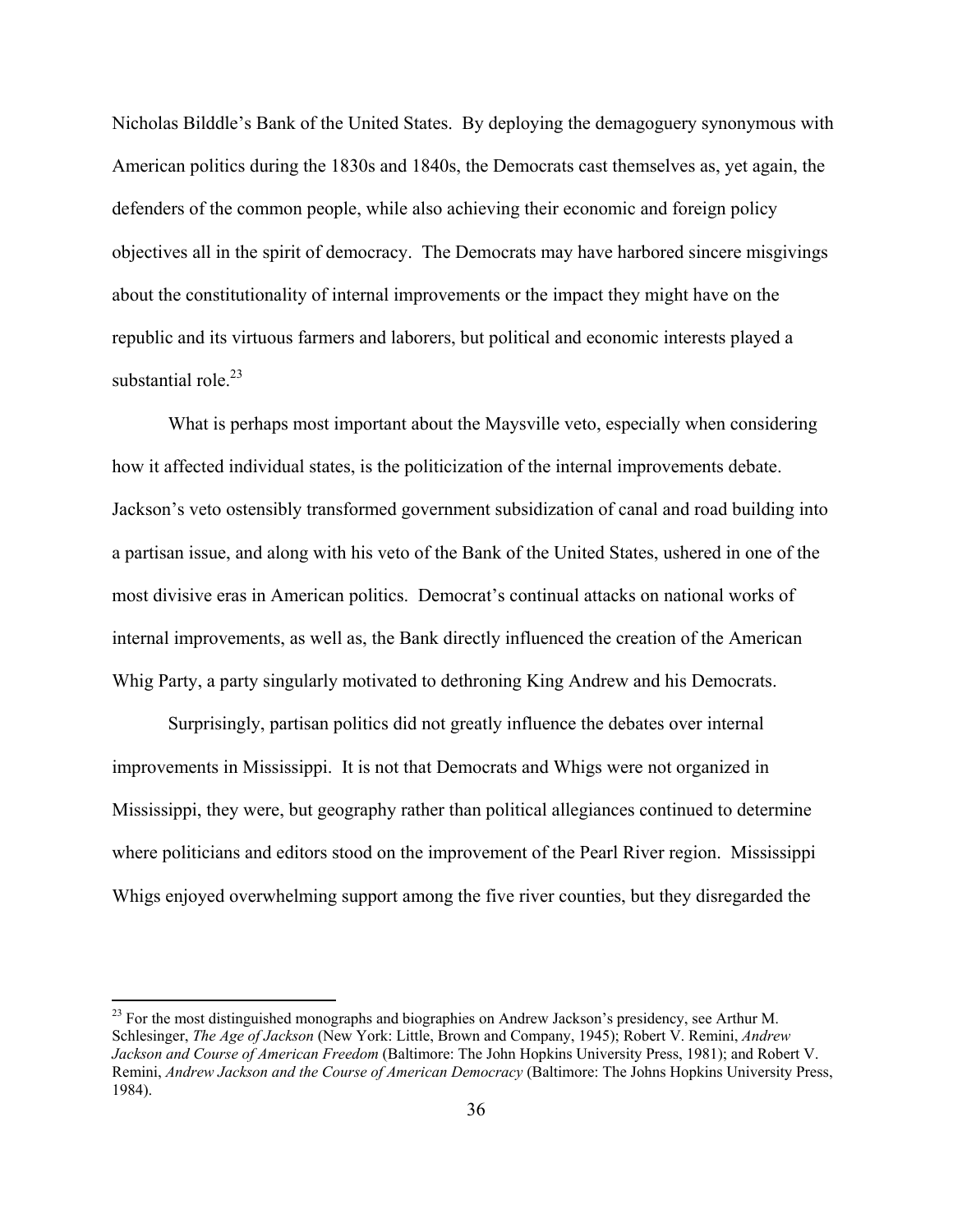Nicholas Bilddle's Bank of the United States. By deploying the demagoguery synonymous with American politics during the 1830s and 1840s, the Democrats cast themselves as, yet again, the defenders of the common people, while also achieving their economic and foreign policy objectives all in the spirit of democracy. The Democrats may have harbored sincere misgivings about the constitutionality of internal improvements or the impact they might have on the republic and its virtuous farmers and laborers, but political and economic interests played a substantial role.[23]

What is perhaps most important about the Maysville veto, especially when considering how it affected individual states, is the politicization of the internal improvements debate. Jackson's veto ostensibly transformed government subsidization of canal and road building into a partisan issue, and along with his veto of the Bank of the United States, ushered in one of the most divisive eras in American politics. Democrat's continual attacks on national works of internal improvements, as well as, the Bank directly influenced the creation of the American Whig Party, a party singularly motivated to dethroning King Andrew and his Democrats.

Surprisingly, partisan politics did not greatly influence the debates over internal improvements in Mississippi. It is not that Democrats and Whigs were not organized in Mississippi, they were, but geography rather than political allegiances continued to determine where politicians and editors stood on the improvement of the Pearl River region. Mississippi Whigs enjoyed overwhelming support among the five river counties, but they disregarded the

---

[23] For the most distinguished monographs and biographies on Andrew Jackson's presidency, see Arthur M. Schlesinger, *The Age of Jackson* (New York: Little, Brown and Company, 1945); Robert V. Remini, *Andrew Jackson and Course of American Freedom* (Baltimore: The John Hopkins University Press, 1981); and Robert V. Remini, *Andrew Jackson and the Course of American Democracy* (Baltimore: The Johns Hopkins University Press, 1984).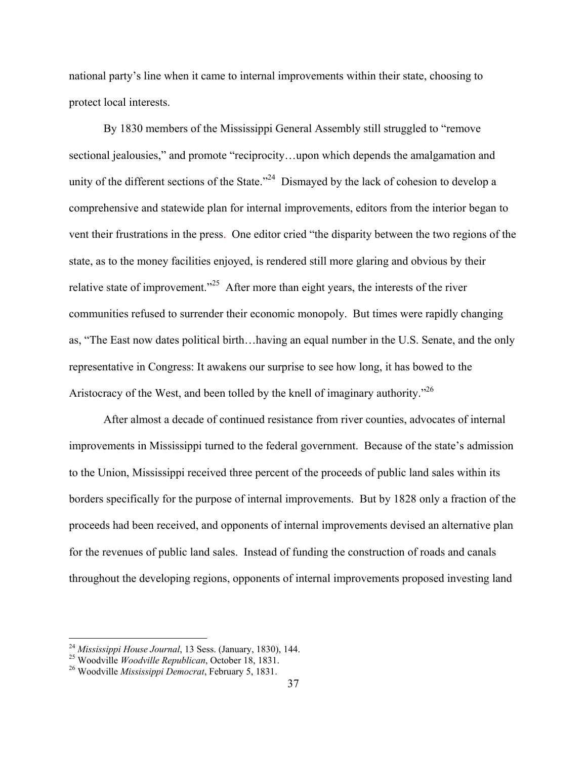national party's line when it came to internal improvements within their state, choosing to protect local interests.

By 1830 members of the Mississippi General Assembly still struggled to "remove sectional jealousies," and promote "reciprocity…upon which depends the amalgamation and unity of the different sections of the State."[24] Dismayed by the lack of cohesion to develop a comprehensive and statewide plan for internal improvements, editors from the interior began to vent their frustrations in the press. One editor cried "the disparity between the two regions of the state, as to the money facilities enjoyed, is rendered still more glaring and obvious by their relative state of improvement."[25] After more than eight years, the interests of the river communities refused to surrender their economic monopoly. But times were rapidly changing as, "The East now dates political birth…having an equal number in the U.S. Senate, and the only representative in Congress: It awakens our surprise to see how long, it has bowed to the Aristocracy of the West, and been tolled by the knell of imaginary authority."[26]

After almost a decade of continued resistance from river counties, advocates of internal improvements in Mississippi turned to the federal government. Because of the state's admission to the Union, Mississippi received three percent of the proceeds of public land sales within its borders specifically for the purpose of internal improvements. But by 1828 only a fraction of the proceeds had been received, and opponents of internal improvements devised an alternative plan for the revenues of public land sales. Instead of funding the construction of roads and canals throughout the developing regions, opponents of internal improvements proposed investing land

---

[24] *Mississippi House Journal*, 13 Sess. (January, 1830), 144.
[25] Woodville *Woodville Republican*, October 18, 1831.
[26] Woodville *Mississippi Democrat*, February 5, 1831.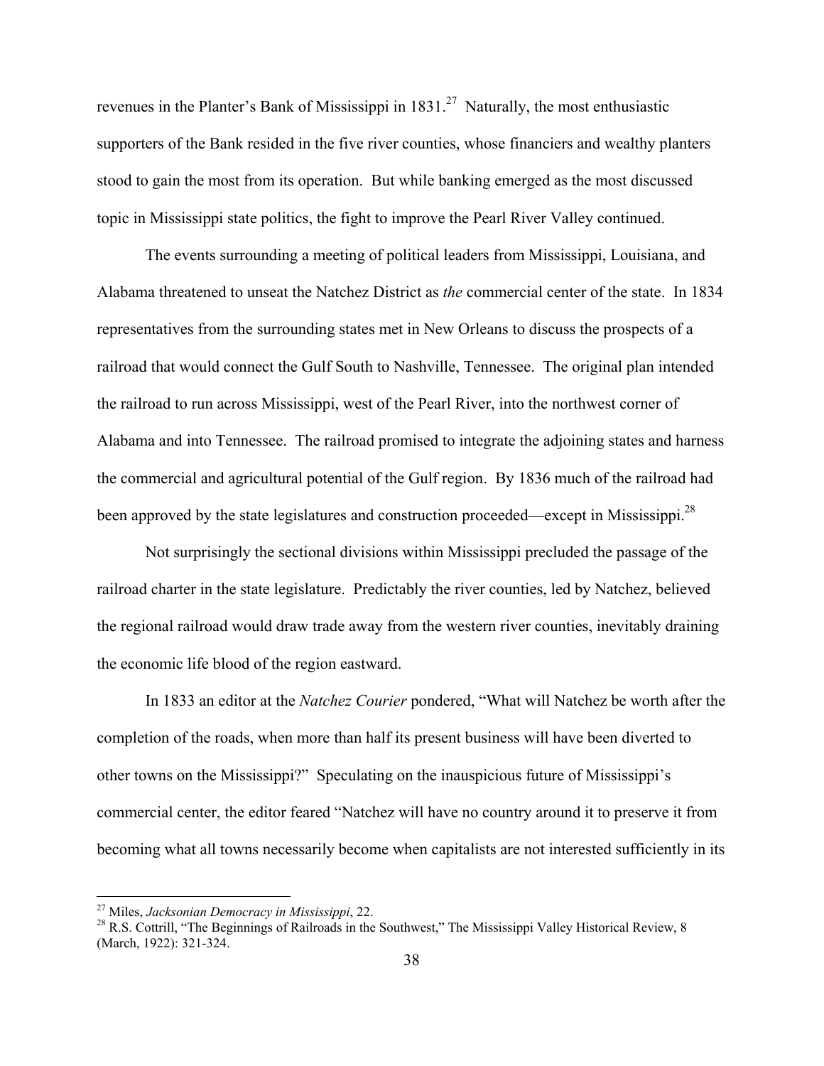revenues in the Planter's Bank of Mississippi in 1831.[27] Naturally, the most enthusiastic supporters of the Bank resided in the five river counties, whose financiers and wealthy planters stood to gain the most from its operation. But while banking emerged as the most discussed topic in Mississippi state politics, the fight to improve the Pearl River Valley continued.

The events surrounding a meeting of political leaders from Mississippi, Louisiana, and Alabama threatened to unseat the Natchez District as *the* commercial center of the state. In 1834 representatives from the surrounding states met in New Orleans to discuss the prospects of a railroad that would connect the Gulf South to Nashville, Tennessee. The original plan intended the railroad to run across Mississippi, west of the Pearl River, into the northwest corner of Alabama and into Tennessee. The railroad promised to integrate the adjoining states and harness the commercial and agricultural potential of the Gulf region. By 1836 much of the railroad had been approved by the state legislatures and construction proceeded—except in Mississippi.[28]

Not surprisingly the sectional divisions within Mississippi precluded the passage of the railroad charter in the state legislature. Predictably the river counties, led by Natchez, believed the regional railroad would draw trade away from the western river counties, inevitably draining the economic life blood of the region eastward.

In 1833 an editor at the *Natchez Courier* pondered, "What will Natchez be worth after the completion of the roads, when more than half its present business will have been diverted to other towns on the Mississippi?" Speculating on the inauspicious future of Mississippi's commercial center, the editor feared "Natchez will have no country around it to preserve it from becoming what all towns necessarily become when capitalists are not interested sufficiently in its

---

[27] Miles, *Jacksonian Democracy in Mississippi*, 22.

[28] R.S. Cottrill, "The Beginnings of Railroads in the Southwest," The Mississippi Valley Historical Review, 8 (March, 1922): 321-324.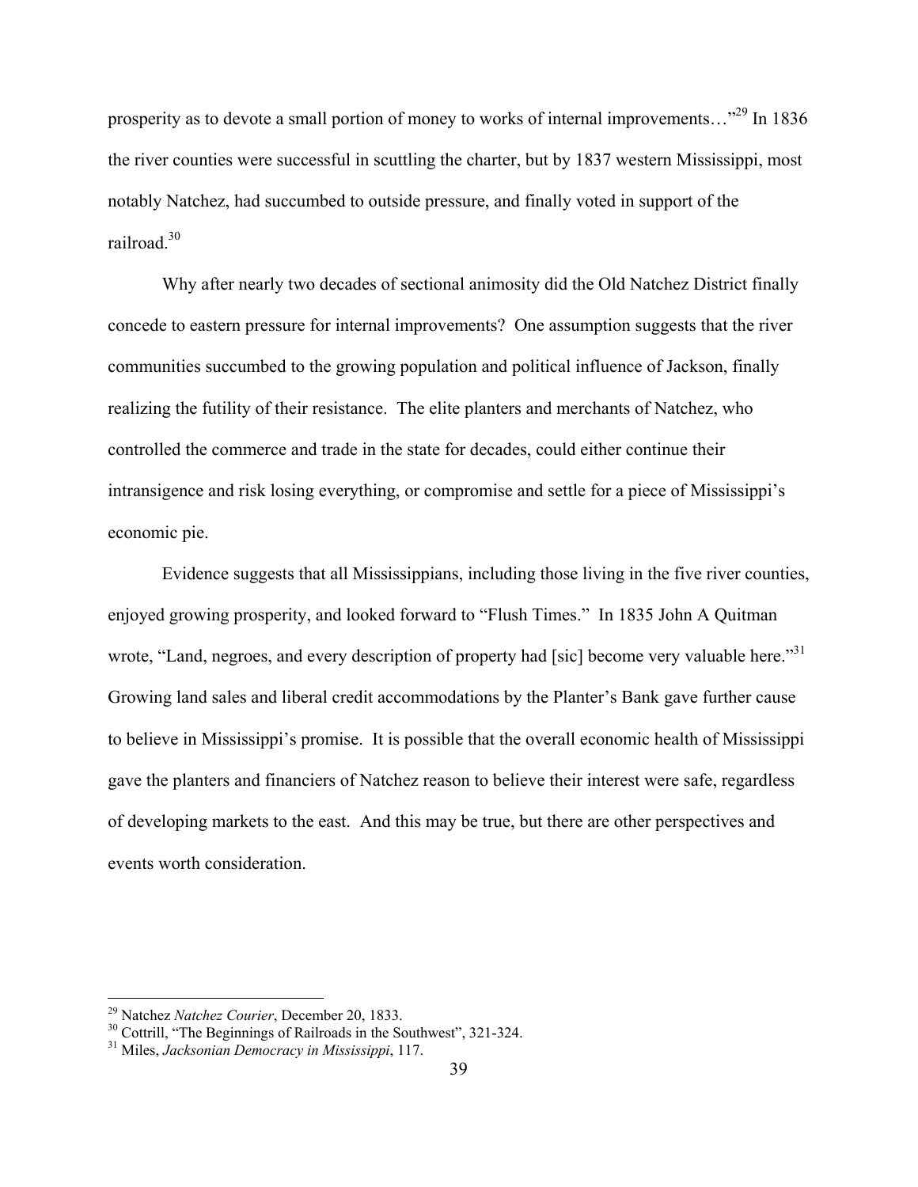prosperity as to devote a small portion of money to works of internal improvements…"[29] In 1836 the river counties were successful in scuttling the charter, but by 1837 western Mississippi, most notably Natchez, had succumbed to outside pressure, and finally voted in support of the railroad.[30]

Why after nearly two decades of sectional animosity did the Old Natchez District finally concede to eastern pressure for internal improvements? One assumption suggests that the river communities succumbed to the growing population and political influence of Jackson, finally realizing the futility of their resistance. The elite planters and merchants of Natchez, who controlled the commerce and trade in the state for decades, could either continue their intransigence and risk losing everything, or compromise and settle for a piece of Mississippi's economic pie.

Evidence suggests that all Mississippians, including those living in the five river counties, enjoyed growing prosperity, and looked forward to "Flush Times." In 1835 John A Quitman wrote, "Land, negroes, and every description of property had [sic] become very valuable here."[31] Growing land sales and liberal credit accommodations by the Planter's Bank gave further cause to believe in Mississippi's promise. It is possible that the overall economic health of Mississippi gave the planters and financiers of Natchez reason to believe their interest were safe, regardless of developing markets to the east. And this may be true, but there are other perspectives and events worth consideration.

---

[29] Natchez *Natchez Courier*, December 20, 1833.

[30] Cottrill, "The Beginnings of Railroads in the Southwest", 321-324.

[31] Miles, *Jacksonian Democracy in Mississippi*, 117.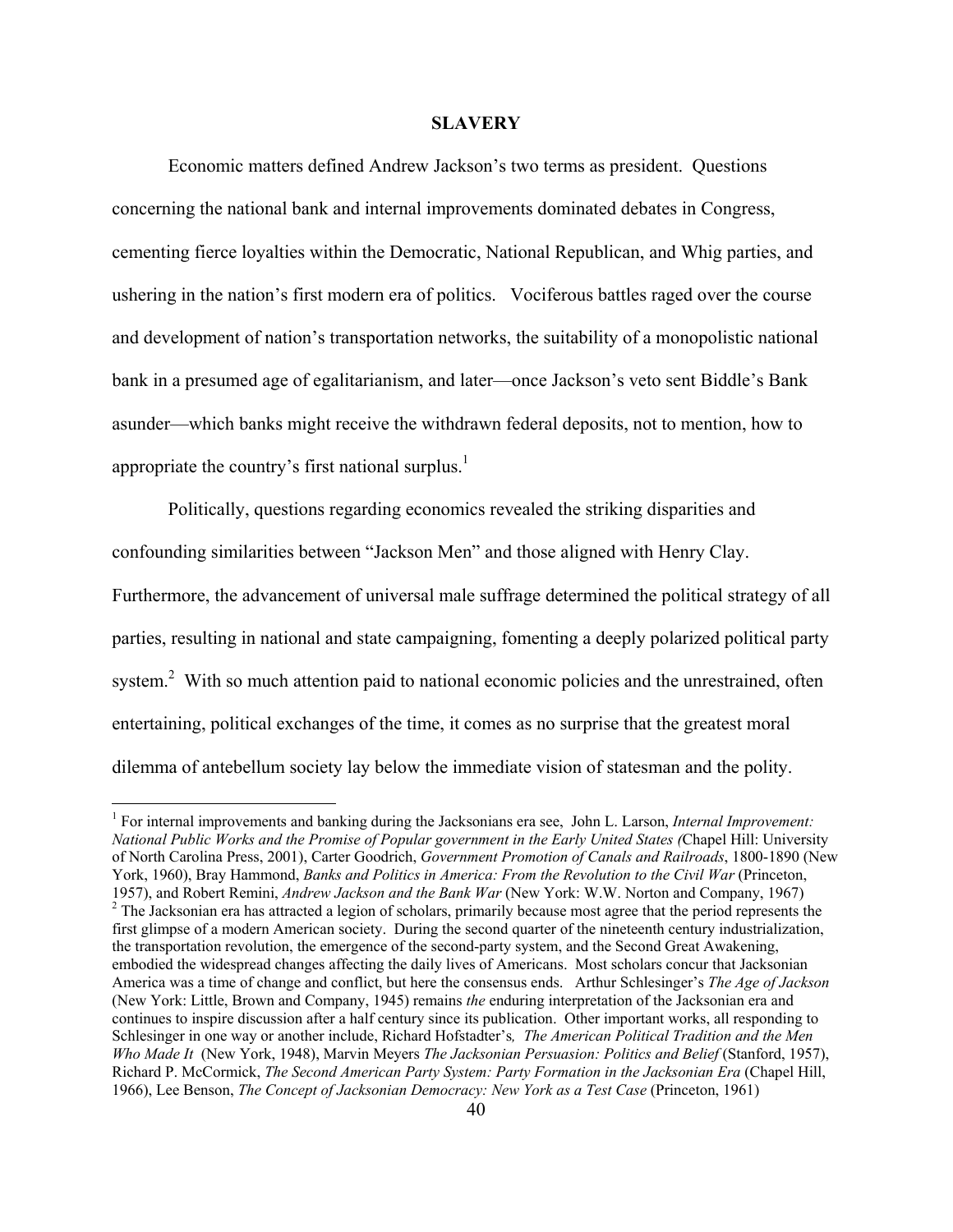## SLAVERY

Economic matters defined Andrew Jackson's two terms as president. Questions concerning the national bank and internal improvements dominated debates in Congress, cementing fierce loyalties within the Democratic, National Republican, and Whig parties, and ushering in the nation's first modern era of politics. Vociferous battles raged over the course and development of nation's transportation networks, the suitability of a monopolistic national bank in a presumed age of egalitarianism, and later—once Jackson's veto sent Biddle's Bank asunder—which banks might receive the withdrawn federal deposits, not to mention, how to appropriate the country's first national surplus.[1]

Politically, questions regarding economics revealed the striking disparities and confounding similarities between "Jackson Men" and those aligned with Henry Clay. Furthermore, the advancement of universal male suffrage determined the political strategy of all parties, resulting in national and state campaigning, fomenting a deeply polarized political party system.[2] With so much attention paid to national economic policies and the unrestrained, often entertaining, political exchanges of the time, it comes as no surprise that the greatest moral dilemma of antebellum society lay below the immediate vision of statesman and the polity.

---

[1] For internal improvements and banking during the Jacksonians era see, John L. Larson, *Internal Improvement: National Public Works and the Promise of Popular government in the Early United States (*Chapel Hill: University of North Carolina Press, 2001), Carter Goodrich, *Government Promotion of Canals and Railroads*, 1800-1890 (New York, 1960), Bray Hammond, *Banks and Politics in America: From the Revolution to the Civil War* (Princeton, 1957), and Robert Remini, *Andrew Jackson and the Bank War* (New York: W.W. Norton and Company, 1967)

[2] The Jacksonian era has attracted a legion of scholars, primarily because most agree that the period represents the first glimpse of a modern American society. During the second quarter of the nineteenth century industrialization, the transportation revolution, the emergence of the second-party system, and the Second Great Awakening, embodied the widespread changes affecting the daily lives of Americans. Most scholars concur that Jacksonian America was a time of change and conflict, but here the consensus ends. Arthur Schlesinger's *The Age of Jackson* (New York: Little, Brown and Company, 1945) remains *the* enduring interpretation of the Jacksonian era and continues to inspire discussion after a half century since its publication. Other important works, all responding to Schlesinger in one way or another include, Richard Hofstadter's*, The American Political Tradition and the Men Who Made It* (New York, 1948), Marvin Meyers *The Jacksonian Persuasion: Politics and Belief* (Stanford, 1957), Richard P. McCormick, *The Second American Party System: Party Formation in the Jacksonian Era* (Chapel Hill, 1966), Lee Benson, *The Concept of Jacksonian Democracy: New York as a Test Case* (Princeton, 1961)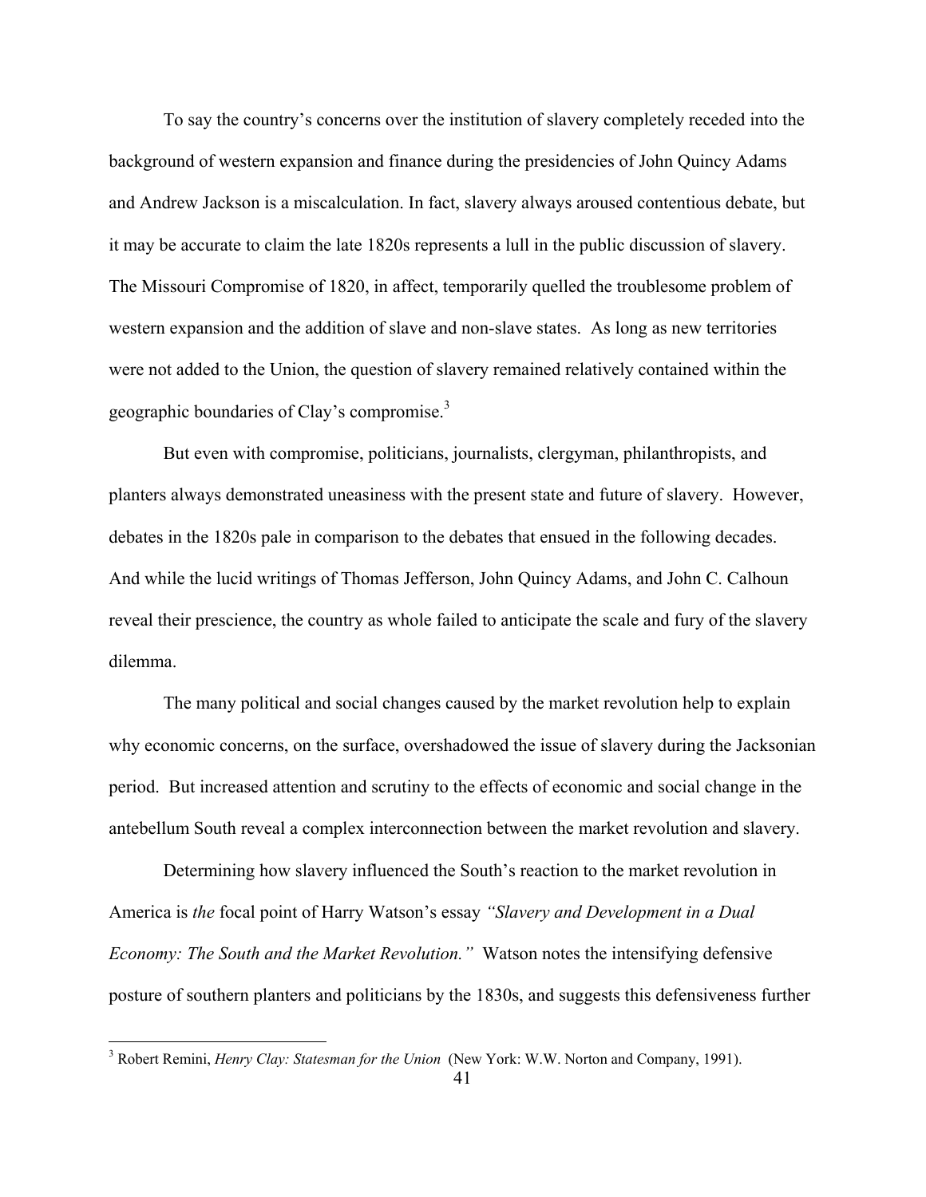To say the country's concerns over the institution of slavery completely receded into the background of western expansion and finance during the presidencies of John Quincy Adams and Andrew Jackson is a miscalculation. In fact, slavery always aroused contentious debate, but it may be accurate to claim the late 1820s represents a lull in the public discussion of slavery. The Missouri Compromise of 1820, in affect, temporarily quelled the troublesome problem of western expansion and the addition of slave and non-slave states. As long as new territories were not added to the Union, the question of slavery remained relatively contained within the geographic boundaries of Clay's compromise.[3]

But even with compromise, politicians, journalists, clergyman, philanthropists, and planters always demonstrated uneasiness with the present state and future of slavery. However, debates in the 1820s pale in comparison to the debates that ensued in the following decades. And while the lucid writings of Thomas Jefferson, John Quincy Adams, and John C. Calhoun reveal their prescience, the country as whole failed to anticipate the scale and fury of the slavery dilemma.

The many political and social changes caused by the market revolution help to explain why economic concerns, on the surface, overshadowed the issue of slavery during the Jacksonian period. But increased attention and scrutiny to the effects of economic and social change in the antebellum South reveal a complex interconnection between the market revolution and slavery.

Determining how slavery influenced the South's reaction to the market revolution in America is *the* focal point of Harry Watson's essay *"Slavery and Development in a Dual Economy: The South and the Market Revolution."* Watson notes the intensifying defensive posture of southern planters and politicians by the 1830s, and suggests this defensiveness further

---

[3] Robert Remini, *Henry Clay: Statesman for the Union* (New York: W.W. Norton and Company, 1991).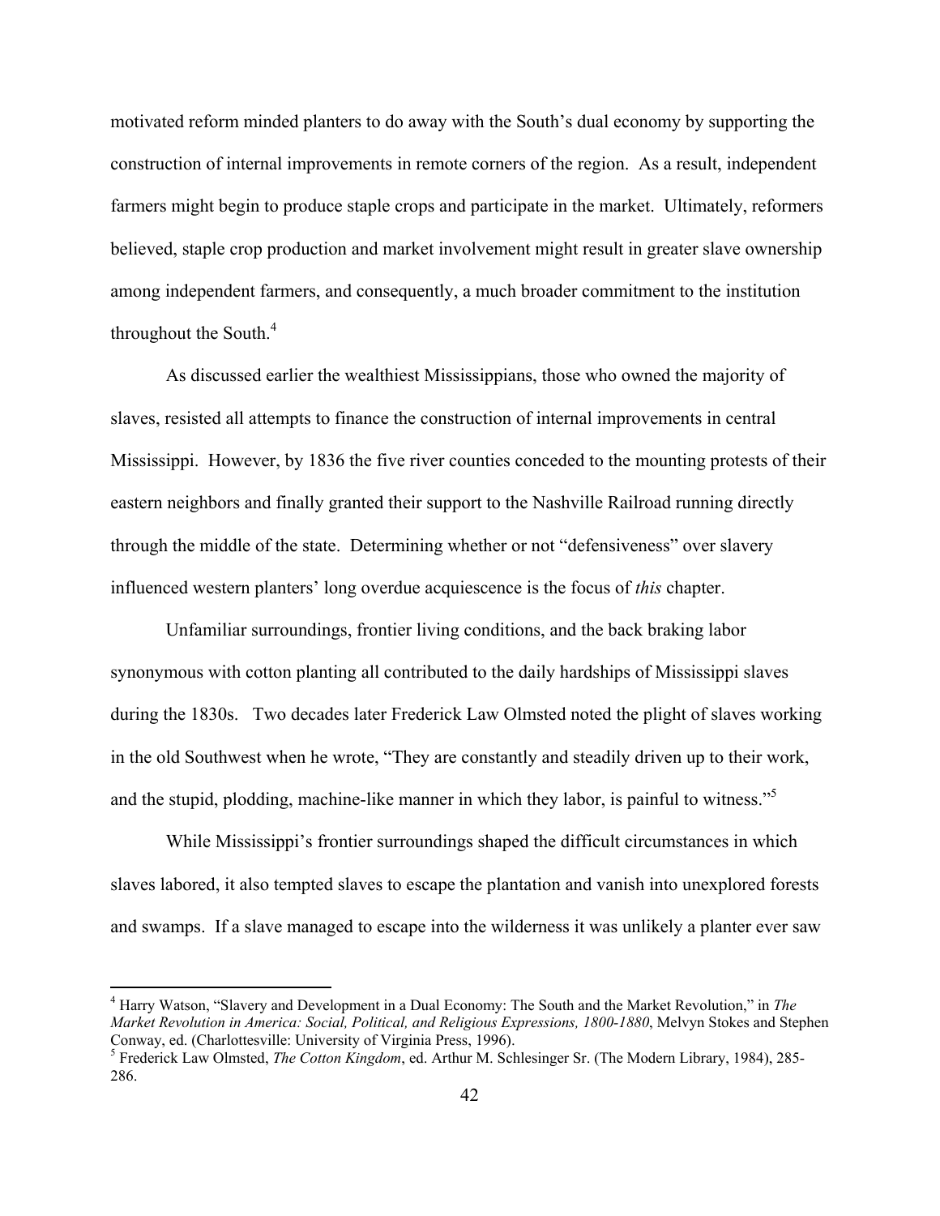motivated reform minded planters to do away with the South's dual economy by supporting the construction of internal improvements in remote corners of the region. As a result, independent farmers might begin to produce staple crops and participate in the market. Ultimately, reformers believed, staple crop production and market involvement might result in greater slave ownership among independent farmers, and consequently, a much broader commitment to the institution throughout the South.[4]

As discussed earlier the wealthiest Mississippians, those who owned the majority of slaves, resisted all attempts to finance the construction of internal improvements in central Mississippi. However, by 1836 the five river counties conceded to the mounting protests of their eastern neighbors and finally granted their support to the Nashville Railroad running directly through the middle of the state. Determining whether or not "defensiveness" over slavery influenced western planters' long overdue acquiescence is the focus of *this* chapter.

Unfamiliar surroundings, frontier living conditions, and the back braking labor synonymous with cotton planting all contributed to the daily hardships of Mississippi slaves during the 1830s. Two decades later Frederick Law Olmsted noted the plight of slaves working in the old Southwest when he wrote, "They are constantly and steadily driven up to their work, and the stupid, plodding, machine-like manner in which they labor, is painful to witness."[5]

While Mississippi's frontier surroundings shaped the difficult circumstances in which slaves labored, it also tempted slaves to escape the plantation and vanish into unexplored forests and swamps. If a slave managed to escape into the wilderness it was unlikely a planter ever saw

---

[4] Harry Watson, "Slavery and Development in a Dual Economy: The South and the Market Revolution," in *The Market Revolution in America: Social, Political, and Religious Expressions, 1800-1880*, Melvyn Stokes and Stephen Conway, ed. (Charlottesville: University of Virginia Press, 1996).

[5] Frederick Law Olmsted, *The Cotton Kingdom*, ed. Arthur M. Schlesinger Sr. (The Modern Library, 1984), 285-286.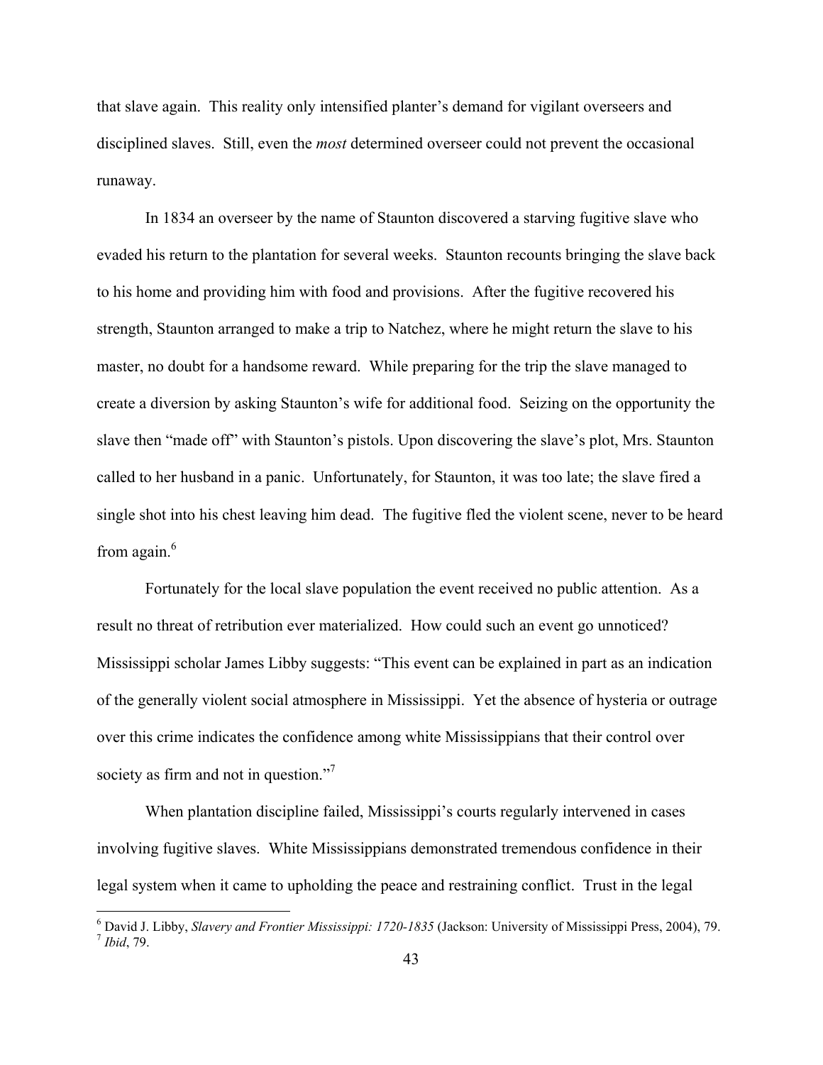that slave again. This reality only intensified planter's demand for vigilant overseers and disciplined slaves. Still, even the *most* determined overseer could not prevent the occasional runaway.

In 1834 an overseer by the name of Staunton discovered a starving fugitive slave who evaded his return to the plantation for several weeks. Staunton recounts bringing the slave back to his home and providing him with food and provisions. After the fugitive recovered his strength, Staunton arranged to make a trip to Natchez, where he might return the slave to his master, no doubt for a handsome reward. While preparing for the trip the slave managed to create a diversion by asking Staunton's wife for additional food. Seizing on the opportunity the slave then "made off" with Staunton's pistols. Upon discovering the slave's plot, Mrs. Staunton called to her husband in a panic. Unfortunately, for Staunton, it was too late; the slave fired a single shot into his chest leaving him dead. The fugitive fled the violent scene, never to be heard from again.[6]

Fortunately for the local slave population the event received no public attention. As a result no threat of retribution ever materialized. How could such an event go unnoticed? Mississippi scholar James Libby suggests: "This event can be explained in part as an indication of the generally violent social atmosphere in Mississippi. Yet the absence of hysteria or outrage over this crime indicates the confidence among white Mississippians that their control over society as firm and not in question."[7]

When plantation discipline failed, Mississippi's courts regularly intervened in cases involving fugitive slaves. White Mississippians demonstrated tremendous confidence in their legal system when it came to upholding the peace and restraining conflict. Trust in the legal

---

[6] David J. Libby, *Slavery and Frontier Mississippi: 1720-1835* (Jackson: University of Mississippi Press, 2004), 79.
[7] *Ibid*, 79.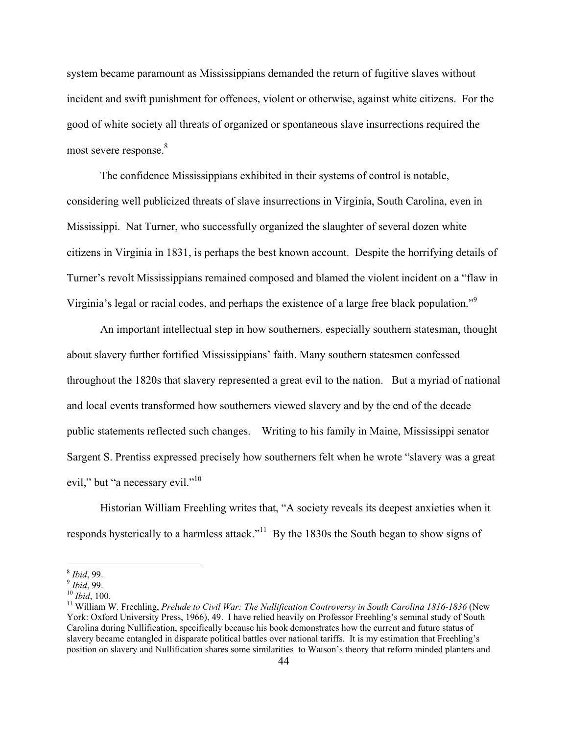system became paramount as Mississippians demanded the return of fugitive slaves without incident and swift punishment for offences, violent or otherwise, against white citizens. For the good of white society all threats of organized or spontaneous slave insurrections required the most severe response.[8]

The confidence Mississippians exhibited in their systems of control is notable, considering well publicized threats of slave insurrections in Virginia, South Carolina, even in Mississippi. Nat Turner, who successfully organized the slaughter of several dozen white citizens in Virginia in 1831, is perhaps the best known account. Despite the horrifying details of Turner's revolt Mississippians remained composed and blamed the violent incident on a "flaw in Virginia's legal or racial codes, and perhaps the existence of a large free black population."[9]

An important intellectual step in how southerners, especially southern statesman, thought about slavery further fortified Mississippians' faith. Many southern statesmen confessed throughout the 1820s that slavery represented a great evil to the nation. But a myriad of national and local events transformed how southerners viewed slavery and by the end of the decade public statements reflected such changes. Writing to his family in Maine, Mississippi senator Sargent S. Prentiss expressed precisely how southerners felt when he wrote "slavery was a great evil," but "a necessary evil."[10]

Historian William Freehling writes that, "A society reveals its deepest anxieties when it responds hysterically to a harmless attack."[11] By the 1830s the South began to show signs of

---

[8] *Ibid*, 99.

[9] *Ibid*, 99.

[10] *Ibid*, 100.

[11] William W. Freehling, *Prelude to Civil War: The Nullification Controversy in South Carolina 1816-1836* (New York: Oxford University Press, 1966), 49. I have relied heavily on Professor Freehling's seminal study of South Carolina during Nullification, specifically because his book demonstrates how the current and future status of slavery became entangled in disparate political battles over national tariffs. It is my estimation that Freehling's position on slavery and Nullification shares some similarities to Watson's theory that reform minded planters and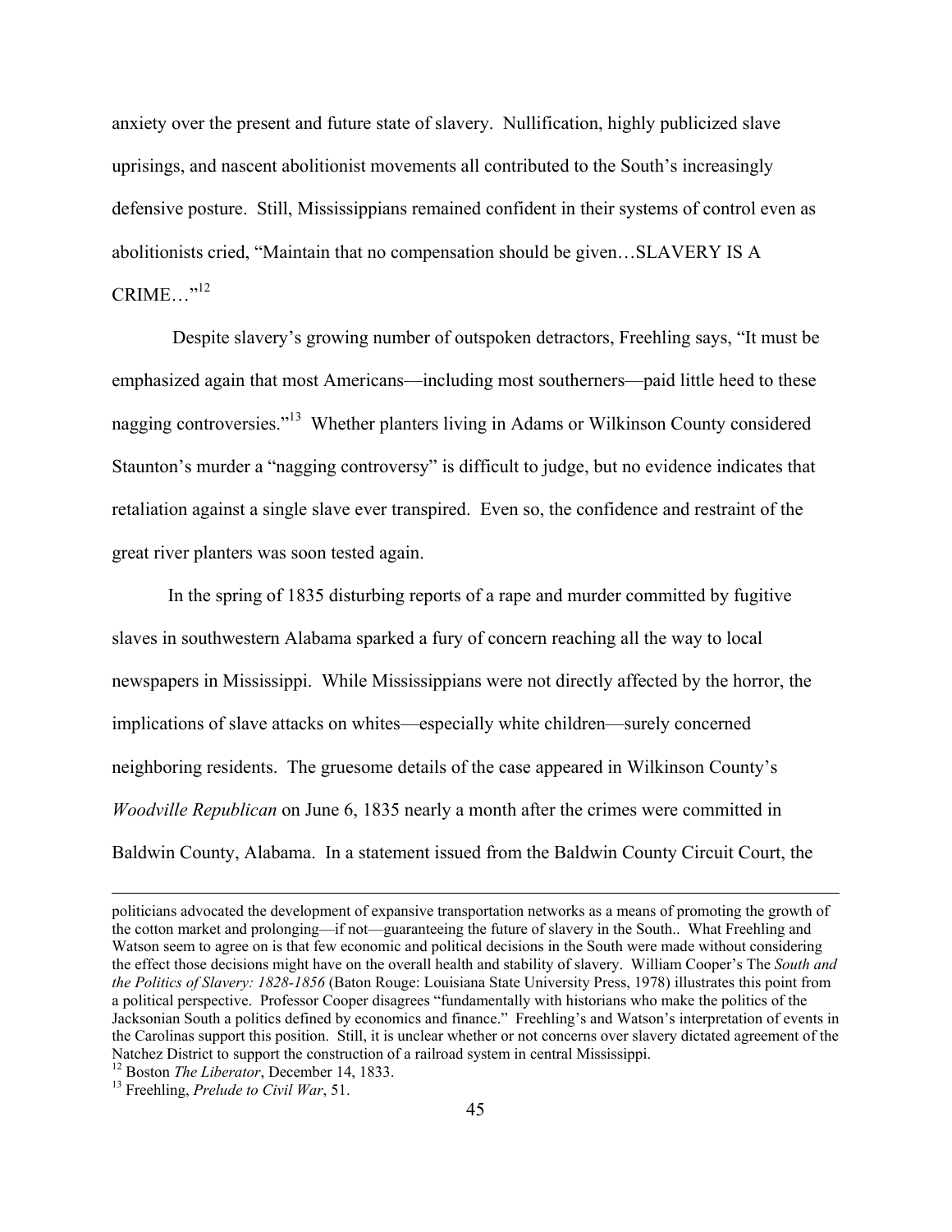anxiety over the present and future state of slavery. Nullification, highly publicized slave uprisings, and nascent abolitionist movements all contributed to the South's increasingly defensive posture. Still, Mississippians remained confident in their systems of control even as abolitionists cried, "Maintain that no compensation should be given…SLAVERY IS A CRIME…"[12]

Despite slavery's growing number of outspoken detractors, Freehling says, "It must be emphasized again that most Americans—including most southerners—paid little heed to these nagging controversies."[13] Whether planters living in Adams or Wilkinson County considered Staunton's murder a "nagging controversy" is difficult to judge, but no evidence indicates that retaliation against a single slave ever transpired. Even so, the confidence and restraint of the great river planters was soon tested again.

In the spring of 1835 disturbing reports of a rape and murder committed by fugitive slaves in southwestern Alabama sparked a fury of concern reaching all the way to local newspapers in Mississippi. While Mississippians were not directly affected by the horror, the implications of slave attacks on whites—especially white children—surely concerned neighboring residents. The gruesome details of the case appeared in Wilkinson County's *Woodville Republican* on June 6, 1835 nearly a month after the crimes were committed in Baldwin County, Alabama. In a statement issued from the Baldwin County Circuit Court, the

---

politicians advocated the development of expansive transportation networks as a means of promoting the growth of the cotton market and prolonging—if not—guaranteeing the future of slavery in the South.. What Freehling and Watson seem to agree on is that few economic and political decisions in the South were made without considering the effect those decisions might have on the overall health and stability of slavery. William Cooper's The *South and the Politics of Slavery: 1828-1856* (Baton Rouge: Louisiana State University Press, 1978) illustrates this point from a political perspective. Professor Cooper disagrees "fundamentally with historians who make the politics of the Jacksonian South a politics defined by economics and finance." Freehling's and Watson's interpretation of events in the Carolinas support this position. Still, it is unclear whether or not concerns over slavery dictated agreement of the Natchez District to support the construction of a railroad system in central Mississippi.

[12] Boston *The Liberator*, December 14, 1833.

[13] Freehling, *Prelude to Civil War*, 51.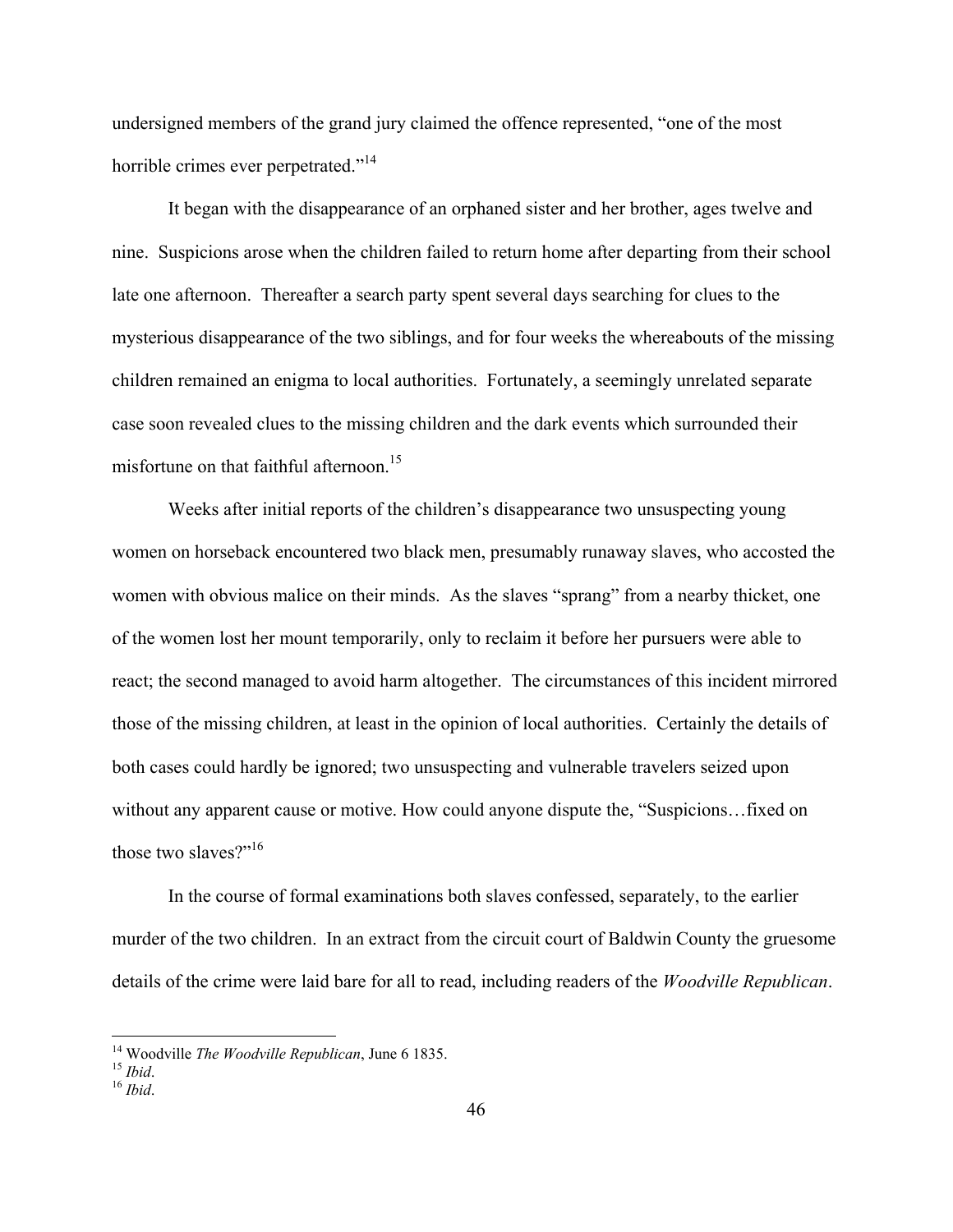undersigned members of the grand jury claimed the offence represented, "one of the most horrible crimes ever perpetrated."[14]

It began with the disappearance of an orphaned sister and her brother, ages twelve and nine. Suspicions arose when the children failed to return home after departing from their school late one afternoon. Thereafter a search party spent several days searching for clues to the mysterious disappearance of the two siblings, and for four weeks the whereabouts of the missing children remained an enigma to local authorities. Fortunately, a seemingly unrelated separate case soon revealed clues to the missing children and the dark events which surrounded their misfortune on that faithful afternoon.[15]

Weeks after initial reports of the children's disappearance two unsuspecting young women on horseback encountered two black men, presumably runaway slaves, who accosted the women with obvious malice on their minds. As the slaves "sprang" from a nearby thicket, one of the women lost her mount temporarily, only to reclaim it before her pursuers were able to react; the second managed to avoid harm altogether. The circumstances of this incident mirrored those of the missing children, at least in the opinion of local authorities. Certainly the details of both cases could hardly be ignored; two unsuspecting and vulnerable travelers seized upon without any apparent cause or motive. How could anyone dispute the, "Suspicions…fixed on those two slaves?"[16]

In the course of formal examinations both slaves confessed, separately, to the earlier murder of the two children. In an extract from the circuit court of Baldwin County the gruesome details of the crime were laid bare for all to read, including readers of the *Woodville Republican*.

---

[14] Woodville *The Woodville Republican*, June 6 1835.
[15] *Ibid*.
[16] *Ibid*.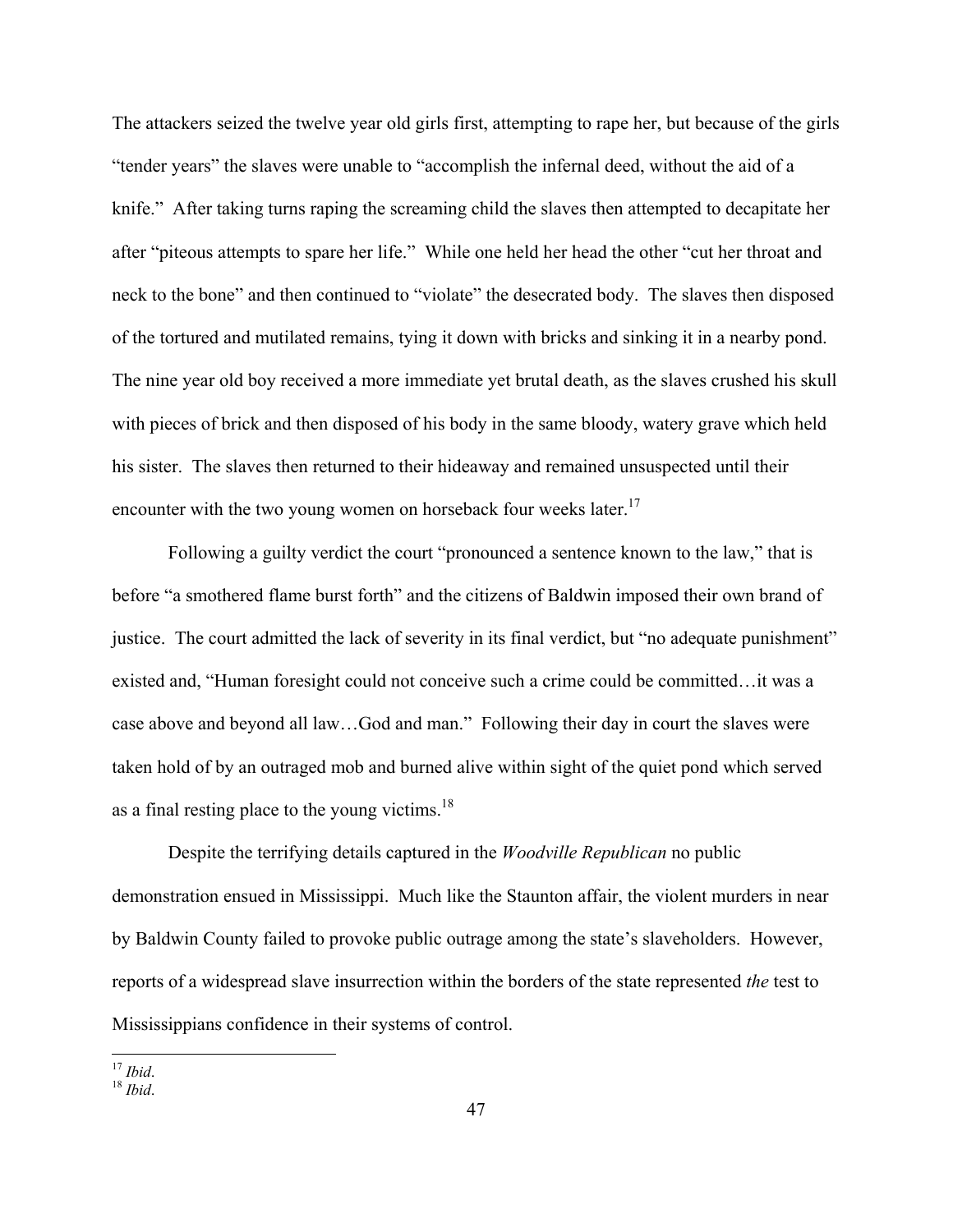The attackers seized the twelve year old girls first, attempting to rape her, but because of the girls "tender years" the slaves were unable to "accomplish the infernal deed, without the aid of a knife." After taking turns raping the screaming child the slaves then attempted to decapitate her after "piteous attempts to spare her life." While one held her head the other "cut her throat and neck to the bone" and then continued to "violate" the desecrated body. The slaves then disposed of the tortured and mutilated remains, tying it down with bricks and sinking it in a nearby pond. The nine year old boy received a more immediate yet brutal death, as the slaves crushed his skull with pieces of brick and then disposed of his body in the same bloody, watery grave which held his sister. The slaves then returned to their hideaway and remained unsuspected until their encounter with the two young women on horseback four weeks later.[17]

Following a guilty verdict the court "pronounced a sentence known to the law," that is before "a smothered flame burst forth" and the citizens of Baldwin imposed their own brand of justice. The court admitted the lack of severity in its final verdict, but "no adequate punishment" existed and, "Human foresight could not conceive such a crime could be committed…it was a case above and beyond all law…God and man." Following their day in court the slaves were taken hold of by an outraged mob and burned alive within sight of the quiet pond which served as a final resting place to the young victims.[18]

Despite the terrifying details captured in the *Woodville Republican* no public demonstration ensued in Mississippi. Much like the Staunton affair, the violent murders in near by Baldwin County failed to provoke public outrage among the state's slaveholders. However, reports of a widespread slave insurrection within the borders of the state represented *the* test to Mississippians confidence in their systems of control.

---

[17] *Ibid*.

[18] *Ibid*.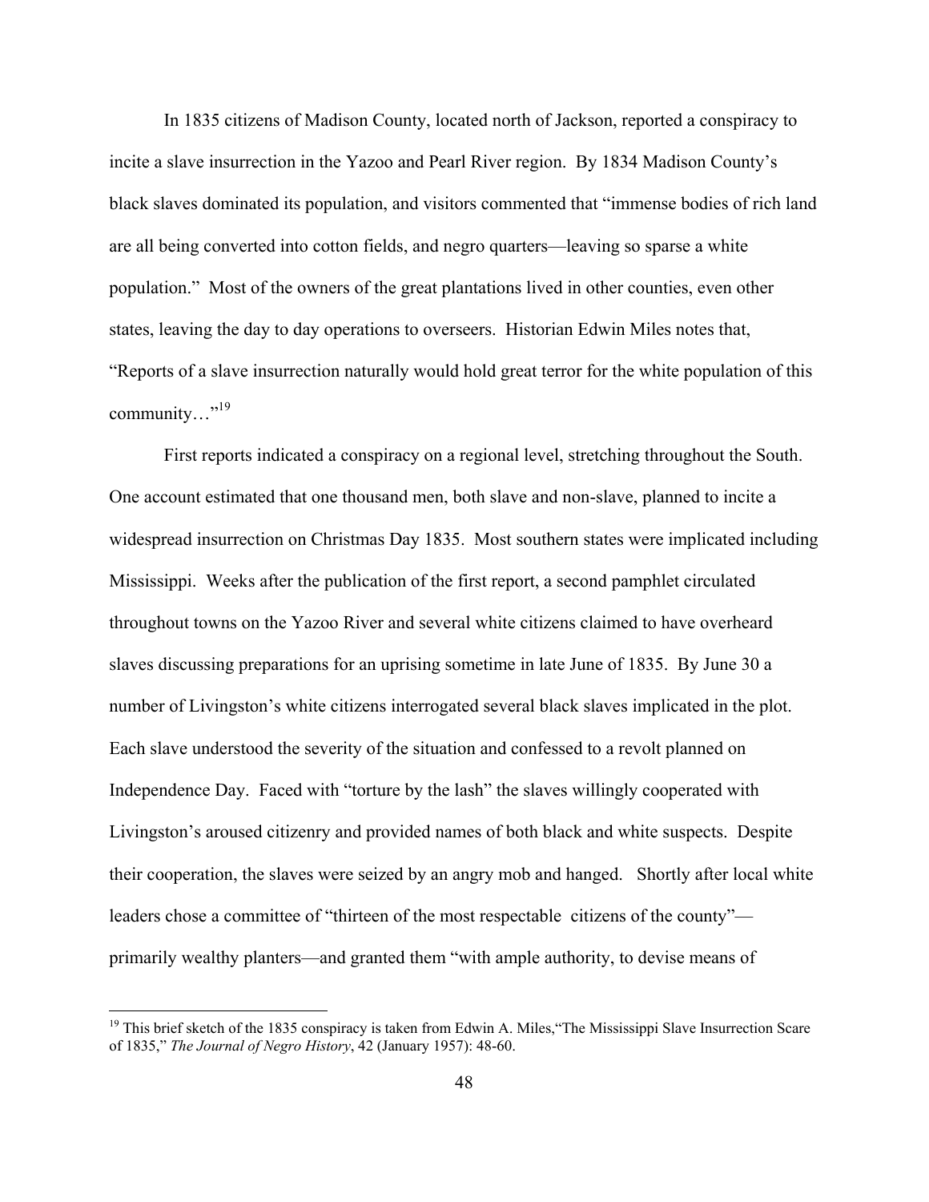In 1835 citizens of Madison County, located north of Jackson, reported a conspiracy to incite a slave insurrection in the Yazoo and Pearl River region. By 1834 Madison County's black slaves dominated its population, and visitors commented that "immense bodies of rich land are all being converted into cotton fields, and negro quarters—leaving so sparse a white population." Most of the owners of the great plantations lived in other counties, even other states, leaving the day to day operations to overseers. Historian Edwin Miles notes that, "Reports of a slave insurrection naturally would hold great terror for the white population of this community…"[19]

First reports indicated a conspiracy on a regional level, stretching throughout the South. One account estimated that one thousand men, both slave and non-slave, planned to incite a widespread insurrection on Christmas Day 1835. Most southern states were implicated including Mississippi. Weeks after the publication of the first report, a second pamphlet circulated throughout towns on the Yazoo River and several white citizens claimed to have overheard slaves discussing preparations for an uprising sometime in late June of 1835. By June 30 a number of Livingston's white citizens interrogated several black slaves implicated in the plot. Each slave understood the severity of the situation and confessed to a revolt planned on Independence Day. Faced with "torture by the lash" the slaves willingly cooperated with Livingston's aroused citizenry and provided names of both black and white suspects. Despite their cooperation, the slaves were seized by an angry mob and hanged. Shortly after local white leaders chose a committee of "thirteen of the most respectable citizens of the county"—primarily wealthy planters—and granted them "with ample authority, to devise means of

---

[19] This brief sketch of the 1835 conspiracy is taken from Edwin A. Miles,"The Mississippi Slave Insurrection Scare of 1835," *The Journal of Negro History*, 42 (January 1957): 48-60.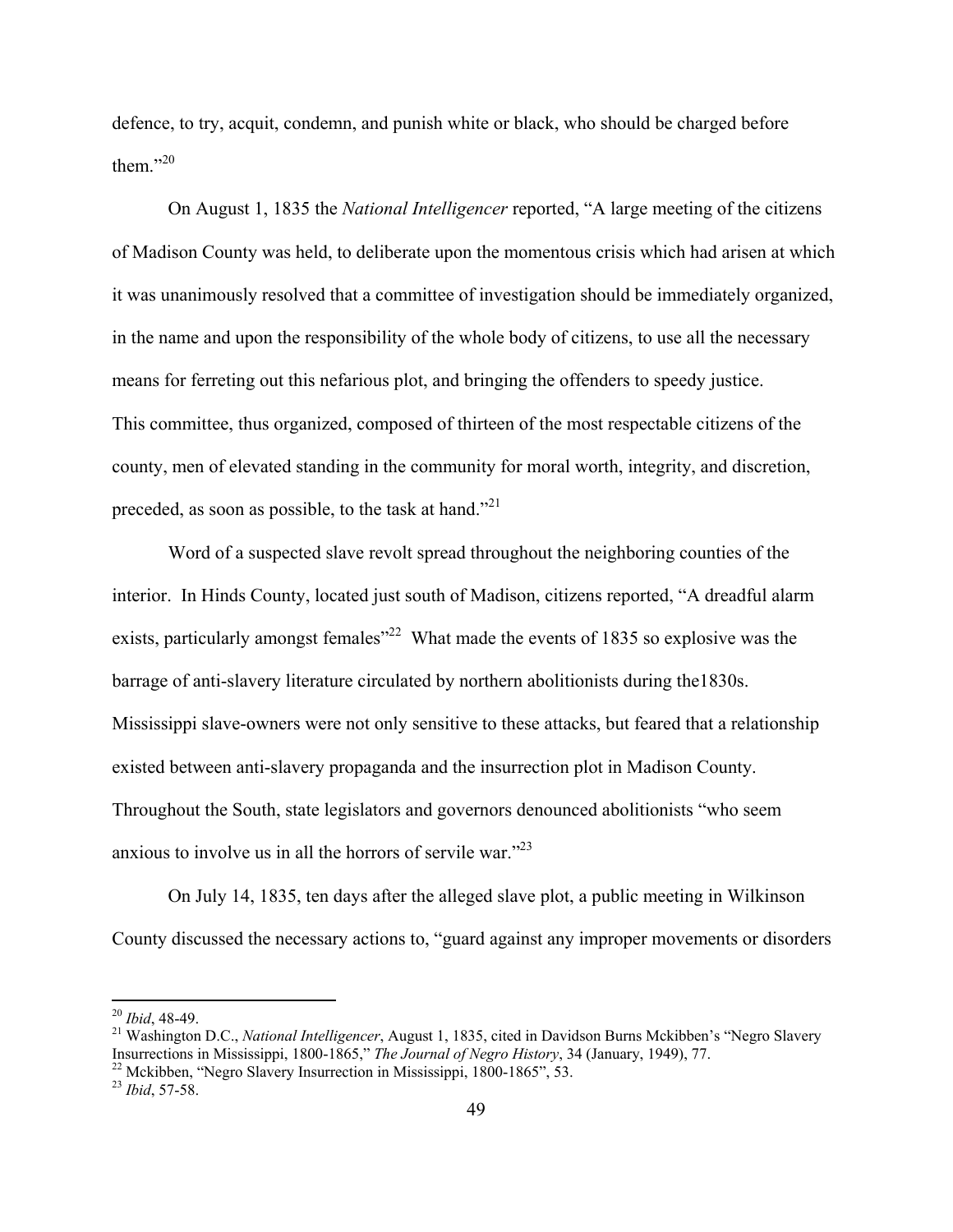defence, to try, acquit, condemn, and punish white or black, who should be charged before them."[20]

On August 1, 1835 the *National Intelligencer* reported, "A large meeting of the citizens of Madison County was held, to deliberate upon the momentous crisis which had arisen at which it was unanimously resolved that a committee of investigation should be immediately organized, in the name and upon the responsibility of the whole body of citizens, to use all the necessary means for ferreting out this nefarious plot, and bringing the offenders to speedy justice. This committee, thus organized, composed of thirteen of the most respectable citizens of the county, men of elevated standing in the community for moral worth, integrity, and discretion, preceded, as soon as possible, to the task at hand."[21]

Word of a suspected slave revolt spread throughout the neighboring counties of the interior. In Hinds County, located just south of Madison, citizens reported, "A dreadful alarm exists, particularly amongst females"[22] What made the events of 1835 so explosive was the barrage of anti-slavery literature circulated by northern abolitionists during the1830s. Mississippi slave-owners were not only sensitive to these attacks, but feared that a relationship existed between anti-slavery propaganda and the insurrection plot in Madison County. Throughout the South, state legislators and governors denounced abolitionists "who seem anxious to involve us in all the horrors of servile war."[23]

On July 14, 1835, ten days after the alleged slave plot, a public meeting in Wilkinson County discussed the necessary actions to, "guard against any improper movements or disorders

---

[20] *Ibid*, 48-49.

[21] Washington D.C., *National Intelligencer*, August 1, 1835, cited in Davidson Burns Mckibben's "Negro Slavery Insurrections in Mississippi, 1800-1865," *The Journal of Negro History*, 34 (January, 1949), 77.

[22] Mckibben, "Negro Slavery Insurrection in Mississippi, 1800-1865", 53.

[23] *Ibid*, 57-58.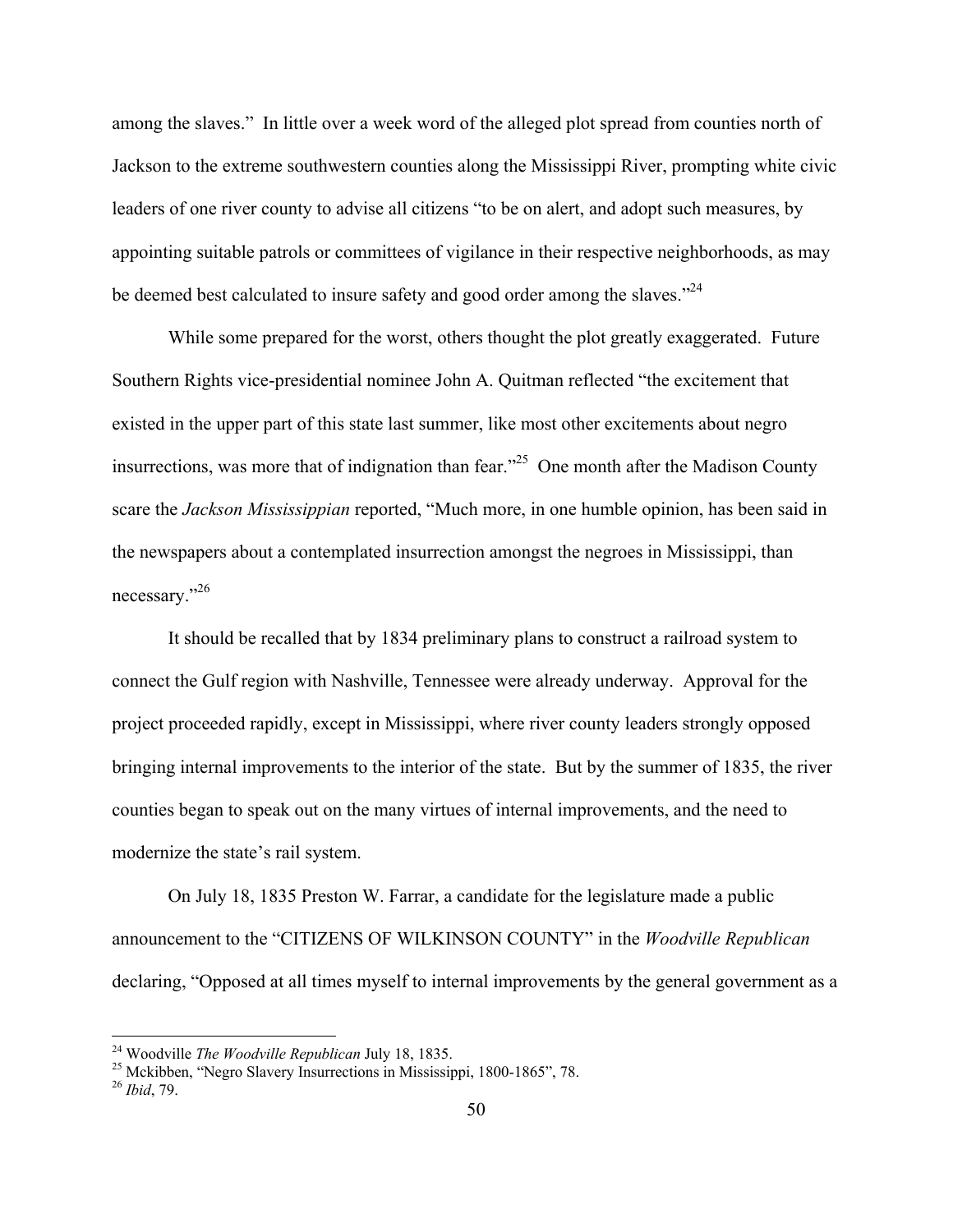among the slaves." In little over a week word of the alleged plot spread from counties north of Jackson to the extreme southwestern counties along the Mississippi River, prompting white civic leaders of one river county to advise all citizens "to be on alert, and adopt such measures, by appointing suitable patrols or committees of vigilance in their respective neighborhoods, as may be deemed best calculated to insure safety and good order among the slaves."[24]

While some prepared for the worst, others thought the plot greatly exaggerated. Future Southern Rights vice-presidential nominee John A. Quitman reflected "the excitement that existed in the upper part of this state last summer, like most other excitements about negro insurrections, was more that of indignation than fear."[25] One month after the Madison County scare the *Jackson Mississippian* reported, "Much more, in one humble opinion, has been said in the newspapers about a contemplated insurrection amongst the negroes in Mississippi, than necessary."[26]

It should be recalled that by 1834 preliminary plans to construct a railroad system to connect the Gulf region with Nashville, Tennessee were already underway. Approval for the project proceeded rapidly, except in Mississippi, where river county leaders strongly opposed bringing internal improvements to the interior of the state. But by the summer of 1835, the river counties began to speak out on the many virtues of internal improvements, and the need to modernize the state's rail system.

On July 18, 1835 Preston W. Farrar, a candidate for the legislature made a public announcement to the "CITIZENS OF WILKINSON COUNTY" in the *Woodville Republican* declaring, "Opposed at all times myself to internal improvements by the general government as a

---

[24] Woodville *The Woodville Republican* July 18, 1835.

[25] Mckibben, "Negro Slavery Insurrections in Mississippi, 1800-1865", 78.

[26] *Ibid*, 79.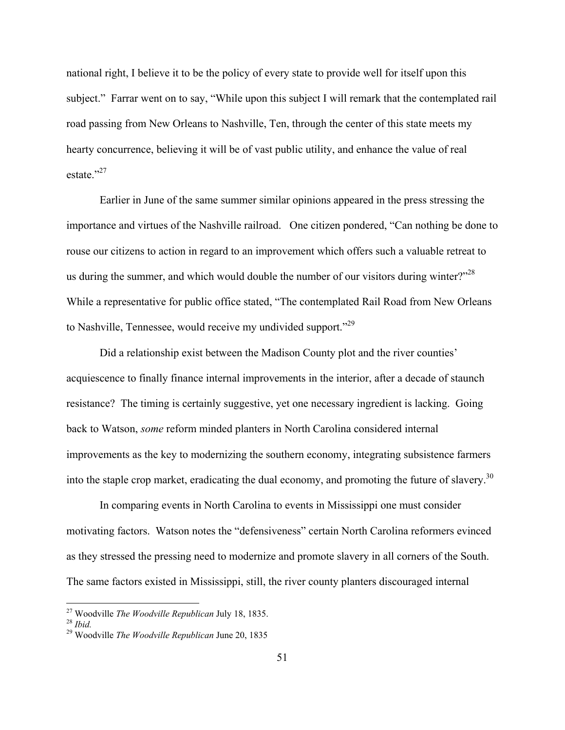national right, I believe it to be the policy of every state to provide well for itself upon this subject." Farrar went on to say, "While upon this subject I will remark that the contemplated rail road passing from New Orleans to Nashville, Ten, through the center of this state meets my hearty concurrence, believing it will be of vast public utility, and enhance the value of real estate."[27]

Earlier in June of the same summer similar opinions appeared in the press stressing the importance and virtues of the Nashville railroad. One citizen pondered, "Can nothing be done to rouse our citizens to action in regard to an improvement which offers such a valuable retreat to us during the summer, and which would double the number of our visitors during winter?"[28] While a representative for public office stated, "The contemplated Rail Road from New Orleans to Nashville, Tennessee, would receive my undivided support."[29]

Did a relationship exist between the Madison County plot and the river counties' acquiescence to finally finance internal improvements in the interior, after a decade of staunch resistance? The timing is certainly suggestive, yet one necessary ingredient is lacking. Going back to Watson, *some* reform minded planters in North Carolina considered internal improvements as the key to modernizing the southern economy, integrating subsistence farmers into the staple crop market, eradicating the dual economy, and promoting the future of slavery.[30]

In comparing events in North Carolina to events in Mississippi one must consider motivating factors. Watson notes the "defensiveness" certain North Carolina reformers evinced as they stressed the pressing need to modernize and promote slavery in all corners of the South. The same factors existed in Mississippi, still, the river county planters discouraged internal

---

[27] Woodville *The Woodville Republican* July 18, 1835.

[28] *Ibid.*

[29] Woodville *The Woodville Republican* June 20, 1835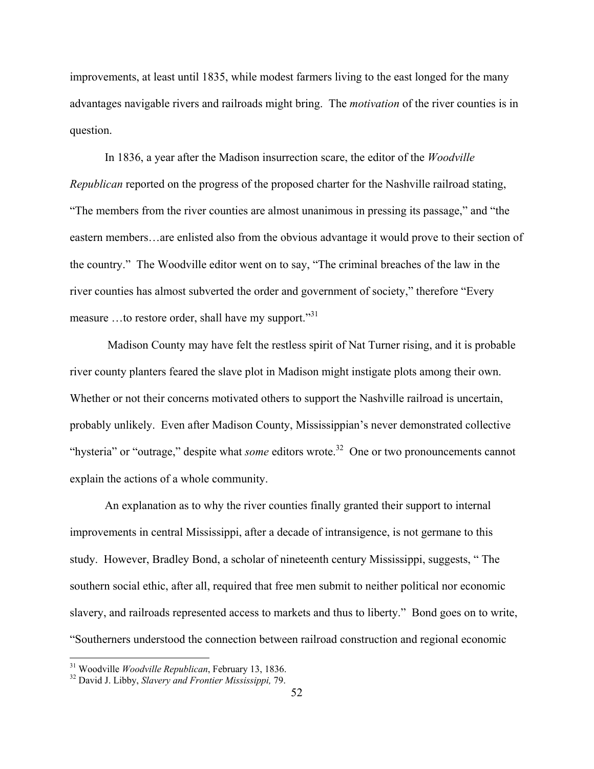improvements, at least until 1835, while modest farmers living to the east longed for the many advantages navigable rivers and railroads might bring. The *motivation* of the river counties is in question.

In 1836, a year after the Madison insurrection scare, the editor of the *Woodville Republican* reported on the progress of the proposed charter for the Nashville railroad stating, "The members from the river counties are almost unanimous in pressing its passage," and "the eastern members…are enlisted also from the obvious advantage it would prove to their section of the country." The Woodville editor went on to say, "The criminal breaches of the law in the river counties has almost subverted the order and government of society," therefore "Every measure …to restore order, shall have my support."[31]

Madison County may have felt the restless spirit of Nat Turner rising, and it is probable river county planters feared the slave plot in Madison might instigate plots among their own. Whether or not their concerns motivated others to support the Nashville railroad is uncertain, probably unlikely. Even after Madison County, Mississippian's never demonstrated collective "hysteria" or "outrage," despite what *some* editors wrote.[32] One or two pronouncements cannot explain the actions of a whole community.

An explanation as to why the river counties finally granted their support to internal improvements in central Mississippi, after a decade of intransigence, is not germane to this study. However, Bradley Bond, a scholar of nineteenth century Mississippi, suggests, " The southern social ethic, after all, required that free men submit to neither political nor economic slavery, and railroads represented access to markets and thus to liberty." Bond goes on to write, "Southerners understood the connection between railroad construction and regional economic

---

[31] Woodville *Woodville Republican*, February 13, 1836.

[32] David J. Libby, *Slavery and Frontier Mississippi,* 79.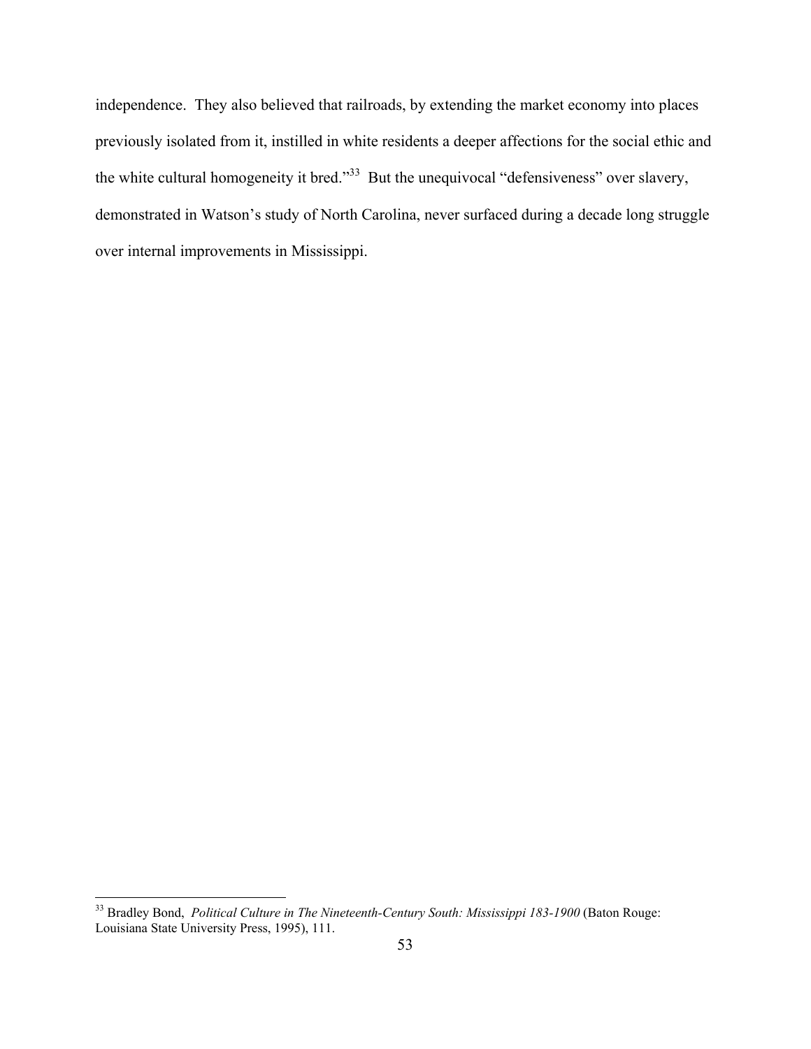independence. They also believed that railroads, by extending the market economy into places previously isolated from it, instilled in white residents a deeper affections for the social ethic and the white cultural homogeneity it bred."[33] But the unequivocal "defensiveness" over slavery, demonstrated in Watson's study of North Carolina, never surfaced during a decade long struggle over internal improvements in Mississippi.

---

[33] Bradley Bond, *Political Culture in The Nineteenth-Century South: Mississippi 183-1900* (Baton Rouge: Louisiana State University Press, 1995), 111.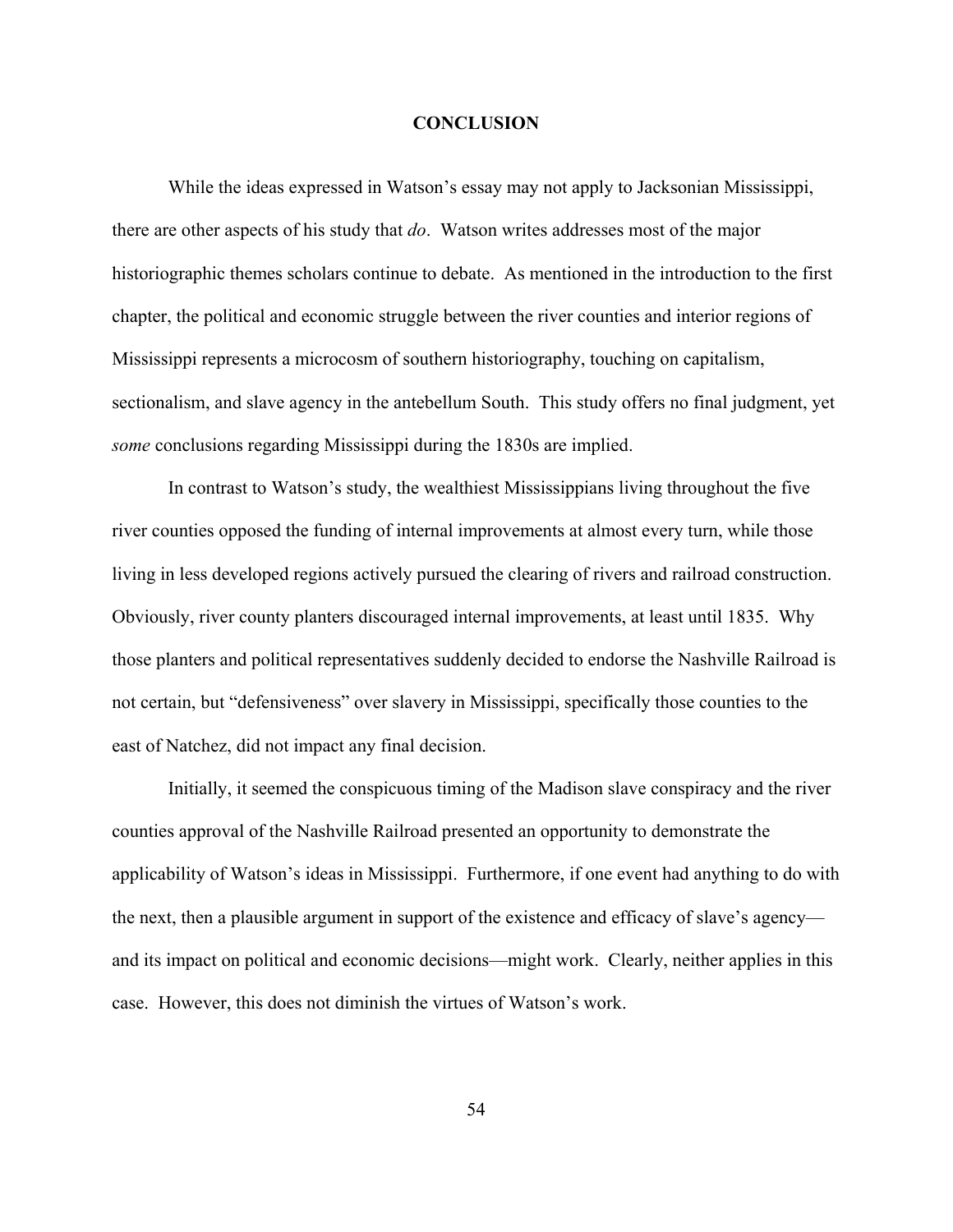# CONCLUSION

While the ideas expressed in Watson's essay may not apply to Jacksonian Mississippi, there are other aspects of his study that *do*. Watson writes addresses most of the major historiographic themes scholars continue to debate. As mentioned in the introduction to the first chapter, the political and economic struggle between the river counties and interior regions of Mississippi represents a microcosm of southern historiography, touching on capitalism, sectionalism, and slave agency in the antebellum South. This study offers no final judgment, yet *some* conclusions regarding Mississippi during the 1830s are implied.

In contrast to Watson's study, the wealthiest Mississippians living throughout the five river counties opposed the funding of internal improvements at almost every turn, while those living in less developed regions actively pursued the clearing of rivers and railroad construction. Obviously, river county planters discouraged internal improvements, at least until 1835. Why those planters and political representatives suddenly decided to endorse the Nashville Railroad is not certain, but "defensiveness" over slavery in Mississippi, specifically those counties to the east of Natchez, did not impact any final decision.

Initially, it seemed the conspicuous timing of the Madison slave conspiracy and the river counties approval of the Nashville Railroad presented an opportunity to demonstrate the applicability of Watson's ideas in Mississippi. Furthermore, if one event had anything to do with the next, then a plausible argument in support of the existence and efficacy of slave's agency—and its impact on political and economic decisions—might work. Clearly, neither applies in this case. However, this does not diminish the virtues of Watson's work.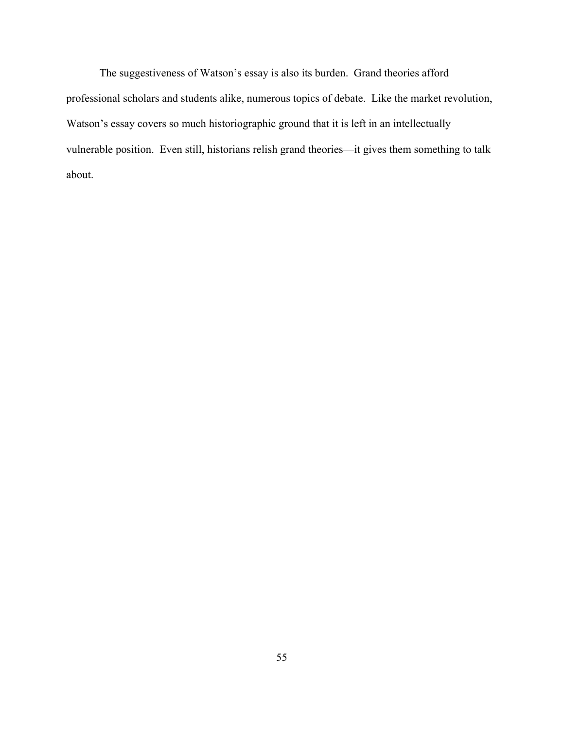The suggestiveness of Watson's essay is also its burden. Grand theories afford professional scholars and students alike, numerous topics of debate. Like the market revolution, Watson's essay covers so much historiographic ground that it is left in an intellectually vulnerable position. Even still, historians relish grand theories—it gives them something to talk about.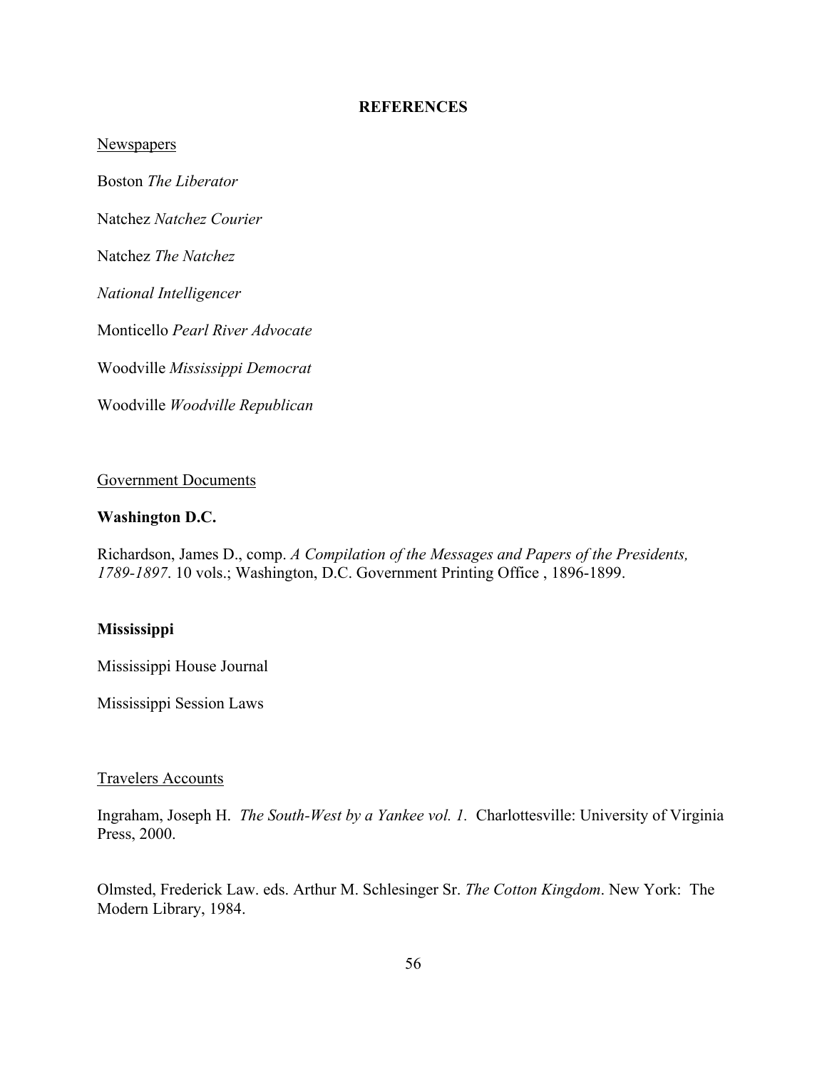# REFERENCES

## Newspapers

Boston *The Liberator*

Natchez *Natchez Courier*

Natchez *The Natchez*

*National Intelligencer*

Monticello *Pearl River Advocate*

Woodville *Mississippi Democrat*

Woodville *Woodville Republican*

## Government Documents

### Washington D.C.

Richardson, James D., comp. *A Compilation of the Messages and Papers of the Presidents, 1789-1897*. 10 vols.; Washington, D.C. Government Printing Office , 1896-1899.

### Mississippi

Mississippi House Journal

Mississippi Session Laws

## Travelers Accounts

Ingraham, Joseph H. *The South-West by a Yankee vol. 1.* Charlottesville: University of Virginia Press, 2000.

Olmsted, Frederick Law. eds. Arthur M. Schlesinger Sr. *The Cotton Kingdom*. New York: The Modern Library, 1984.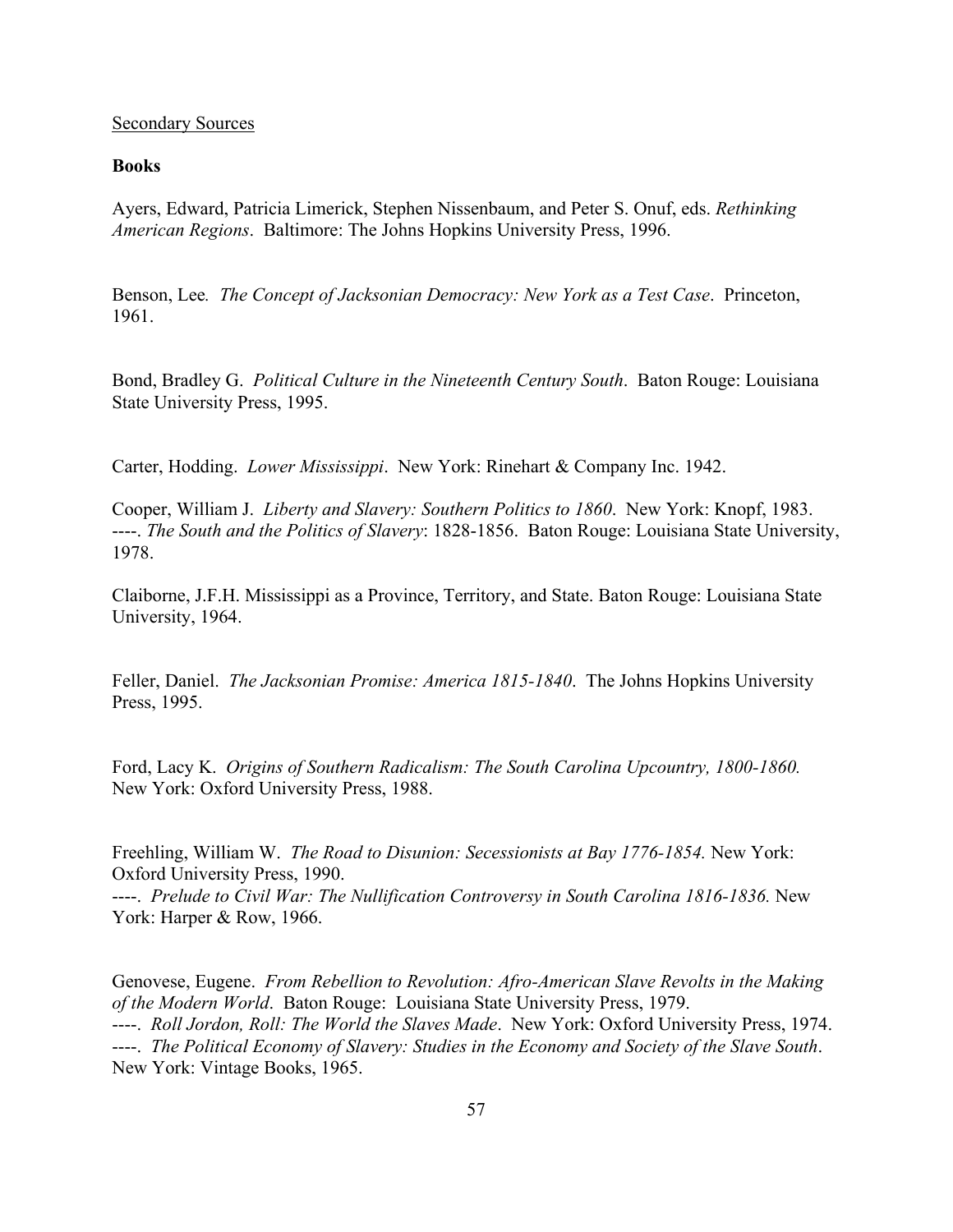Secondary Sources

**Books**

Ayers, Edward, Patricia Limerick, Stephen Nissenbaum, and Peter S. Onuf, eds. *Rethinking American Regions*. Baltimore: The Johns Hopkins University Press, 1996.

Benson, Lee. *The Concept of Jacksonian Democracy: New York as a Test Case*. Princeton, 1961.

Bond, Bradley G. *Political Culture in the Nineteenth Century South*. Baton Rouge: Louisiana State University Press, 1995.

Carter, Hodding. *Lower Mississippi*. New York: Rinehart & Company Inc. 1942.

Cooper, William J. *Liberty and Slavery: Southern Politics to 1860*. New York: Knopf, 1983.
----. *The South and the Politics of Slavery*: 1828-1856. Baton Rouge: Louisiana State University, 1978.

Claiborne, J.F.H. Mississippi as a Province, Territory, and State. Baton Rouge: Louisiana State University, 1964.

Feller, Daniel. *The Jacksonian Promise: America 1815-1840*. The Johns Hopkins University Press, 1995.

Ford, Lacy K. *Origins of Southern Radicalism: The South Carolina Upcountry, 1800-1860.* New York: Oxford University Press, 1988.

Freehling, William W. *The Road to Disunion: Secessionists at Bay 1776-1854.* New York: Oxford University Press, 1990.
----. *Prelude to Civil War: The Nullification Controversy in South Carolina 1816-1836.* New York: Harper & Row, 1966.

Genovese, Eugene. *From Rebellion to Revolution: Afro-American Slave Revolts in the Making of the Modern World*. Baton Rouge: Louisiana State University Press, 1979.
----. *Roll Jordon, Roll: The World the Slaves Made*. New York: Oxford University Press, 1974.
----. *The Political Economy of Slavery: Studies in the Economy and Society of the Slave South*. New York: Vintage Books, 1965.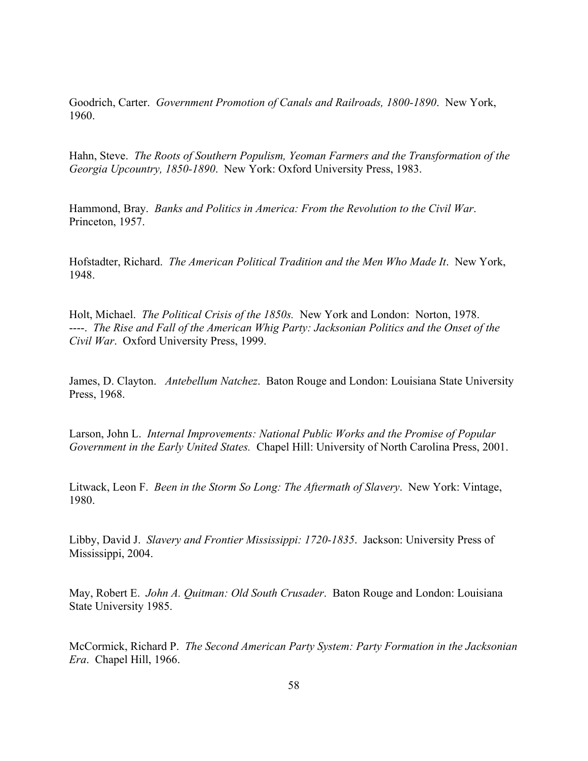Goodrich, Carter. *Government Promotion of Canals and Railroads, 1800-1890*. New York, 1960.

Hahn, Steve. *The Roots of Southern Populism, Yeoman Farmers and the Transformation of the Georgia Upcountry, 1850-1890*. New York: Oxford University Press, 1983.

Hammond, Bray. *Banks and Politics in America: From the Revolution to the Civil War*. Princeton, 1957.

Hofstadter, Richard. *The American Political Tradition and the Men Who Made It*. New York, 1948.

Holt, Michael. *The Political Crisis of the 1850s.* New York and London: Norton, 1978.
----. *The Rise and Fall of the American Whig Party: Jacksonian Politics and the Onset of the Civil War*. Oxford University Press, 1999.

James, D. Clayton. *Antebellum Natchez*. Baton Rouge and London: Louisiana State University Press, 1968.

Larson, John L. *Internal Improvements: National Public Works and the Promise of Popular Government in the Early United States.* Chapel Hill: University of North Carolina Press, 2001.

Litwack, Leon F. *Been in the Storm So Long: The Aftermath of Slavery*. New York: Vintage, 1980.

Libby, David J. *Slavery and Frontier Mississippi: 1720-1835*. Jackson: University Press of Mississippi, 2004.

May, Robert E. *John A. Quitman: Old South Crusader*. Baton Rouge and London: Louisiana State University 1985.

McCormick, Richard P. *The Second American Party System: Party Formation in the Jacksonian Era*. Chapel Hill, 1966.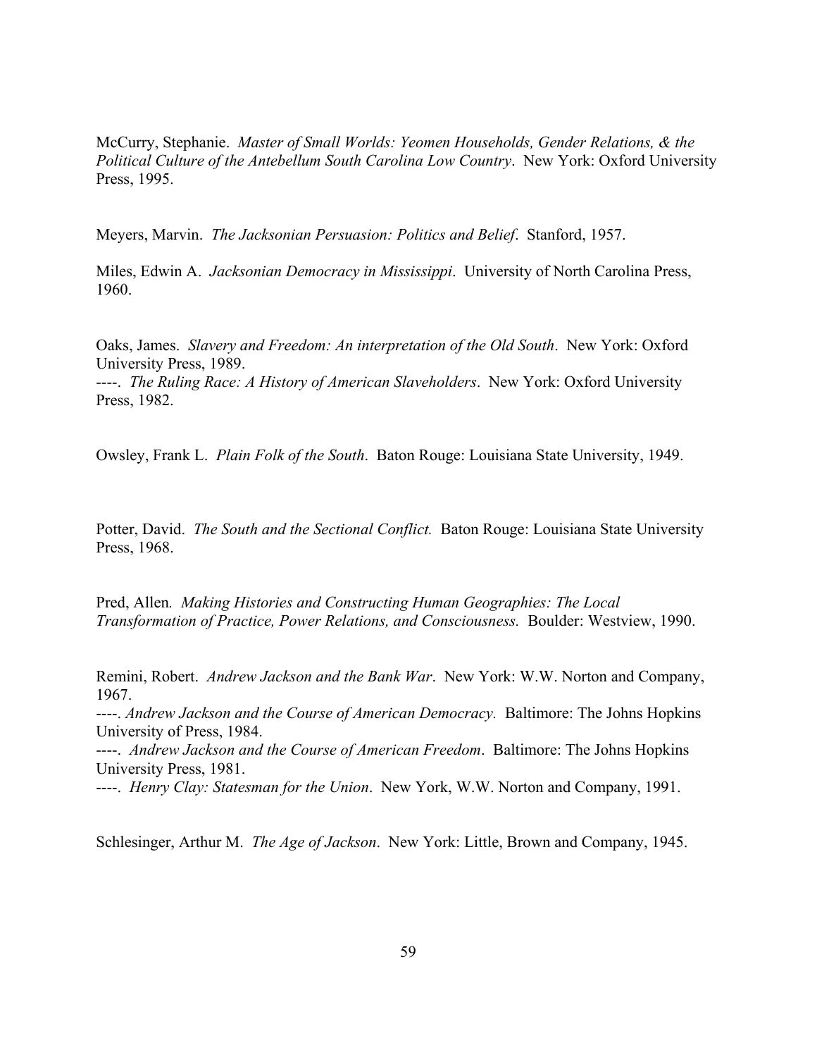McCurry, Stephanie. *Master of Small Worlds: Yeomen Households, Gender Relations, & the Political Culture of the Antebellum South Carolina Low Country*. New York: Oxford University Press, 1995.

Meyers, Marvin. *The Jacksonian Persuasion: Politics and Belief*. Stanford, 1957.

Miles, Edwin A. *Jacksonian Democracy in Mississippi*. University of North Carolina Press, 1960.

Oaks, James. *Slavery and Freedom: An interpretation of the Old South*. New York: Oxford University Press, 1989.
----. *The Ruling Race: A History of American Slaveholders*. New York: Oxford University Press, 1982.

Owsley, Frank L. *Plain Folk of the South*. Baton Rouge: Louisiana State University, 1949.

Potter, David. *The South and the Sectional Conflict.* Baton Rouge: Louisiana State University Press, 1968.

Pred, Allen. *Making Histories and Constructing Human Geographies: The Local Transformation of Practice, Power Relations, and Consciousness.* Boulder: Westview, 1990.

Remini, Robert. *Andrew Jackson and the Bank War*. New York: W.W. Norton and Company, 1967.
----. *Andrew Jackson and the Course of American Democracy.* Baltimore: The Johns Hopkins University of Press, 1984.
----. *Andrew Jackson and the Course of American Freedom*. Baltimore: The Johns Hopkins University Press, 1981.
----. *Henry Clay: Statesman for the Union*. New York, W.W. Norton and Company, 1991.

Schlesinger, Arthur M. *The Age of Jackson*. New York: Little, Brown and Company, 1945.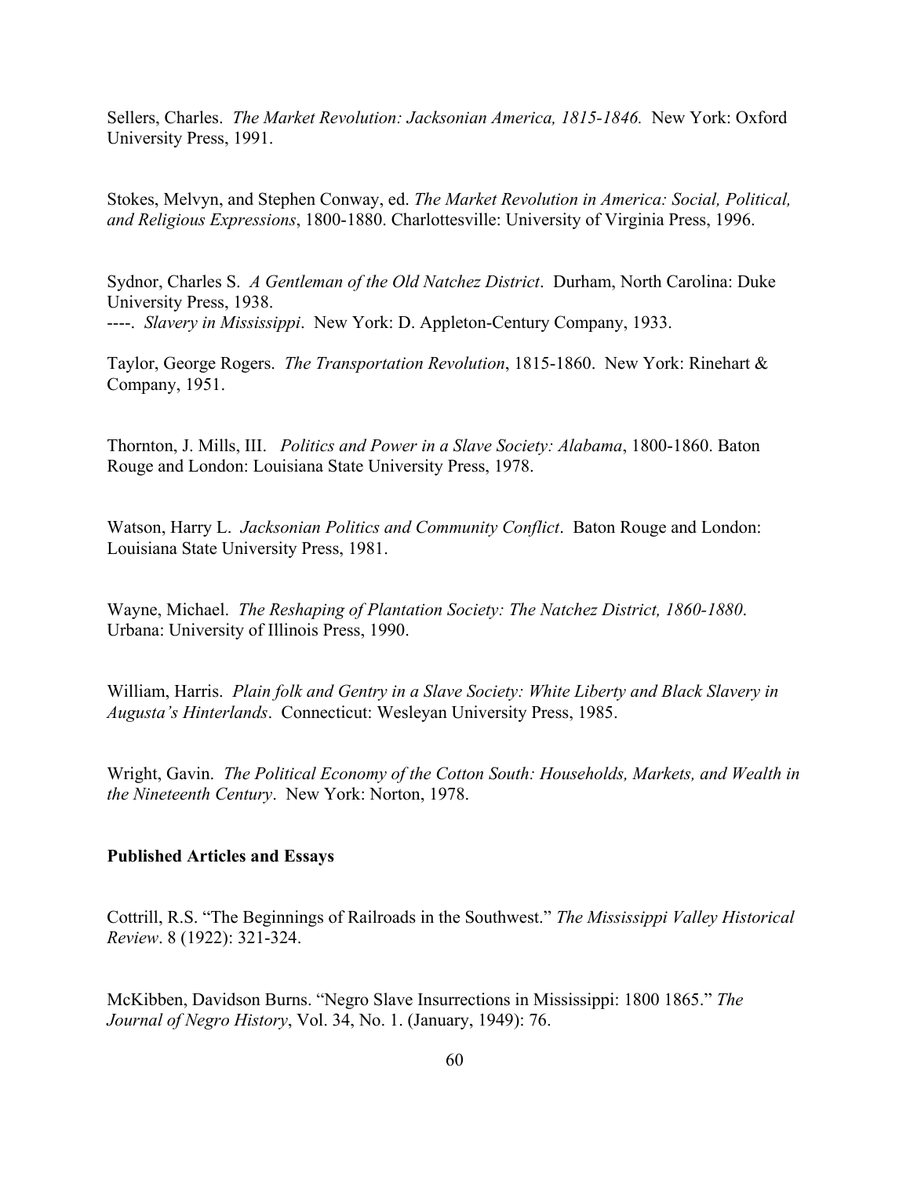Sellers, Charles. *The Market Revolution: Jacksonian America, 1815-1846.* New York: Oxford University Press, 1991.

Stokes, Melvyn, and Stephen Conway, ed. *The Market Revolution in America: Social, Political, and Religious Expressions*, 1800-1880. Charlottesville: University of Virginia Press, 1996.

Sydnor, Charles S. *A Gentleman of the Old Natchez District*. Durham, North Carolina: Duke University Press, 1938.
----. *Slavery in Mississippi*. New York: D. Appleton-Century Company, 1933.

Taylor, George Rogers. *The Transportation Revolution*, 1815-1860. New York: Rinehart & Company, 1951.

Thornton, J. Mills, III. *Politics and Power in a Slave Society: Alabama*, 1800-1860. Baton Rouge and London: Louisiana State University Press, 1978.

Watson, Harry L. *Jacksonian Politics and Community Conflict*. Baton Rouge and London: Louisiana State University Press, 1981.

Wayne, Michael. *The Reshaping of Plantation Society: The Natchez District, 1860-1880*. Urbana: University of Illinois Press, 1990.

William, Harris. *Plain folk and Gentry in a Slave Society: White Liberty and Black Slavery in Augusta's Hinterlands*. Connecticut: Wesleyan University Press, 1985.

Wright, Gavin. *The Political Economy of the Cotton South: Households, Markets, and Wealth in the Nineteenth Century*. New York: Norton, 1978.

**Published Articles and Essays**

Cottrill, R.S. "The Beginnings of Railroads in the Southwest." *The Mississippi Valley Historical Review*. 8 (1922): 321-324.

McKibben, Davidson Burns. "Negro Slave Insurrections in Mississippi: 1800 1865." *The Journal of Negro History*, Vol. 34, No. 1. (January, 1949): 76.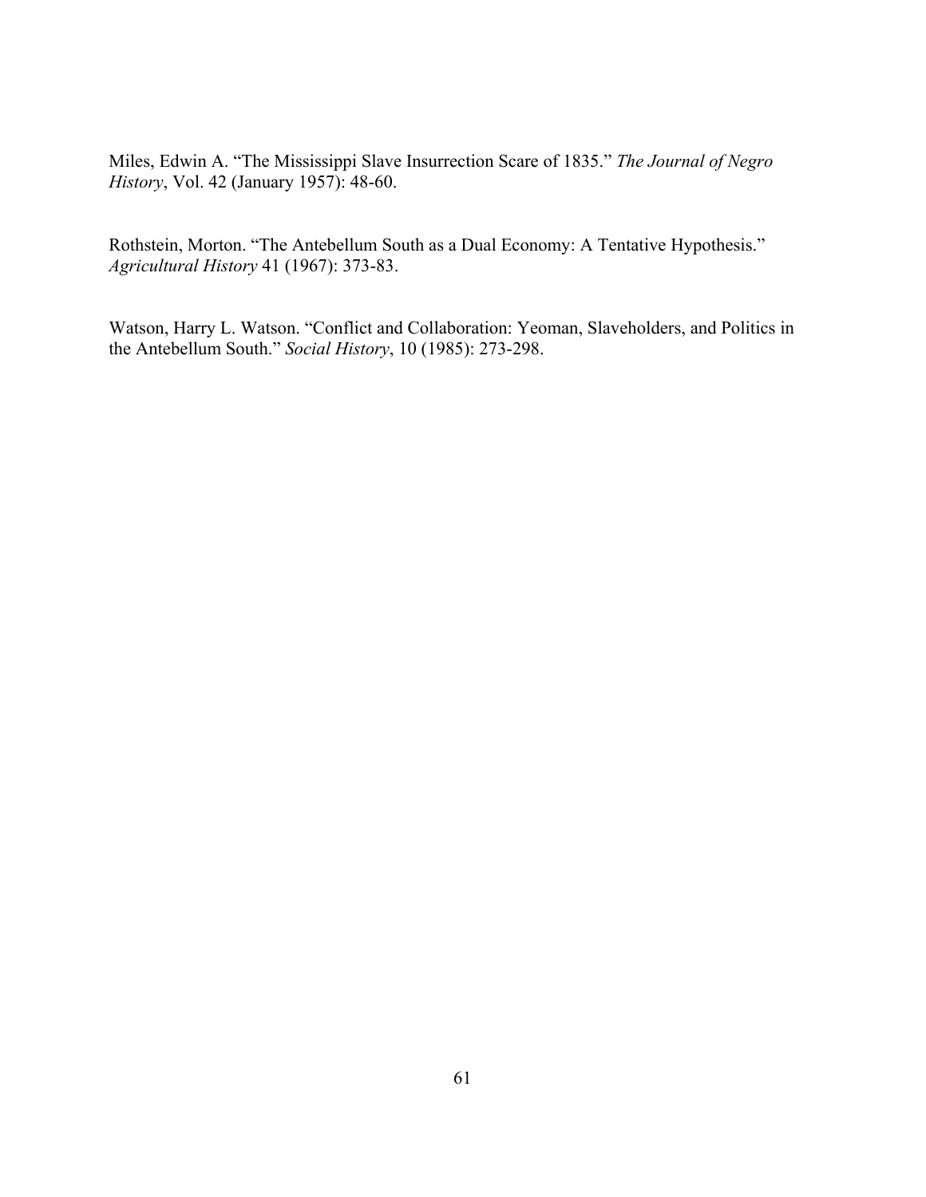Miles, Edwin A. "The Mississippi Slave Insurrection Scare of 1835." *The Journal of Negro History*, Vol. 42 (January 1957): 48-60.

Rothstein, Morton. "The Antebellum South as a Dual Economy: A Tentative Hypothesis." *Agricultural History* 41 (1967): 373-83.

Watson, Harry L. Watson. "Conflict and Collaboration: Yeoman, Slaveholders, and Politics in the Antebellum South." *Social History*, 10 (1985): 273-298.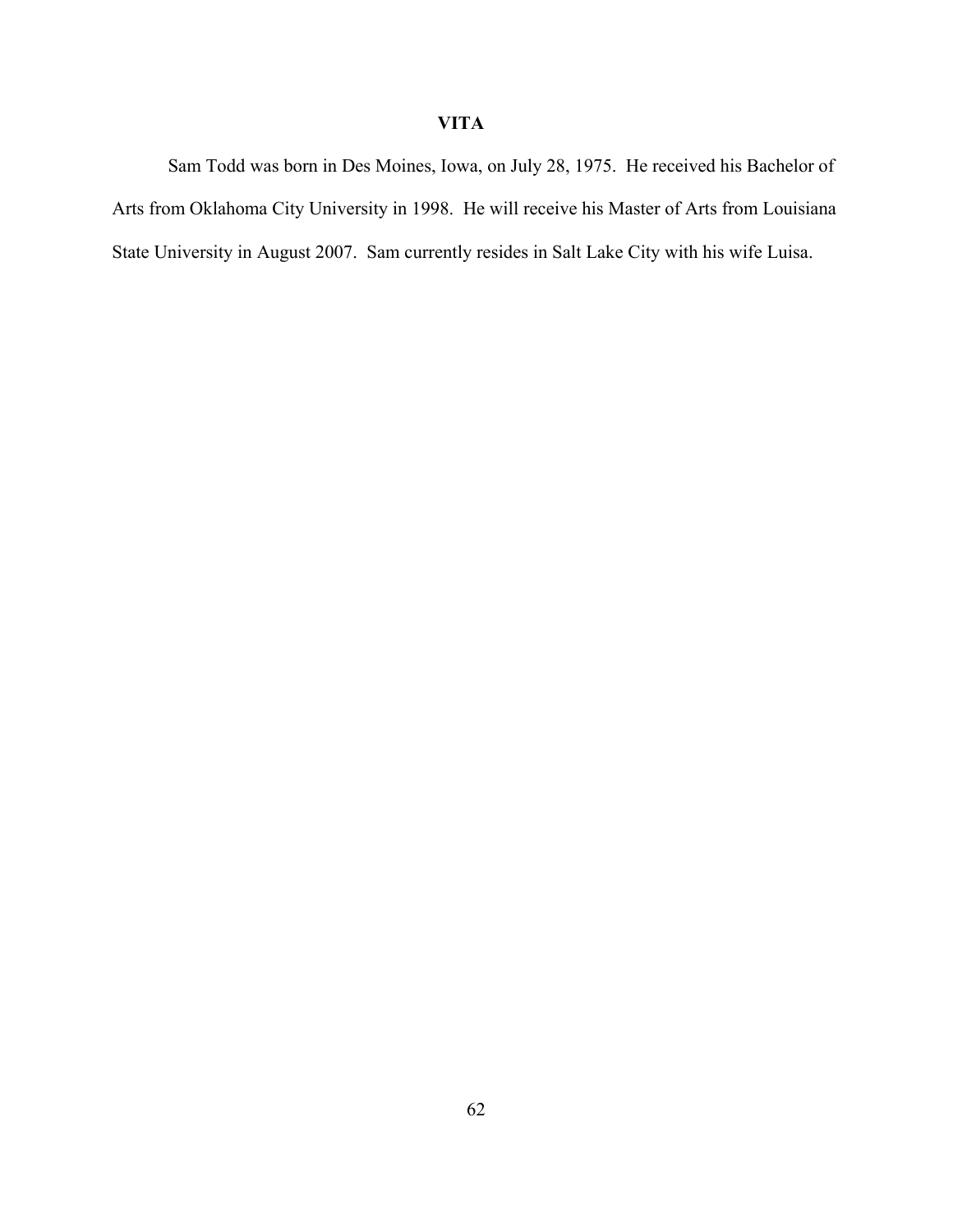# VITA

Sam Todd was born in Des Moines, Iowa, on July 28, 1975. He received his Bachelor of Arts from Oklahoma City University in 1998. He will receive his Master of Arts from Louisiana State University in August 2007. Sam currently resides in Salt Lake City with his wife Luisa.